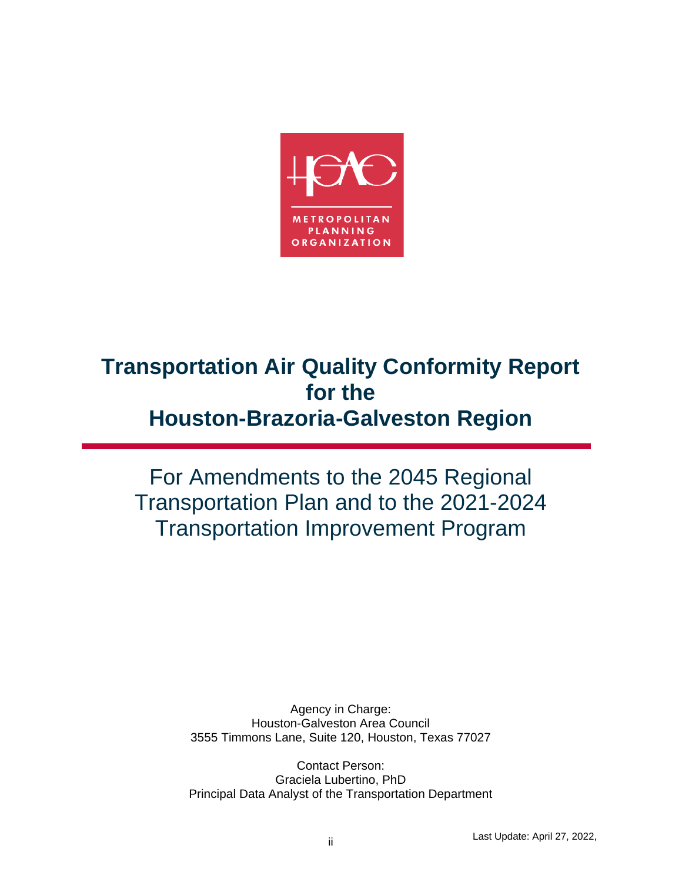# Transportation Air Quality Conformity Report for the Houston-Brazoria-Galveston Region

## For Amendments to the 2045 Regional Transportation Plan and to the 2021-2024 Transportation Improvement Program

Agency in Charge:
Houston-Galveston Area Council
3555 Timmons Lane, Suite 120, Houston, Texas 77027

Contact Person:
Graciela Lubertino, PhD
Principal Data Analyst of the Transportation Department

Last Update: April 27, 2022,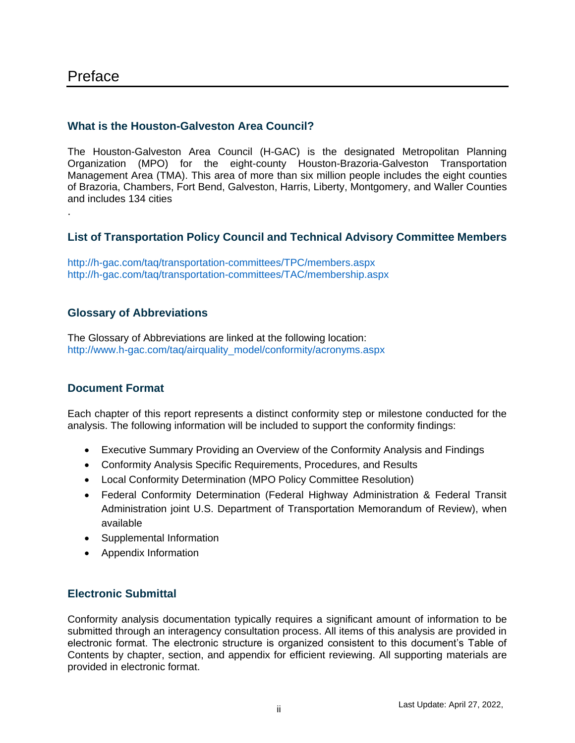# Preface

## What is the Houston-Galveston Area Council?

The Houston-Galveston Area Council (H-GAC) is the designated Metropolitan Planning Organization (MPO) for the eight-county Houston-Brazoria-Galveston Transportation Management Area (TMA). This area of more than six million people includes the eight counties of Brazoria, Chambers, Fort Bend, Galveston, Harris, Liberty, Montgomery, and Waller Counties and includes 134 cities

.

## List of Transportation Policy Council and Technical Advisory Committee Members

http://h-gac.com/taq/transportation-committees/TPC/members.aspx
http://h-gac.com/taq/transportation-committees/TAC/membership.aspx

## Glossary of Abbreviations

The Glossary of Abbreviations are linked at the following location:
http://www.h-gac.com/taq/airquality_model/conformity/acronyms.aspx

## Document Format

Each chapter of this report represents a distinct conformity step or milestone conducted for the analysis. The following information will be included to support the conformity findings:

- Executive Summary Providing an Overview of the Conformity Analysis and Findings
- Conformity Analysis Specific Requirements, Procedures, and Results
- Local Conformity Determination (MPO Policy Committee Resolution)
- Federal Conformity Determination (Federal Highway Administration & Federal Transit Administration joint U.S. Department of Transportation Memorandum of Review), when available
- Supplemental Information
- Appendix Information

## Electronic Submittal

Conformity analysis documentation typically requires a significant amount of information to be submitted through an interagency consultation process. All items of this analysis are provided in electronic format. The electronic structure is organized consistent to this document's Table of Contents by chapter, section, and appendix for efficient reviewing. All supporting materials are provided in electronic format.

Last Update: April 27, 2022,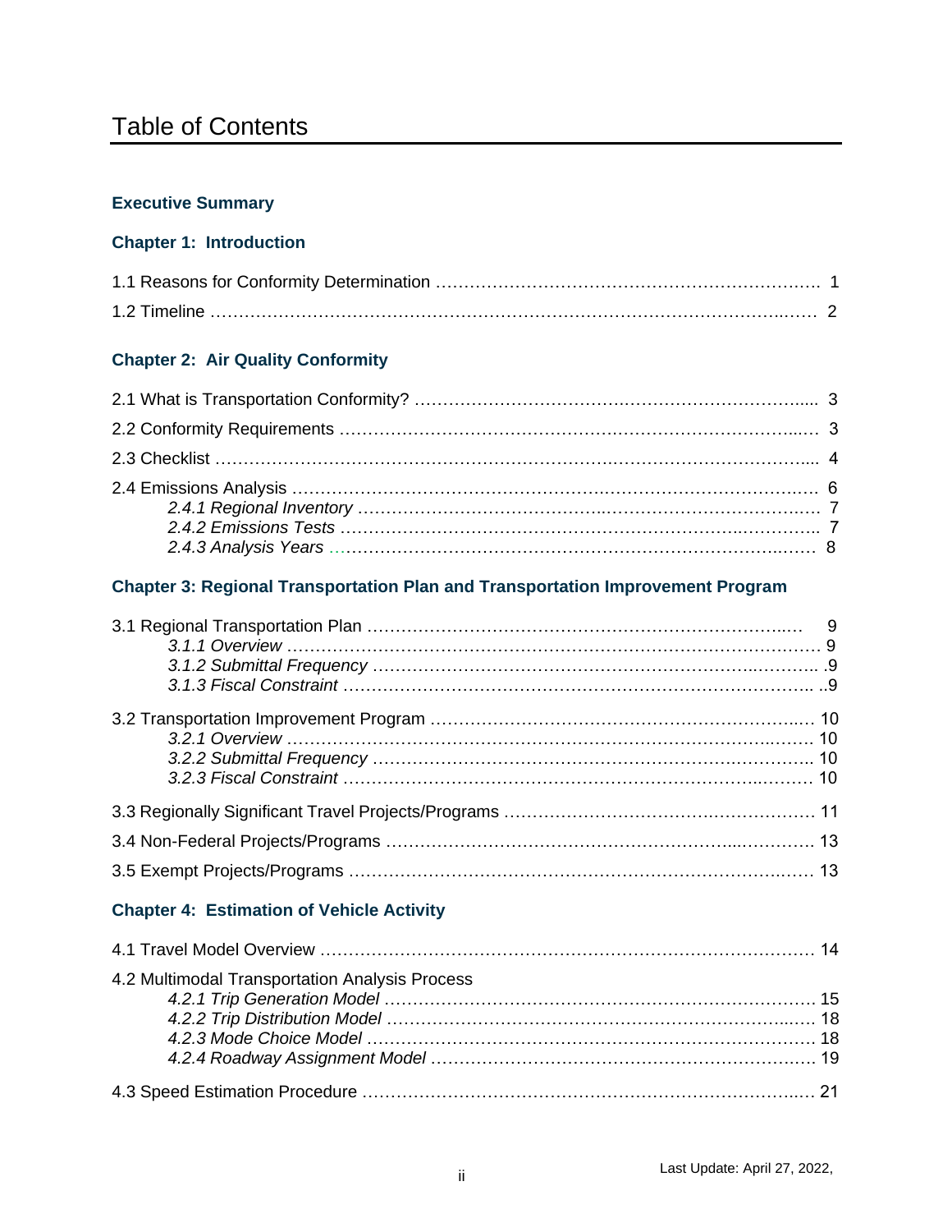# Table of Contents

**Executive Summary**

**Chapter 1: Introduction**

1.1 Reasons for Conformity Determination ........ 1
1.2 Timeline ........ 2

**Chapter 2: Air Quality Conformity**

2.1 What is Transportation Conformity? ........ 3
2.2 Conformity Requirements ........ 3
2.3 Checklist ........ 4
2.4 Emissions Analysis ........ 6
- *2.4.1 Regional Inventory* ........ 7
- *2.4.2 Emissions Tests* ........ 7
- *2.4.3 Analysis Years* ........ 8

**Chapter 3: Regional Transportation Plan and Transportation Improvement Program**

3.1 Regional Transportation Plan ........ 9
- *3.1.1 Overview* ........ 9
- *3.1.2 Submittal Frequency* ........ 9
- *3.1.3 Fiscal Constraint* ........ 9

3.2 Transportation Improvement Program ........ 10
- *3.2.1 Overview* ........ 10
- *3.2.2 Submittal Frequency* ........ 10
- *3.2.3 Fiscal Constraint* ........ 10

3.3 Regionally Significant Travel Projects/Programs ........ 11
3.4 Non-Federal Projects/Programs ........ 13
3.5 Exempt Projects/Programs ........ 13

**Chapter 4: Estimation of Vehicle Activity**

4.1 Travel Model Overview ........ 14
4.2 Multimodal Transportation Analysis Process
- *4.2.1 Trip Generation Model* ........ 15
- *4.2.2 Trip Distribution Model* ........ 18
- *4.2.3 Mode Choice Model* ........ 18
- *4.2.4 Roadway Assignment Model* ........ 19

4.3 Speed Estimation Procedure ........ 21

Last Update: April 27, 2022,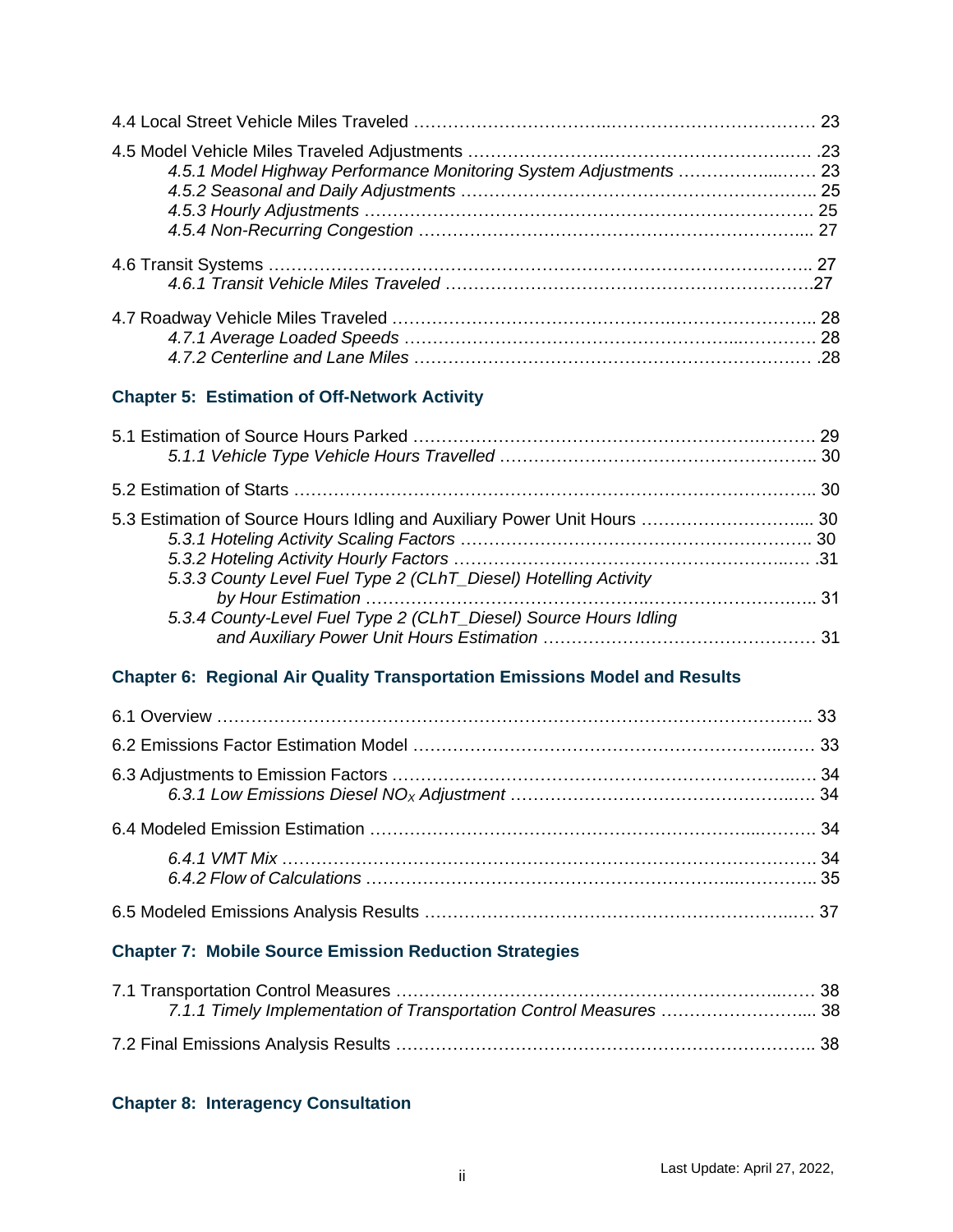4.4 Local Street Vehicle Miles Traveled ……………………………..……………………………… 23

4.5 Model Vehicle Miles Traveled Adjustments ……………………..………………………….…. .23
*4.5.1 Model Highway Performance Monitoring System Adjustments ……………...……. 23*
*4.5.2 Seasonal and Daily Adjustments …………………………………………………….. 25*
*4.5.3 Hourly Adjustments ……………………………………………………………………. 25*
*4.5.4 Non-Recurring Congestion …………………………………………………………... 27*

4.6 Transit Systems …………………………………………………………………………….…….. 27
*4.6.1 Transit Vehicle Miles Traveled ………………………………………………………….27*

4.7 Roadway Vehicle Miles Traveled ………………………………………….…………………….. 28
*4.7.1 Average Loaded Speeds ……………………………………………...…………… 28*
*4.7.2 Centerline and Lane Miles …………………………………………………………… .28*

**Chapter 5: Estimation of Off-Network Activity**

5.1 Estimation of Source Hours Parked ……………………………………………………..……… 29
*5.1.1 Vehicle Type Vehicle Hours Travelled ……………………………………………….. 30*

5.2 Estimation of Starts …………………………………………………………………………….. 30

5.3 Estimation of Source Hours Idling and Auxiliary Power Unit Hours ………………………... 30
*5.3.1 Hoteling Activity Scaling Factors ……………………………………………………. 30*
*5.3.2 Hoteling Activity Hourly Factors ……………………………………………….…… .31*
*5.3.3 County Level Fuel Type 2 (CLhT_Diesel) Hotelling Activity by Hour Estimation …………………………………………….……………………….. 31*
*5.3.4 County-Level Fuel Type 2 (CLhT_Diesel) Source Hours Idling and Auxiliary Power Unit Hours Estimation ………………………………………… 31*

**Chapter 6: Regional Air Quality Transportation Emissions Model and Results**

6.1 Overview ……………………………………………………………………………………….. 33

6.2 Emissions Factor Estimation Model ……………………………………………………..…… 33

6.3 Adjustments to Emission Factors ……………………………………………………….…. 34
*6.3.1 Low Emissions Diesel $NO_X$ Adjustment ……………………………………….…. 34*

6.4 Modeled Emission Estimation ……………………………………………………...………. 34

*6.4.1 VMT Mix ………………………………………………………………………………. 34*
*6.4.2 Flow of Calculations ……………………………………………………...………….. 35*

6.5 Modeled Emissions Analysis Results …………………………………………………….…. 37

**Chapter 7: Mobile Source Emission Reduction Strategies**

7.1 Transportation Control Measures …………………………………………………….…… 38
*7.1.1 Timely Implementation of Transportation Control Measures ……………………..... 38*

7.2 Final Emissions Analysis Results ………………………………………………………….. 38

**Chapter 8: Interagency Consultation**

Last Update: April 27, 2022,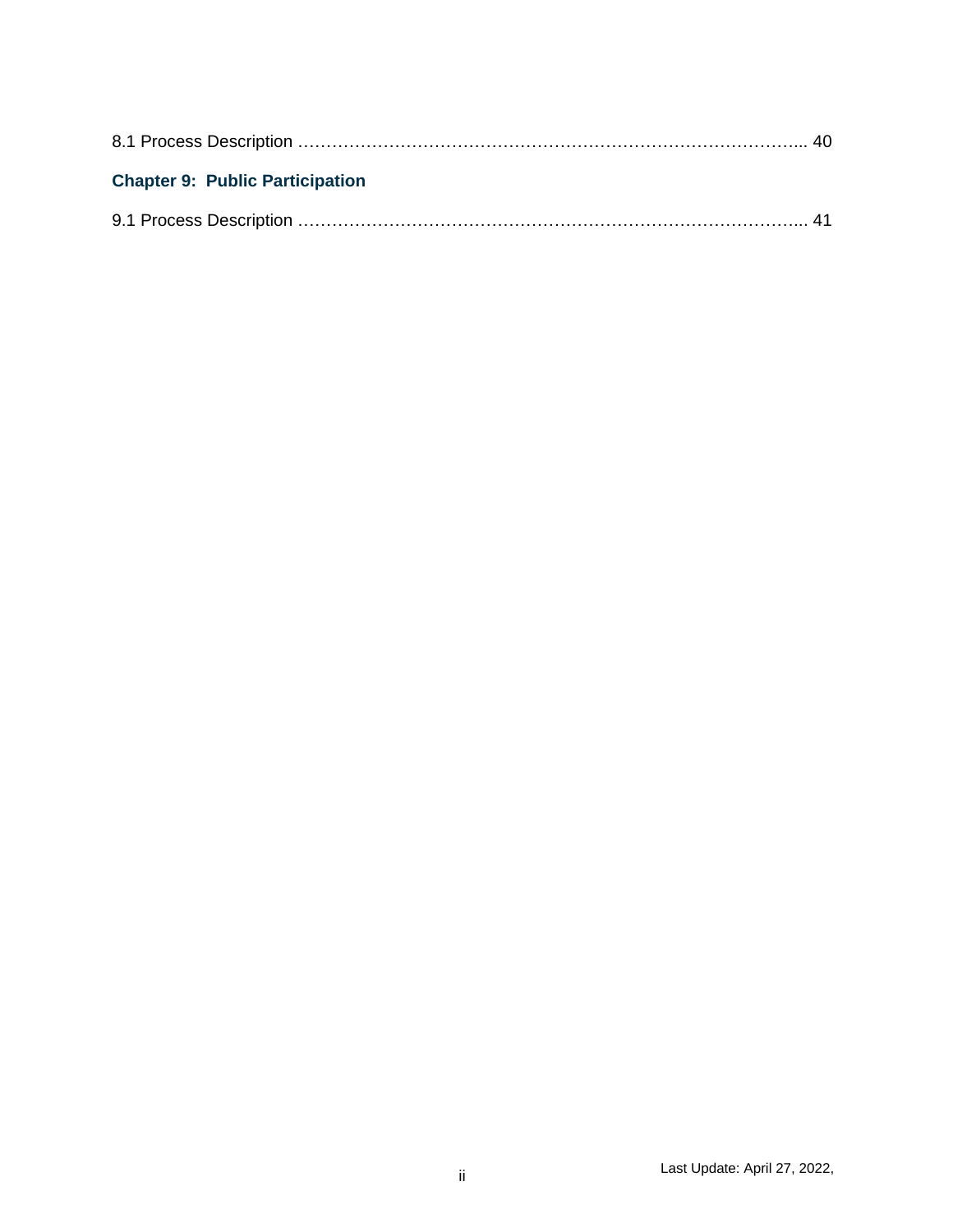8.1 Process Description ………………………………………………………………………………... 40

**Chapter 9: Public Participation**

9.1 Process Description ………………………………………………………………………………... 41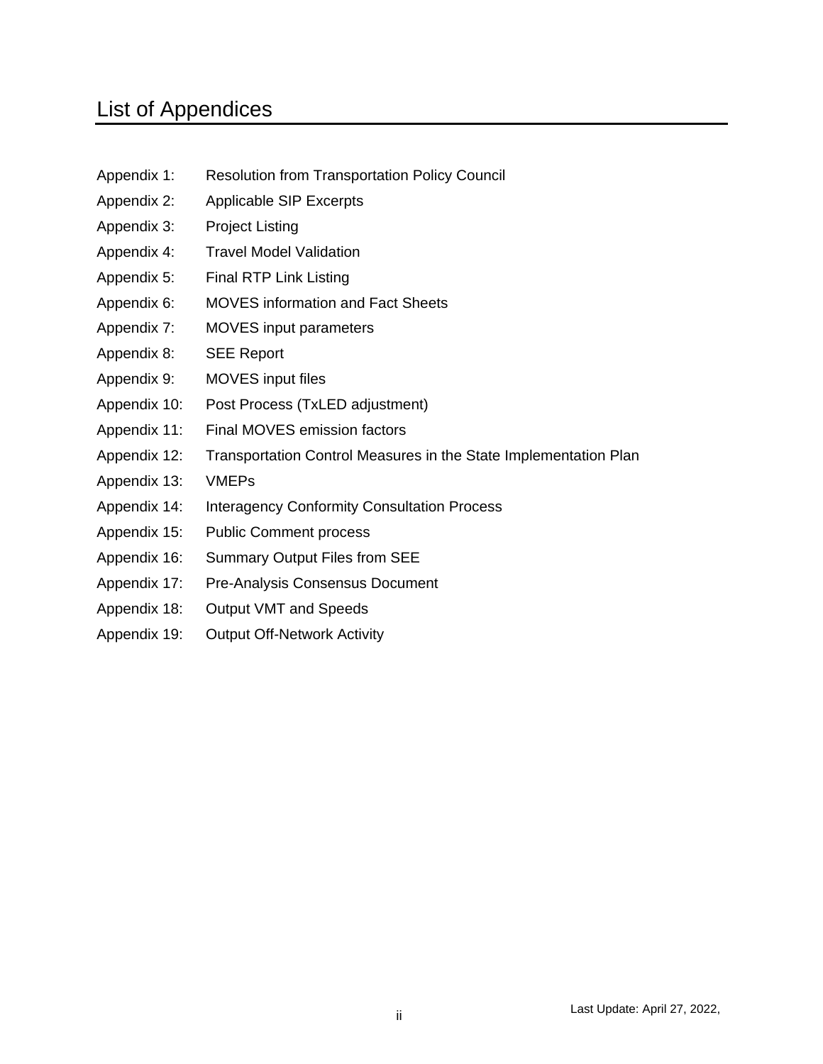# List of Appendices

Appendix 1: Resolution from Transportation Policy Council

Appendix 2: Applicable SIP Excerpts

Appendix 3: Project Listing

Appendix 4: Travel Model Validation

Appendix 5: Final RTP Link Listing

Appendix 6: MOVES information and Fact Sheets

Appendix 7: MOVES input parameters

Appendix 8: SEE Report

Appendix 9: MOVES input files

Appendix 10: Post Process (TxLED adjustment)

Appendix 11: Final MOVES emission factors

Appendix 12: Transportation Control Measures in the State Implementation Plan

Appendix 13: VMEPs

Appendix 14: Interagency Conformity Consultation Process

Appendix 15: Public Comment process

Appendix 16: Summary Output Files from SEE

Appendix 17: Pre-Analysis Consensus Document

Appendix 18: Output VMT and Speeds

Appendix 19: Output Off-Network Activity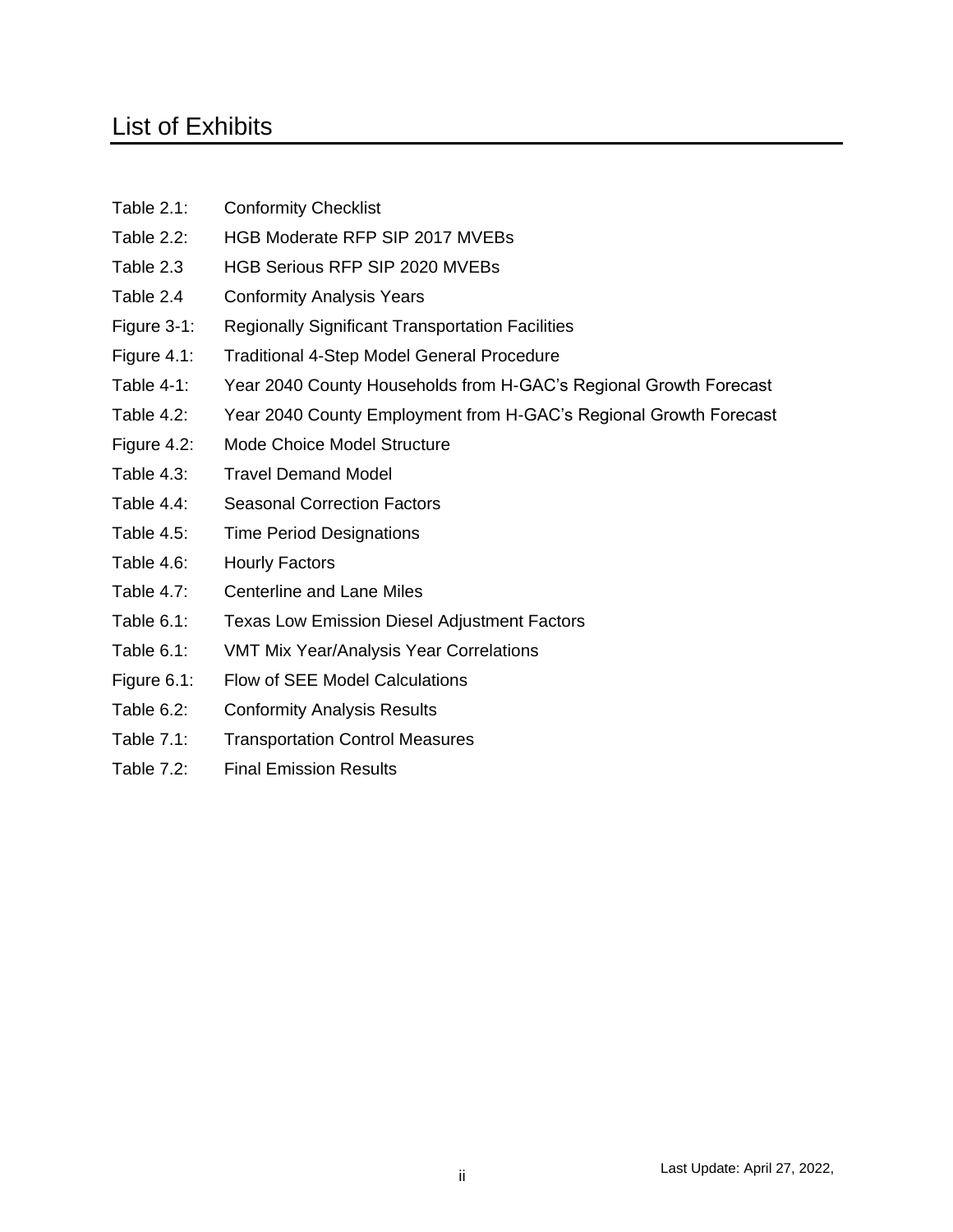# List of Exhibits

Table 2.1: Conformity Checklist

Table 2.2: HGB Moderate RFP SIP 2017 MVEBs

Table 2.3 HGB Serious RFP SIP 2020 MVEBs

Table 2.4 Conformity Analysis Years

Figure 3-1: Regionally Significant Transportation Facilities

Figure 4.1: Traditional 4-Step Model General Procedure

Table 4-1: Year 2040 County Households from H-GAC's Regional Growth Forecast

Table 4.2: Year 2040 County Employment from H-GAC's Regional Growth Forecast

Figure 4.2: Mode Choice Model Structure

Table 4.3: Travel Demand Model

Table 4.4: Seasonal Correction Factors

Table 4.5: Time Period Designations

Table 4.6: Hourly Factors

Table 4.7: Centerline and Lane Miles

Table 6.1: Texas Low Emission Diesel Adjustment Factors

Table 6.1: VMT Mix Year/Analysis Year Correlations

Figure 6.1: Flow of SEE Model Calculations

Table 6.2: Conformity Analysis Results

Table 7.1: Transportation Control Measures

Table 7.2: Final Emission Results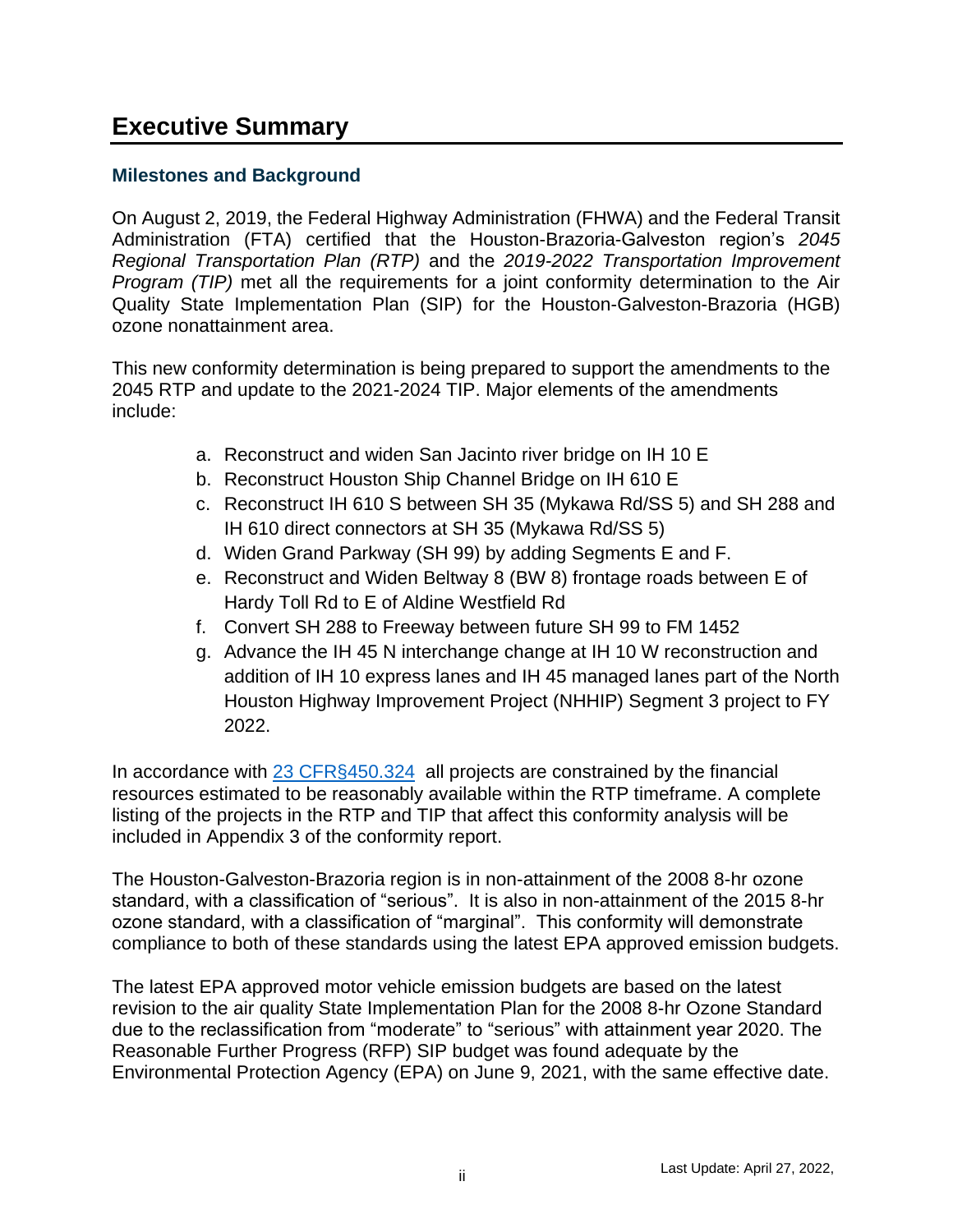# Executive Summary

## Milestones and Background

On August 2, 2019, the Federal Highway Administration (FHWA) and the Federal Transit Administration (FTA) certified that the Houston-Brazoria-Galveston region's *2045 Regional Transportation Plan (RTP)* and the *2019-2022 Transportation Improvement Program (TIP)* met all the requirements for a joint conformity determination to the Air Quality State Implementation Plan (SIP) for the Houston-Galveston-Brazoria (HGB) ozone nonattainment area.

This new conformity determination is being prepared to support the amendments to the 2045 RTP and update to the 2021-2024 TIP. Major elements of the amendments include:

a. Reconstruct and widen San Jacinto river bridge on IH 10 E
b. Reconstruct Houston Ship Channel Bridge on IH 610 E
c. Reconstruct IH 610 S between SH 35 (Mykawa Rd/SS 5) and SH 288 and IH 610 direct connectors at SH 35 (Mykawa Rd/SS 5)
d. Widen Grand Parkway (SH 99) by adding Segments E and F.
e. Reconstruct and Widen Beltway 8 (BW 8) frontage roads between E of Hardy Toll Rd to E of Aldine Westfield Rd
f. Convert SH 288 to Freeway between future SH 99 to FM 1452
g. Advance the IH 45 N interchange change at IH 10 W reconstruction and addition of IH 10 express lanes and IH 45 managed lanes part of the North Houston Highway Improvement Project (NHHIP) Segment 3 project to FY 2022.

In accordance with [23 CFR§450.324](#) all projects are constrained by the financial resources estimated to be reasonably available within the RTP timeframe. A complete listing of the projects in the RTP and TIP that affect this conformity analysis will be included in Appendix 3 of the conformity report.

The Houston-Galveston-Brazoria region is in non-attainment of the 2008 8-hr ozone standard, with a classification of "serious". It is also in non-attainment of the 2015 8-hr ozone standard, with a classification of "marginal". This conformity will demonstrate compliance to both of these standards using the latest EPA approved emission budgets.

The latest EPA approved motor vehicle emission budgets are based on the latest revision to the air quality State Implementation Plan for the 2008 8-hr Ozone Standard due to the reclassification from "moderate" to "serious" with attainment year 2020. The Reasonable Further Progress (RFP) SIP budget was found adequate by the Environmental Protection Agency (EPA) on June 9, 2021, with the same effective date.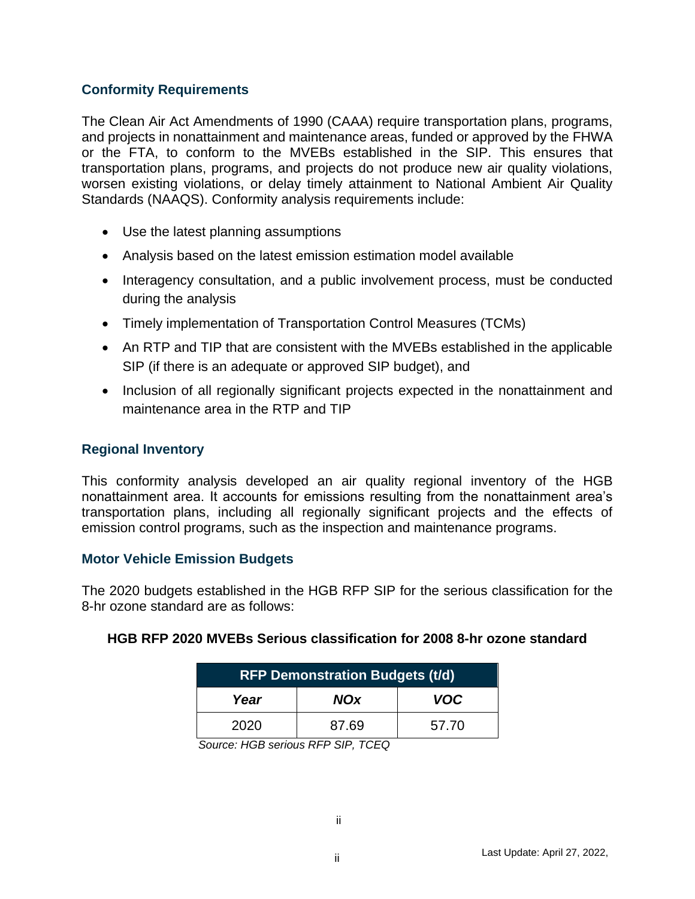## Conformity Requirements

The Clean Air Act Amendments of 1990 (CAAA) require transportation plans, programs, and projects in nonattainment and maintenance areas, funded or approved by the FHWA or the FTA, to conform to the MVEBs established in the SIP. This ensures that transportation plans, programs, and projects do not produce new air quality violations, worsen existing violations, or delay timely attainment to National Ambient Air Quality Standards (NAAQS). Conformity analysis requirements include:

- Use the latest planning assumptions
- Analysis based on the latest emission estimation model available
- Interagency consultation, and a public involvement process, must be conducted during the analysis
- Timely implementation of Transportation Control Measures (TCMs)
- An RTP and TIP that are consistent with the MVEBs established in the applicable SIP (if there is an adequate or approved SIP budget), and
- Inclusion of all regionally significant projects expected in the nonattainment and maintenance area in the RTP and TIP

## Regional Inventory

This conformity analysis developed an air quality regional inventory of the HGB nonattainment area. It accounts for emissions resulting from the nonattainment area's transportation plans, including all regionally significant projects and the effects of emission control programs, such as the inspection and maintenance programs.

## Motor Vehicle Emission Budgets

The 2020 budgets established in the HGB RFP SIP for the serious classification for the 8-hr ozone standard are as follows:

**HGB RFP 2020 MVEBs Serious classification for 2008 8-hr ozone standard**

| RFP Demonstration Budgets (t/d) | | |
|---|---|---|
| ***Year*** | ***NOx*** | ***VOC*** |
| 2020 | 87.69 | 57.70 |

*Source: HGB serious RFP SIP, TCEQ*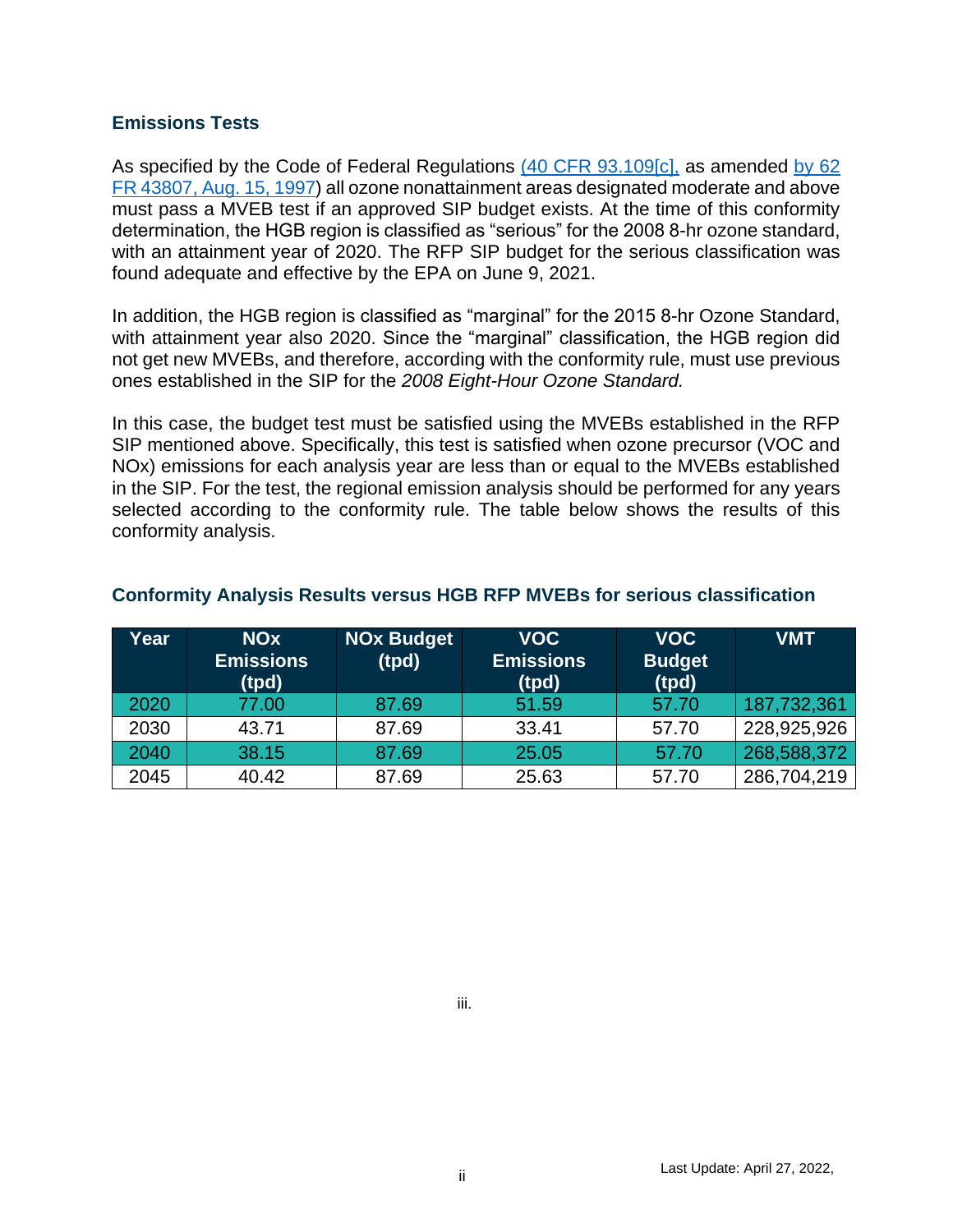### Emissions Tests

As specified by the Code of Federal Regulations (40 CFR 93.109[c], as amended by 62 FR 43807, Aug. 15, 1997) all ozone nonattainment areas designated moderate and above must pass a MVEB test if an approved SIP budget exists. At the time of this conformity determination, the HGB region is classified as "serious" for the 2008 8-hr ozone standard, with an attainment year of 2020. The RFP SIP budget for the serious classification was found adequate and effective by the EPA on June 9, 2021.

In addition, the HGB region is classified as "marginal" for the 2015 8-hr Ozone Standard, with attainment year also 2020. Since the "marginal" classification, the HGB region did not get new MVEBs, and therefore, according with the conformity rule, must use previous ones established in the SIP for the *2008 Eight-Hour Ozone Standard.*

In this case, the budget test must be satisfied using the MVEBs established in the RFP SIP mentioned above. Specifically, this test is satisfied when ozone precursor (VOC and NOx) emissions for each analysis year are less than or equal to the MVEBs established in the SIP. For the test, the regional emission analysis should be performed for any years selected according to the conformity rule. The table below shows the results of this conformity analysis.

#### Conformity Analysis Results versus HGB RFP MVEBs for serious classification

| Year | NOx Emissions (tpd) | NOx Budget (tpd) | VOC Emissions (tpd) | VOC Budget (tpd) | VMT |
|---|---|---|---|---|---|
| 2020 | 77.00 | 87.69 | 51.59 | 57.70 | 187,732,361 |
| 2030 | 43.71 | 87.69 | 33.41 | 57.70 | 228,925,926 |
| 2040 | 38.15 | 87.69 | 25.05 | 57.70 | 268,588,372 |
| 2045 | 40.42 | 87.69 | 25.63 | 57.70 | 286,704,219 |

iii.

Last Update: April 27, 2022,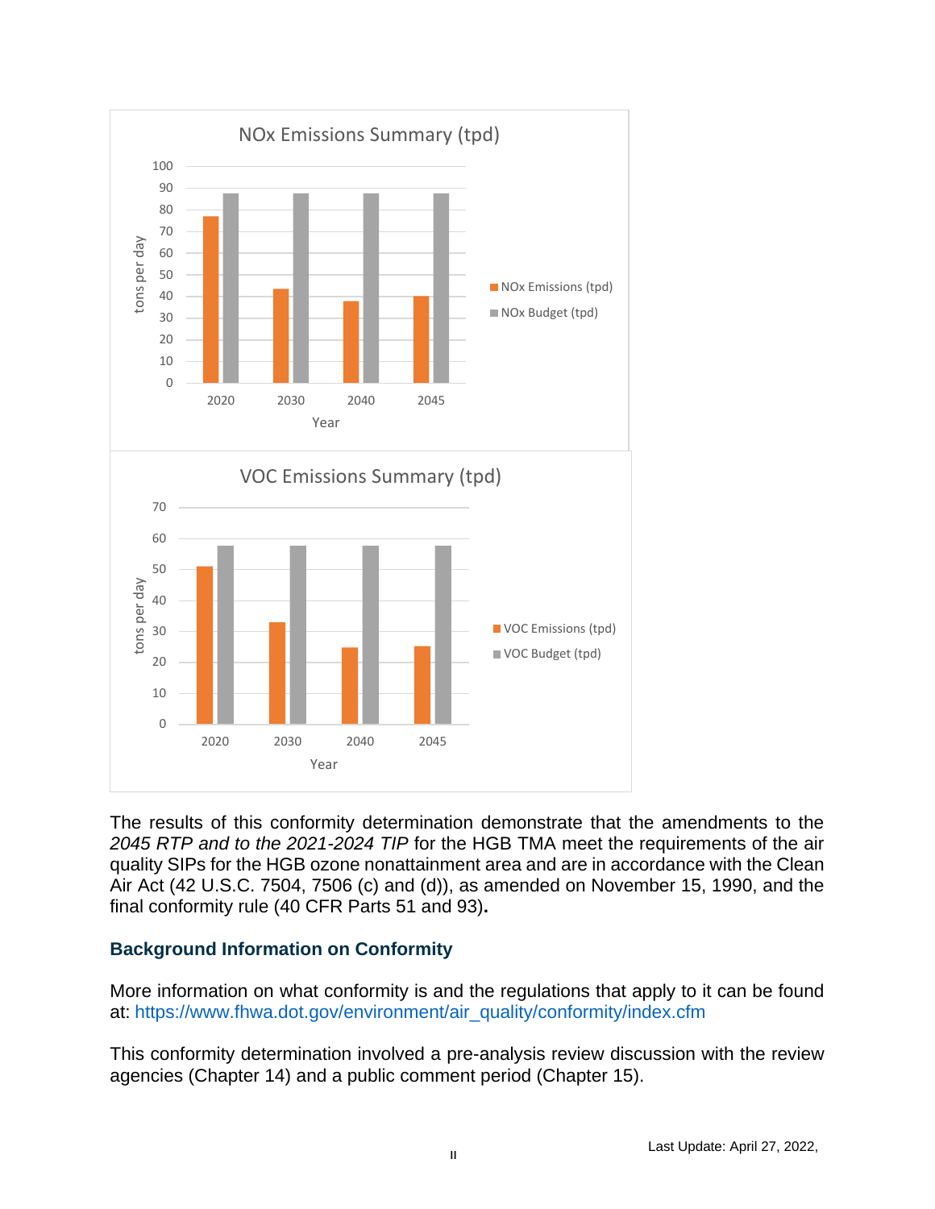The results of this conformity determination demonstrate that the amendments to the *2045 RTP and to the 2021-2024 TIP* for the HGB TMA meet the requirements of the air quality SIPs for the HGB ozone nonattainment area and are in accordance with the Clean Air Act (42 U.S.C. 7504, 7506 (c) and (d)), as amended on November 15, 1990, and the final conformity rule (40 CFR Parts 51 and 93)**.**

## Background Information on Conformity

More information on what conformity is and the regulations that apply to it can be found at: https://www.fhwa.dot.gov/environment/air_quality/conformity/index.cfm

This conformity determination involved a pre-analysis review discussion with the review agencies (Chapter 14) and a public comment period (Chapter 15).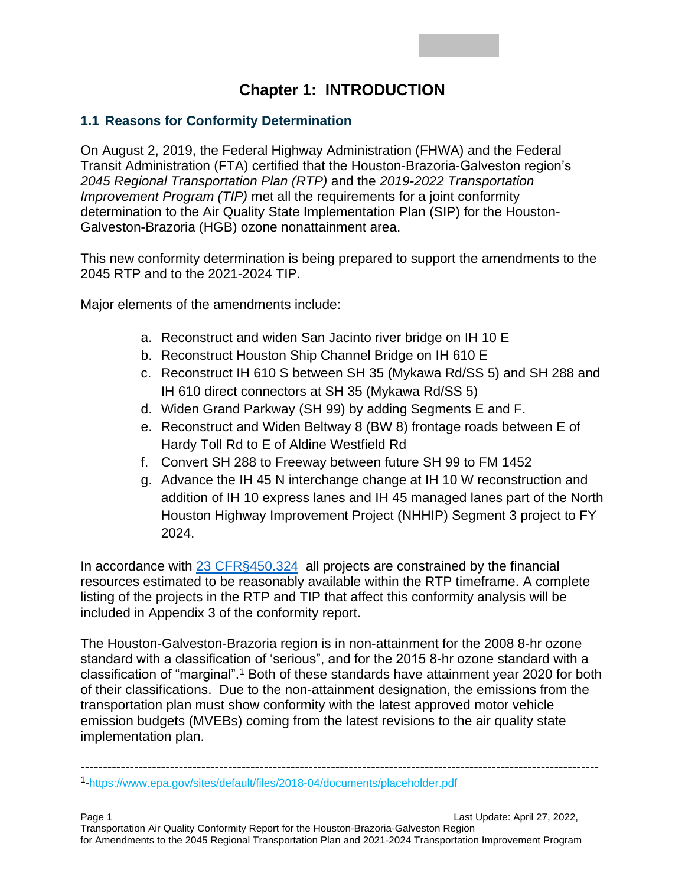# Chapter 1: INTRODUCTION

## 1.1 Reasons for Conformity Determination

On August 2, 2019, the Federal Highway Administration (FHWA) and the Federal Transit Administration (FTA) certified that the Houston-Brazoria-Galveston region's *2045 Regional Transportation Plan (RTP)* and the *2019-2022 Transportation Improvement Program (TIP)* met all the requirements for a joint conformity determination to the Air Quality State Implementation Plan (SIP) for the Houston-Galveston-Brazoria (HGB) ozone nonattainment area.

This new conformity determination is being prepared to support the amendments to the 2045 RTP and to the 2021-2024 TIP.

Major elements of the amendments include:

a. Reconstruct and widen San Jacinto river bridge on IH 10 E
b. Reconstruct Houston Ship Channel Bridge on IH 610 E
c. Reconstruct IH 610 S between SH 35 (Mykawa Rd/SS 5) and SH 288 and IH 610 direct connectors at SH 35 (Mykawa Rd/SS 5)
d. Widen Grand Parkway (SH 99) by adding Segments E and F.
e. Reconstruct and Widen Beltway 8 (BW 8) frontage roads between E of Hardy Toll Rd to E of Aldine Westfield Rd
f. Convert SH 288 to Freeway between future SH 99 to FM 1452
g. Advance the IH 45 N interchange change at IH 10 W reconstruction and addition of IH 10 express lanes and IH 45 managed lanes part of the North Houston Highway Improvement Project (NHHIP) Segment 3 project to FY 2024.

In accordance with 23 CFR§450.324 all projects are constrained by the financial resources estimated to be reasonably available within the RTP timeframe. A complete listing of the projects in the RTP and TIP that affect this conformity analysis will be included in Appendix 3 of the conformity report.

The Houston-Galveston-Brazoria region is in non-attainment for the 2008 8-hr ozone standard with a classification of 'serious", and for the 2015 8-hr ozone standard with a classification of "marginal".[1] Both of these standards have attainment year 2020 for both of their classifications. Due to the non-attainment designation, the emissions from the transportation plan must show conformity with the latest approved motor vehicle emission budgets (MVEBs) coming from the latest revisions to the air quality state implementation plan.

---

[1]-https://www.epa.gov/sites/default/files/2018-04/documents/placeholder.pdf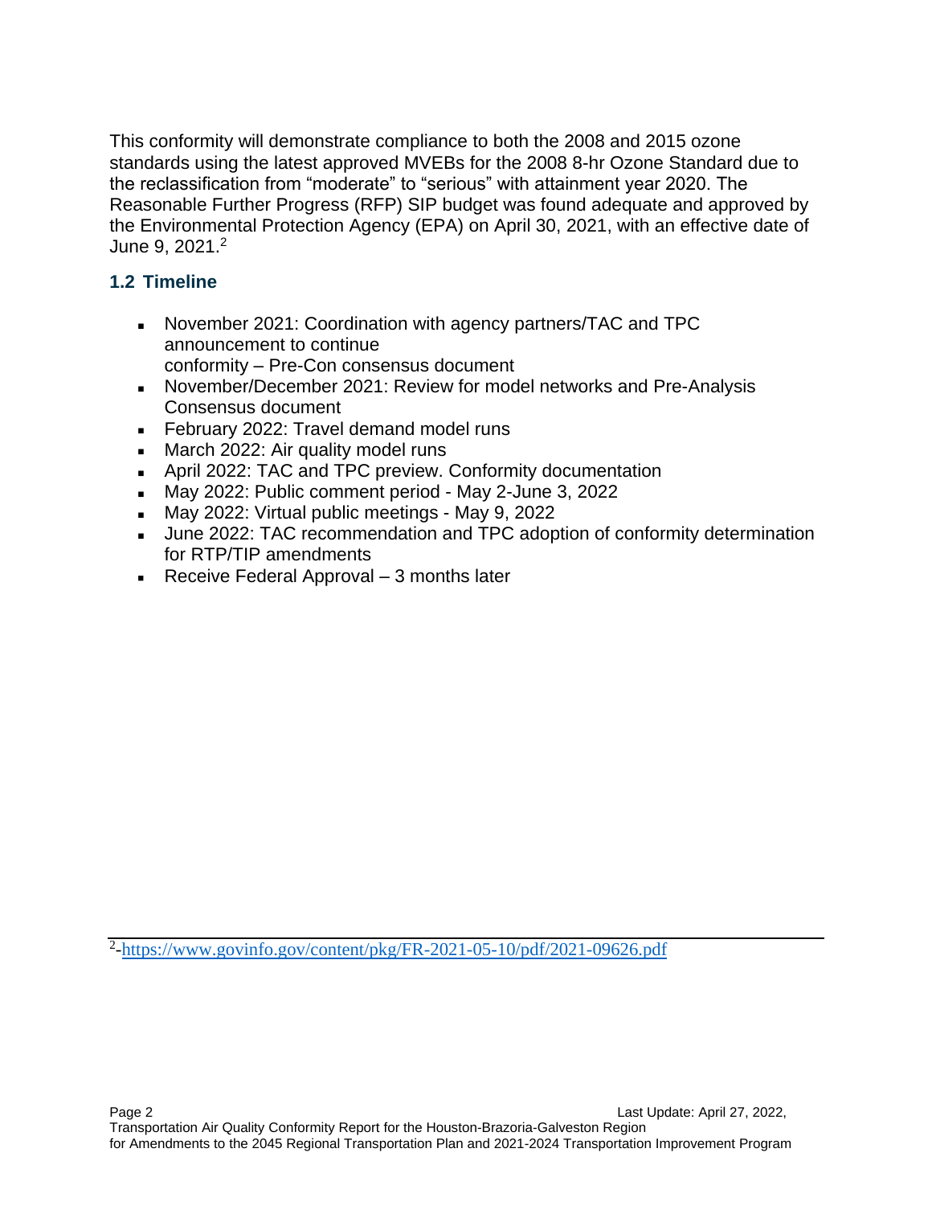This conformity will demonstrate compliance to both the 2008 and 2015 ozone standards using the latest approved MVEBs for the 2008 8-hr Ozone Standard due to the reclassification from “moderate” to “serious” with attainment year 2020. The Reasonable Further Progress (RFP) SIP budget was found adequate and approved by the Environmental Protection Agency (EPA) on April 30, 2021, with an effective date of June 9, 2021.[2]

### 1.2 Timeline

- November 2021: Coordination with agency partners/TAC and TPC announcement to continue conformity – Pre-Con consensus document
- November/December 2021: Review for model networks and Pre-Analysis Consensus document
- February 2022: Travel demand model runs
- March 2022: Air quality model runs
- April 2022: TAC and TPC preview. Conformity documentation
- May 2022: Public comment period - May 2-June 3, 2022
- May 2022: Virtual public meetings - May 9, 2022
- June 2022: TAC recommendation and TPC adoption of conformity determination for RTP/TIP amendments
- Receive Federal Approval – 3 months later

---

[2]-https://www.govinfo.gov/content/pkg/FR-2021-05-10/pdf/2021-09626.pdf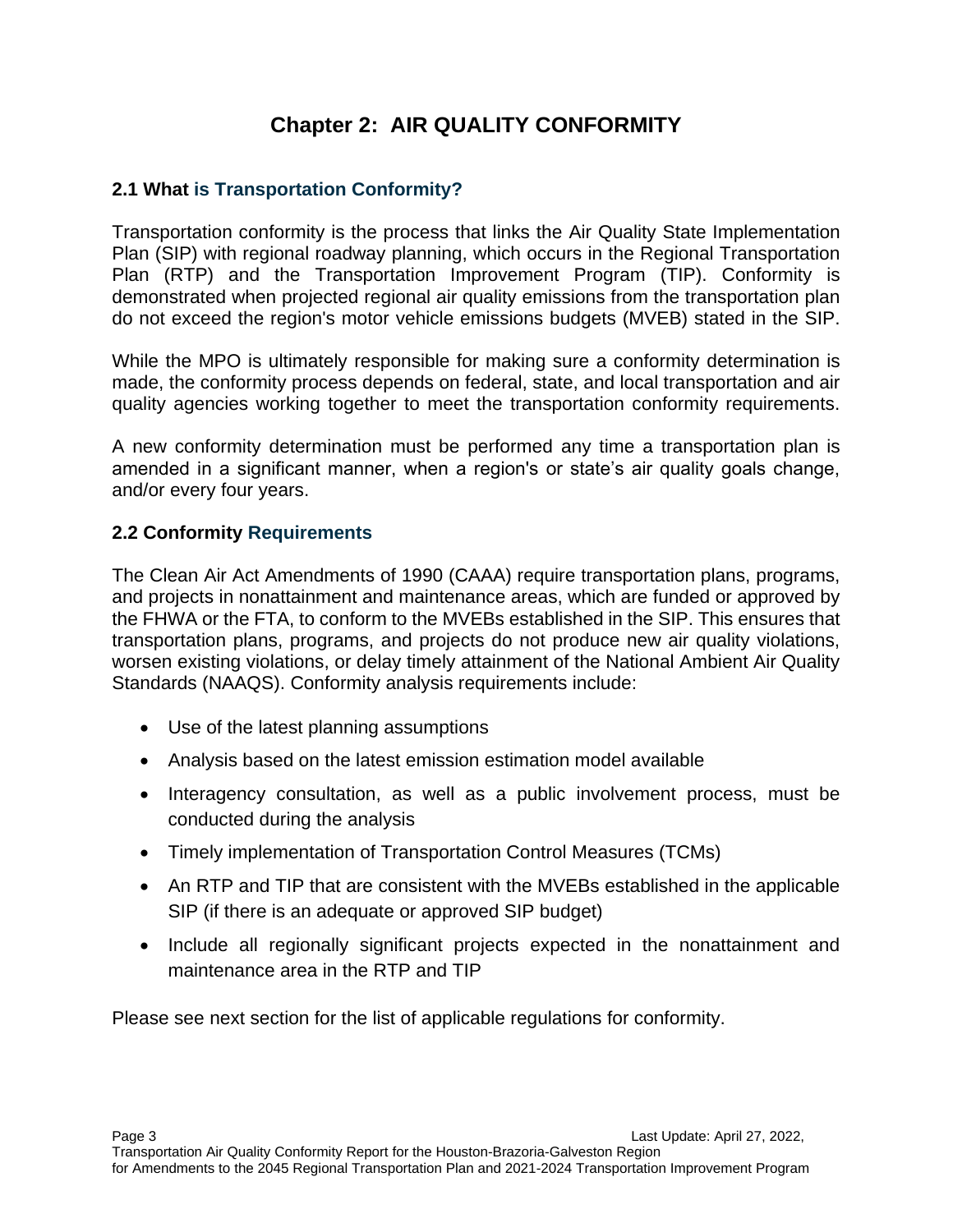# Chapter 2: AIR QUALITY CONFORMITY

## 2.1 What is Transportation Conformity?

Transportation conformity is the process that links the Air Quality State Implementation Plan (SIP) with regional roadway planning, which occurs in the Regional Transportation Plan (RTP) and the Transportation Improvement Program (TIP). Conformity is demonstrated when projected regional air quality emissions from the transportation plan do not exceed the region's motor vehicle emissions budgets (MVEB) stated in the SIP.

While the MPO is ultimately responsible for making sure a conformity determination is made, the conformity process depends on federal, state, and local transportation and air quality agencies working together to meet the transportation conformity requirements.

A new conformity determination must be performed any time a transportation plan is amended in a significant manner, when a region's or state's air quality goals change, and/or every four years.

## 2.2 Conformity Requirements

The Clean Air Act Amendments of 1990 (CAAA) require transportation plans, programs, and projects in nonattainment and maintenance areas, which are funded or approved by the FHWA or the FTA, to conform to the MVEBs established in the SIP. This ensures that transportation plans, programs, and projects do not produce new air quality violations, worsen existing violations, or delay timely attainment of the National Ambient Air Quality Standards (NAAQS). Conformity analysis requirements include:

- Use of the latest planning assumptions
- Analysis based on the latest emission estimation model available
- Interagency consultation, as well as a public involvement process, must be conducted during the analysis
- Timely implementation of Transportation Control Measures (TCMs)
- An RTP and TIP that are consistent with the MVEBs established in the applicable SIP (if there is an adequate or approved SIP budget)
- Include all regionally significant projects expected in the nonattainment and maintenance area in the RTP and TIP

Please see next section for the list of applicable regulations for conformity.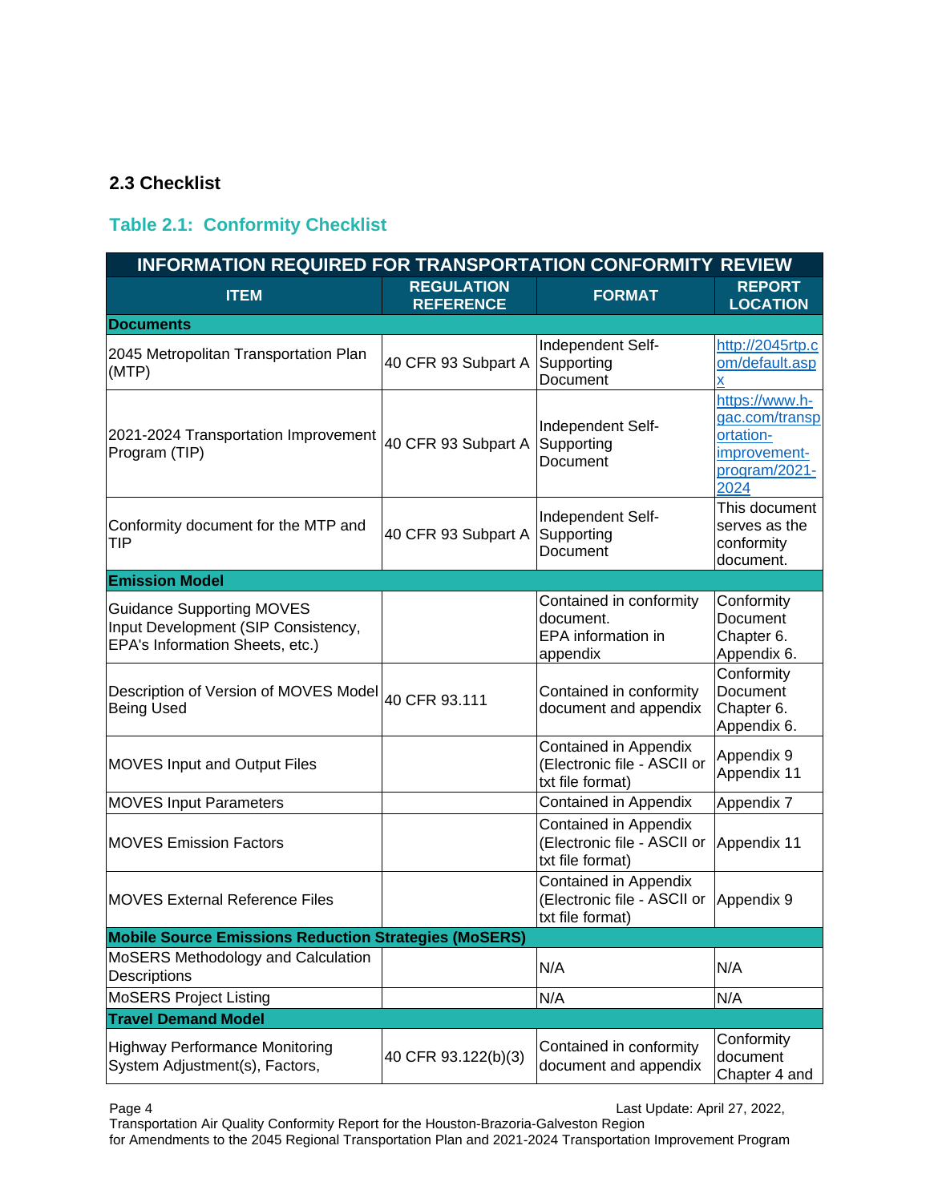## 2.3 Checklist

### Table 2.1: Conformity Checklist

| INFORMATION REQUIRED FOR TRANSPORTATION CONFORMITY REVIEW | | | |
|---|---|---|---|
| **ITEM** | **REGULATION REFERENCE** | **FORMAT** | **REPORT LOCATION** |
| **Documents** | | | |
| 2045 Metropolitan Transportation Plan (MTP) | 40 CFR 93 Subpart A | Independent Self-Supporting Document | http://2045rtp.com/default.aspx |
| 2021-2024 Transportation Improvement Program (TIP) | 40 CFR 93 Subpart A | Independent Self-Supporting Document | https://www.h-gac.com/transportation-improvement-program/2021-2024 |
| Conformity document for the MTP and TIP | 40 CFR 93 Subpart A | Independent Self-Supporting Document | This document serves as the conformity document. |
| **Emission Model** | | | |
| Guidance Supporting MOVES Input Development (SIP Consistency, EPA's Information Sheets, etc.) | | Contained in conformity document. EPA information in appendix | Conformity Document Chapter 6. Appendix 6. |
| Description of Version of MOVES Model Being Used | 40 CFR 93.111 | Contained in conformity document and appendix | Conformity Document Chapter 6. Appendix 6. |
| MOVES Input and Output Files | | Contained in Appendix (Electronic file - ASCII or txt file format) | Appendix 9 Appendix 11 |
| MOVES Input Parameters | | Contained in Appendix | Appendix 7 |
| MOVES Emission Factors | | Contained in Appendix (Electronic file - ASCII or txt file format) | Appendix 11 |
| MOVES External Reference Files | | Contained in Appendix (Electronic file - ASCII or txt file format) | Appendix 9 |
| **Mobile Source Emissions Reduction Strategies (MoSERS)** | | | |
| MoSERS Methodology and Calculation Descriptions | | N/A | N/A |
| MoSERS Project Listing | | N/A | N/A |
| **Travel Demand Model** | | | |
| Highway Performance Monitoring System Adjustment(s), Factors, | 40 CFR 93.122(b)(3) | Contained in conformity document and appendix | Conformity document Chapter 4 and |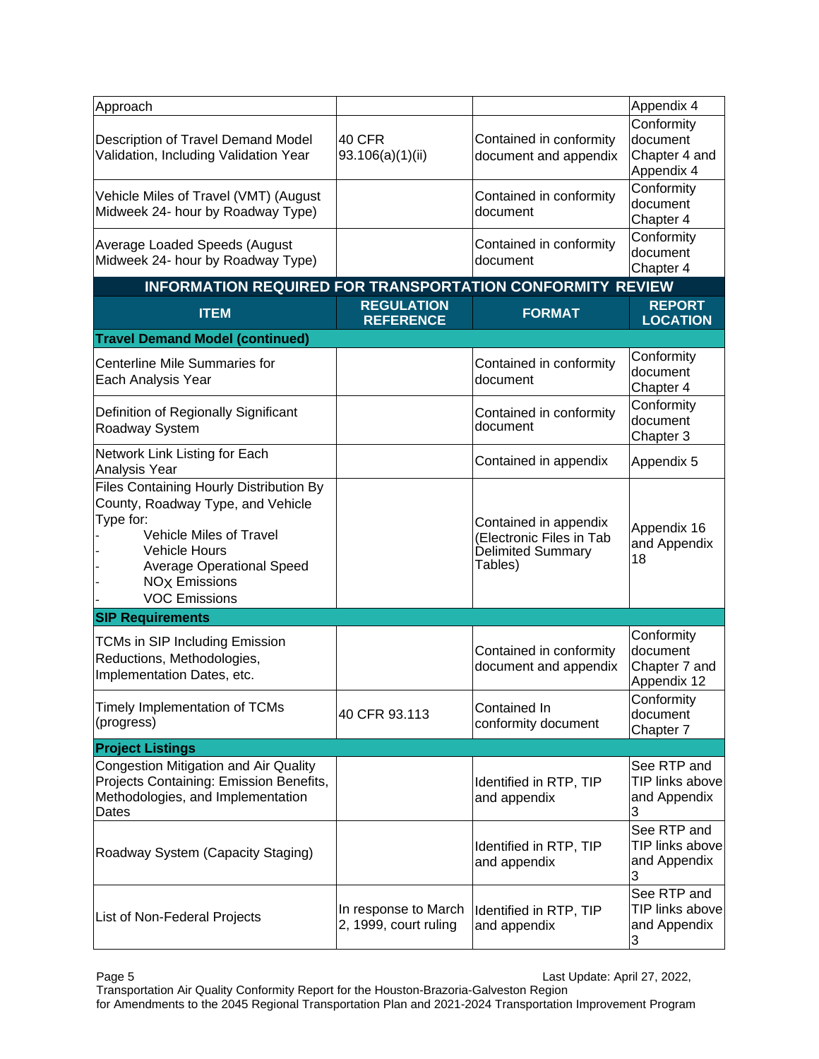| ITEM | REGULATION REFERENCE | FORMAT | REPORT LOCATION |
|---|---|---|---|
| Approach | | | Appendix 4 |
| Description of Travel Demand Model Validation, Including Validation Year | 40 CFR 93.106(a)(1)(ii) | Contained in conformity document and appendix | Conformity document Chapter 4 and Appendix 4 |
| Vehicle Miles of Travel (VMT) (August Midweek 24- hour by Roadway Type) | | Contained in conformity document | Conformity document Chapter 4 |
| Average Loaded Speeds (August Midweek 24- hour by Roadway Type) | | Contained in conformity document | Conformity document Chapter 4 |

**INFORMATION REQUIRED FOR TRANSPORTATION CONFORMITY REVIEW**

| ITEM | REGULATION REFERENCE | FORMAT | REPORT LOCATION |
|---|---|---|---|
| **Travel Demand Model (continued)** | | | |
| Centerline Mile Summaries for Each Analysis Year | | Contained in conformity document | Conformity document Chapter 4 |
| Definition of Regionally Significant Roadway System | | Contained in conformity document | Conformity document Chapter 3 |
| Network Link Listing for Each Analysis Year | | Contained in appendix | Appendix 5 |
| Files Containing Hourly Distribution By County, Roadway Type, and Vehicle Type for:<br>- Vehicle Miles of Travel<br>- Vehicle Hours<br>- Average Operational Speed<br>- $NO_X$ Emissions<br>- VOC Emissions | | Contained in appendix (Electronic Files in Tab Delimited Summary Tables) | Appendix 16 and Appendix 18 |
| **SIP Requirements** | | | |
| TCMs in SIP Including Emission Reductions, Methodologies, Implementation Dates, etc. | | Contained in conformity document and appendix | Conformity document Chapter 7 and Appendix 12 |
| Timely Implementation of TCMs (progress) | 40 CFR 93.113 | Contained In conformity document | Conformity document Chapter 7 |
| **Project Listings** | | | |
| Congestion Mitigation and Air Quality Projects Containing: Emission Benefits, Methodologies, and Implementation Dates | | Identified in RTP, TIP and appendix | See RTP and TIP links above and Appendix 3 |
| Roadway System (Capacity Staging) | | Identified in RTP, TIP and appendix | See RTP and TIP links above and Appendix 3 |
| List of Non-Federal Projects | In response to March 2, 1999, court ruling | Identified in RTP, TIP and appendix | See RTP and TIP links above and Appendix 3 |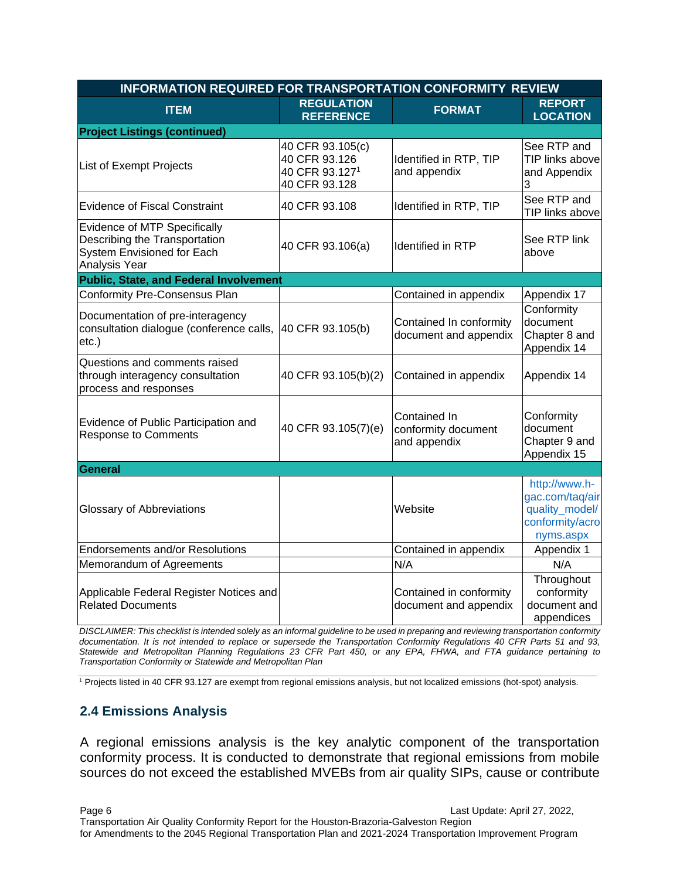| INFORMATION REQUIRED FOR TRANSPORTATION CONFORMITY REVIEW | | | |
|---|---|---|---|
| **ITEM** | **REGULATION REFERENCE** | **FORMAT** | **REPORT LOCATION** |
| **Project Listings (continued)** | | | |
| List of Exempt Projects | 40 CFR 93.105(c)<br>40 CFR 93.126<br>40 CFR 93.127[1]<br>40 CFR 93.128 | Identified in RTP, TIP and appendix | See RTP and TIP links above and Appendix 3 |
| Evidence of Fiscal Constraint | 40 CFR 93.108 | Identified in RTP, TIP | See RTP and TIP links above |
| Evidence of MTP Specifically Describing the Transportation System Envisioned for Each Analysis Year | 40 CFR 93.106(a) | Identified in RTP | See RTP link above |
| **Public, State, and Federal Involvement** | | | |
| Conformity Pre-Consensus Plan | | Contained in appendix | Appendix 17 |
| Documentation of pre-interagency consultation dialogue (conference calls, etc.) | 40 CFR 93.105(b) | Contained In conformity document and appendix | Conformity document Chapter 8 and Appendix 14 |
| Questions and comments raised through interagency consultation process and responses | 40 CFR 93.105(b)(2) | Contained in appendix | Appendix 14 |
| Evidence of Public Participation and Response to Comments | 40 CFR 93.105(7)(e) | Contained In conformity document and appendix | Conformity document Chapter 9 and Appendix 15 |
| **General** | | | |
| Glossary of Abbreviations | | Website | http://www.h-gac.com/taq/airquality_model/conformity/acronyms.aspx |
| Endorsements and/or Resolutions | | Contained in appendix | Appendix 1 |
| Memorandum of Agreements | | N/A | N/A |
| Applicable Federal Register Notices and Related Documents | | Contained in conformity document and appendix | Throughout conformity document and appendices |

*DISCLAIMER: This checklist is intended solely as an informal guideline to be used in preparing and reviewing transportation conformity documentation. It is not intended to replace or supersede the Transportation Conformity Regulations 40 CFR Parts 51 and 93, Statewide and Metropolitan Planning Regulations 23 CFR Part 450, or any EPA, FHWA, and FTA guidance pertaining to Transportation Conformity or Statewide and Metropolitan Plan*

[1] Projects listed in 40 CFR 93.127 are exempt from regional emissions analysis, but not localized emissions (hot-spot) analysis.

## 2.4 Emissions Analysis

A regional emissions analysis is the key analytic component of the transportation conformity process. It is conducted to demonstrate that regional emissions from mobile sources do not exceed the established MVEBs from air quality SIPs, cause or contribute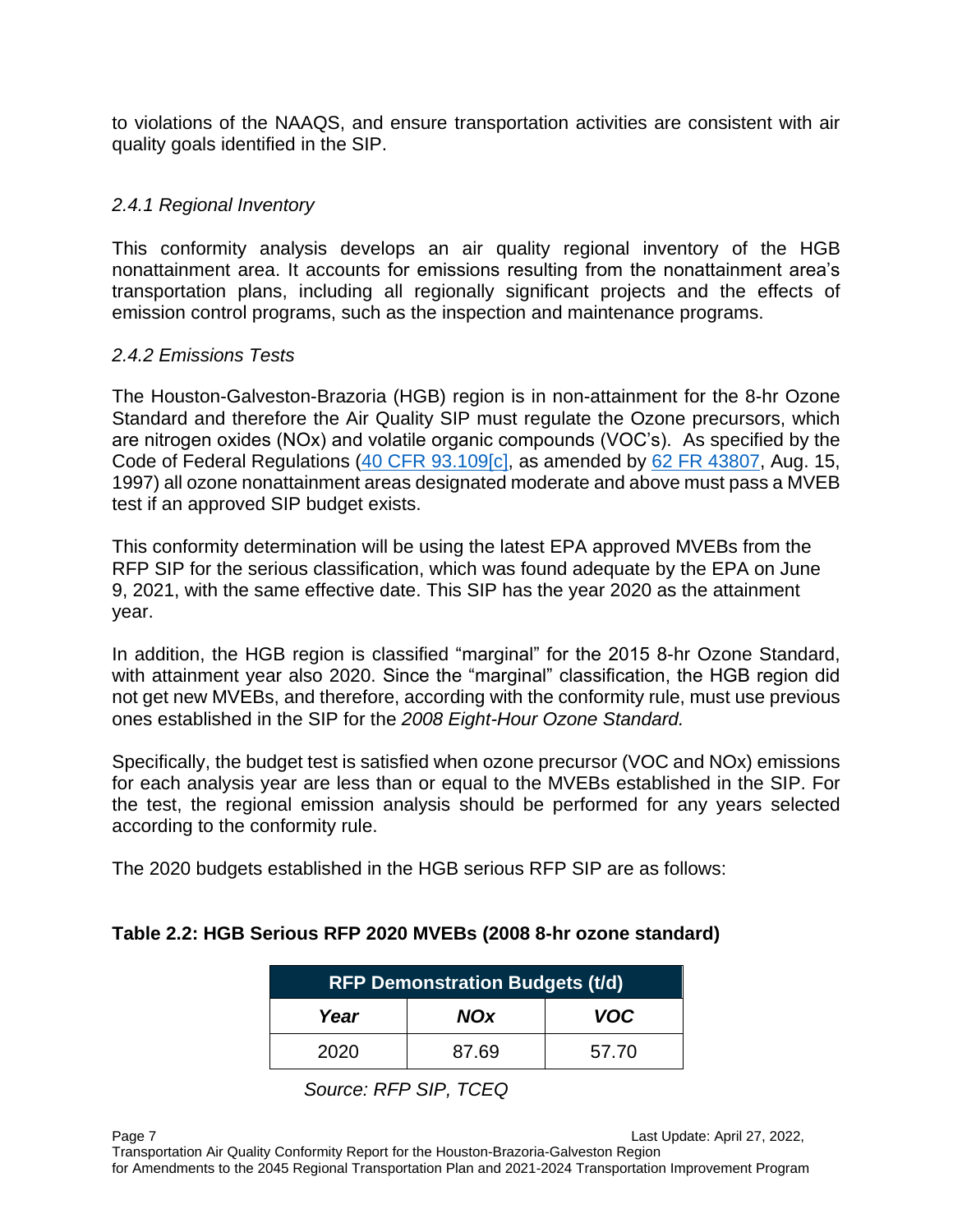to violations of the NAAQS, and ensure transportation activities are consistent with air quality goals identified in the SIP.

### *2.4.1 Regional Inventory*

This conformity analysis develops an air quality regional inventory of the HGB nonattainment area. It accounts for emissions resulting from the nonattainment area's transportation plans, including all regionally significant projects and the effects of emission control programs, such as the inspection and maintenance programs.

### *2.4.2 Emissions Tests*

The Houston-Galveston-Brazoria (HGB) region is in non-attainment for the 8-hr Ozone Standard and therefore the Air Quality SIP must regulate the Ozone precursors, which are nitrogen oxides (NOx) and volatile organic compounds (VOC's). As specified by the Code of Federal Regulations (40 CFR 93.109[c], as amended by 62 FR 43807, Aug. 15, 1997) all ozone nonattainment areas designated moderate and above must pass a MVEB test if an approved SIP budget exists.

This conformity determination will be using the latest EPA approved MVEBs from the RFP SIP for the serious classification, which was found adequate by the EPA on June 9, 2021, with the same effective date. This SIP has the year 2020 as the attainment year.

In addition, the HGB region is classified "marginal" for the 2015 8-hr Ozone Standard, with attainment year also 2020. Since the "marginal" classification, the HGB region did not get new MVEBs, and therefore, according with the conformity rule, must use previous ones established in the SIP for the *2008 Eight-Hour Ozone Standard.*

Specifically, the budget test is satisfied when ozone precursor (VOC and NOx) emissions for each analysis year are less than or equal to the MVEBs established in the SIP. For the test, the regional emission analysis should be performed for any years selected according to the conformity rule.

The 2020 budgets established in the HGB serious RFP SIP are as follows:

**Table 2.2: HGB Serious RFP 2020 MVEBs (2008 8-hr ozone standard)**

| RFP Demonstration Budgets (t/d) | | |
|---|---|---|
| ***Year*** | ***NOx*** | ***VOC*** |
| 2020 | 87.69 | 57.70 |

*Source: RFP SIP, TCEQ*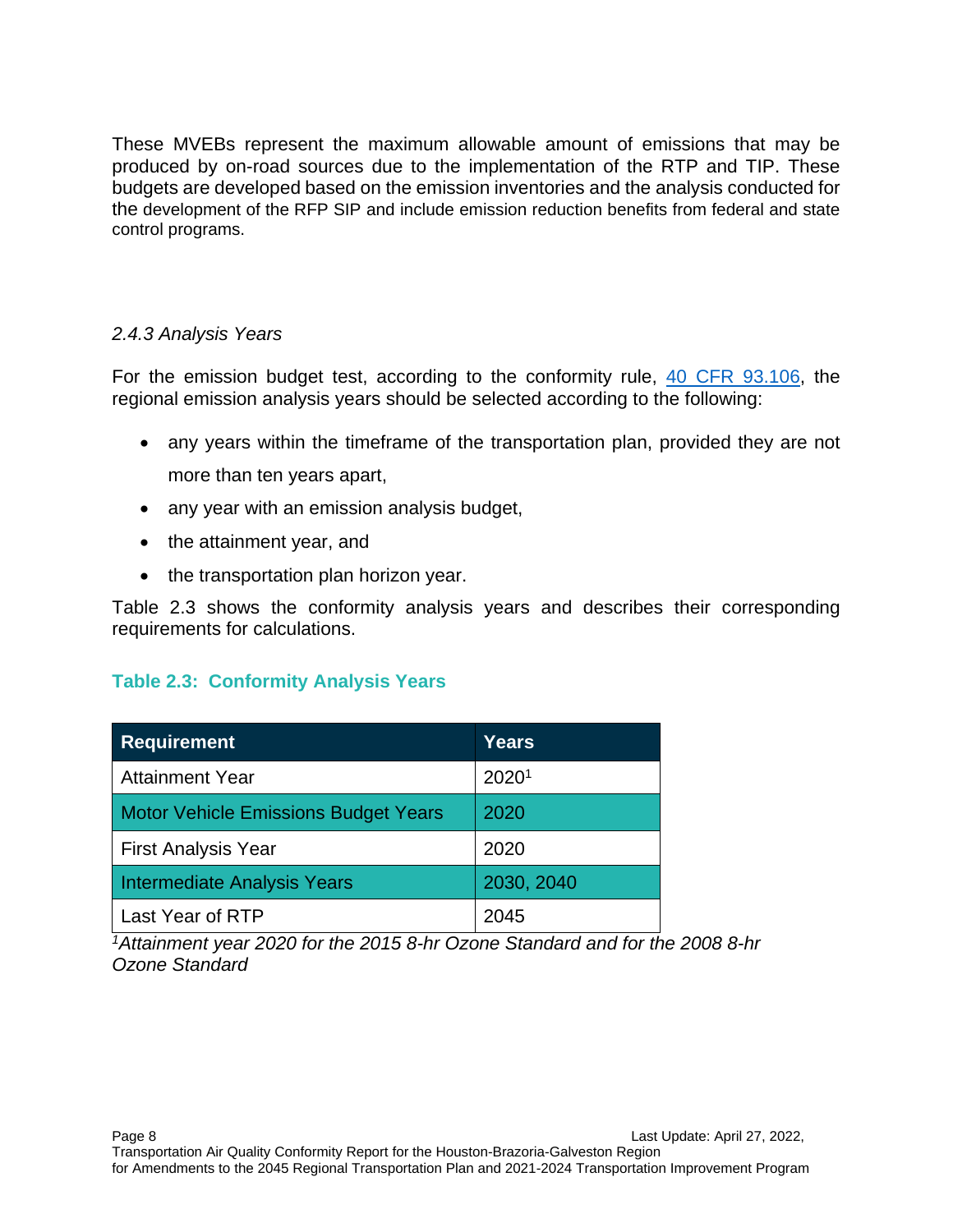These MVEBs represent the maximum allowable amount of emissions that may be produced by on-road sources due to the implementation of the RTP and TIP. These budgets are developed based on the emission inventories and the analysis conducted for the development of the RFP SIP and include emission reduction benefits from federal and state control programs.

### *2.4.3 Analysis Years*

For the emission budget test, according to the conformity rule, [40 CFR 93.106](), the regional emission analysis years should be selected according to the following:

- any years within the timeframe of the transportation plan, provided they are not more than ten years apart,
- any year with an emission analysis budget,
- the attainment year, and
- the transportation plan horizon year.

Table 2.3 shows the conformity analysis years and describes their corresponding requirements for calculations.

**Table 2.3: Conformity Analysis Years**

| Requirement | Years |
|---|---|
| Attainment Year | 2020[1] |
| Motor Vehicle Emissions Budget Years | 2020 |
| First Analysis Year | 2020 |
| Intermediate Analysis Years | 2030, 2040 |
| Last Year of RTP | 2045 |

*[1]Attainment year 2020 for the 2015 8-hr Ozone Standard and for the 2008 8-hr Ozone Standard*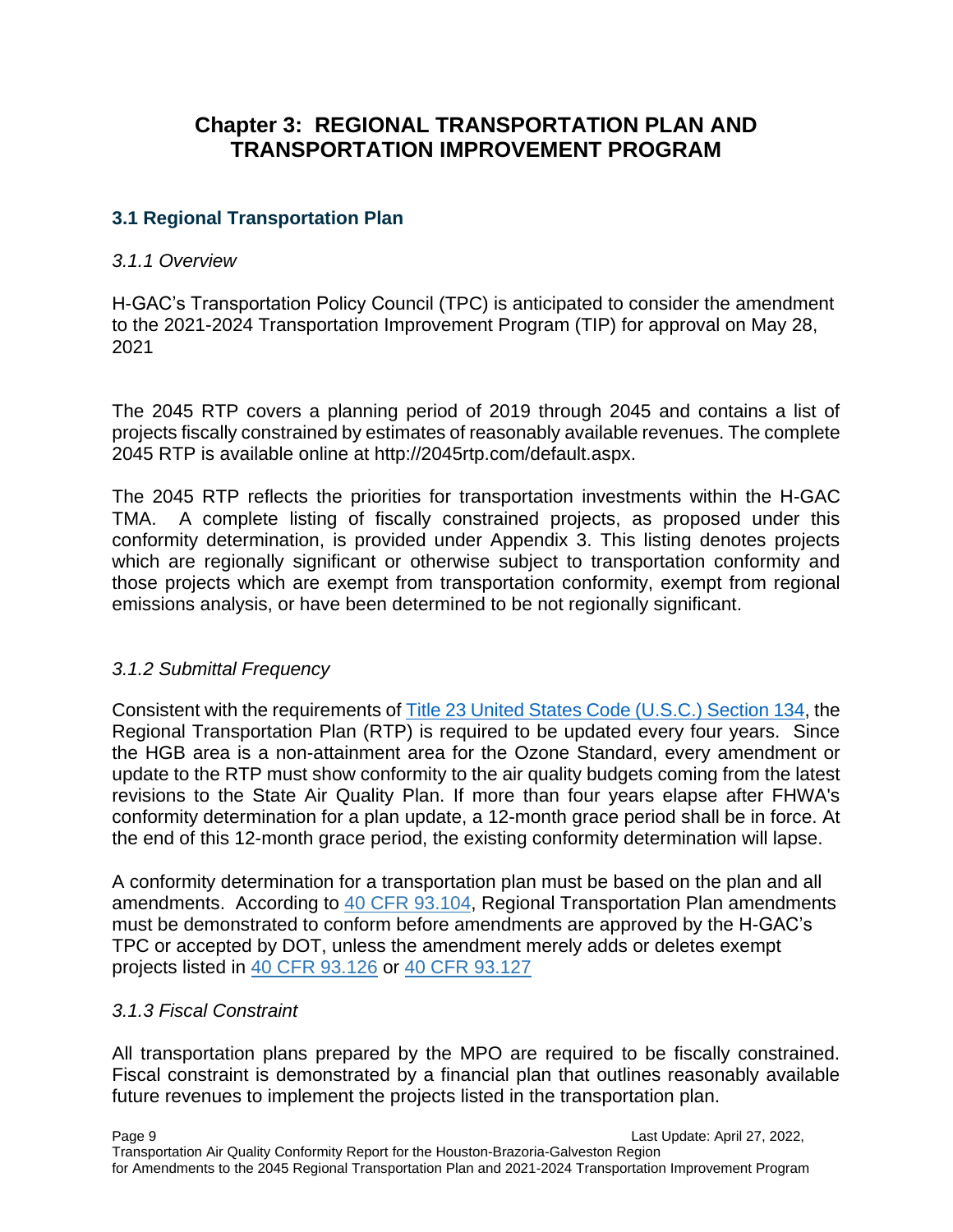# Chapter 3: REGIONAL TRANSPORTATION PLAN AND TRANSPORTATION IMPROVEMENT PROGRAM

## 3.1 Regional Transportation Plan

### *3.1.1 Overview*

H-GAC's Transportation Policy Council (TPC) is anticipated to consider the amendment to the 2021-2024 Transportation Improvement Program (TIP) for approval on May 28, 2021

The 2045 RTP covers a planning period of 2019 through 2045 and contains a list of projects fiscally constrained by estimates of reasonably available revenues. The complete 2045 RTP is available online at http://2045rtp.com/default.aspx.

The 2045 RTP reflects the priorities for transportation investments within the H-GAC TMA. A complete listing of fiscally constrained projects, as proposed under this conformity determination, is provided under Appendix 3. This listing denotes projects which are regionally significant or otherwise subject to transportation conformity and those projects which are exempt from transportation conformity, exempt from regional emissions analysis, or have been determined to be not regionally significant.

### *3.1.2 Submittal Frequency*

Consistent with the requirements of Title 23 United States Code (U.S.C.) Section 134, the Regional Transportation Plan (RTP) is required to be updated every four years. Since the HGB area is a non-attainment area for the Ozone Standard, every amendment or update to the RTP must show conformity to the air quality budgets coming from the latest revisions to the State Air Quality Plan. If more than four years elapse after FHWA's conformity determination for a plan update, a 12-month grace period shall be in force. At the end of this 12-month grace period, the existing conformity determination will lapse.

A conformity determination for a transportation plan must be based on the plan and all amendments. According to 40 CFR 93.104, Regional Transportation Plan amendments must be demonstrated to conform before amendments are approved by the H-GAC's TPC or accepted by DOT, unless the amendment merely adds or deletes exempt projects listed in 40 CFR 93.126 or 40 CFR 93.127

### *3.1.3 Fiscal Constraint*

All transportation plans prepared by the MPO are required to be fiscally constrained. Fiscal constraint is demonstrated by a financial plan that outlines reasonably available future revenues to implement the projects listed in the transportation plan.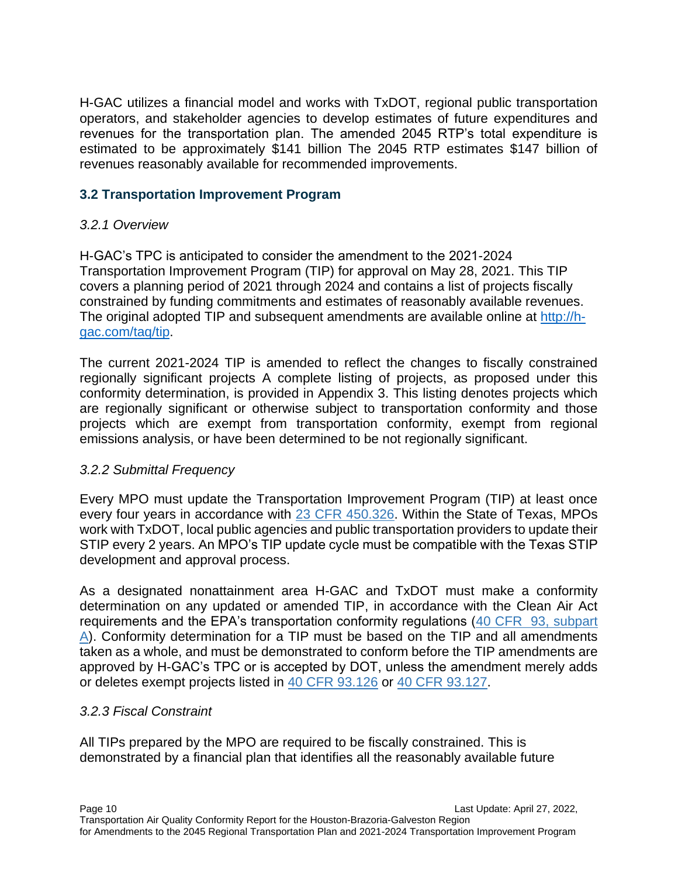H-GAC utilizes a financial model and works with TxDOT, regional public transportation operators, and stakeholder agencies to develop estimates of future expenditures and revenues for the transportation plan. The amended 2045 RTP's total expenditure is estimated to be approximately $141 billion The 2045 RTP estimates $147 billion of revenues reasonably available for recommended improvements.

### 3.2 Transportation Improvement Program

*3.2.1 Overview*

H-GAC's TPC is anticipated to consider the amendment to the 2021-2024 Transportation Improvement Program (TIP) for approval on May 28, 2021. This TIP covers a planning period of 2021 through 2024 and contains a list of projects fiscally constrained by funding commitments and estimates of reasonably available revenues. The original adopted TIP and subsequent amendments are available online at [http://h-gac.com/taq/tip](http://h-gac.com/taq/tip).

The current 2021-2024 TIP is amended to reflect the changes to fiscally constrained regionally significant projects A complete listing of projects, as proposed under this conformity determination, is provided in Appendix 3. This listing denotes projects which are regionally significant or otherwise subject to transportation conformity and those projects which are exempt from transportation conformity, exempt from regional emissions analysis, or have been determined to be not regionally significant.

*3.2.2 Submittal Frequency*

Every MPO must update the Transportation Improvement Program (TIP) at least once every four years in accordance with 23 CFR 450.326. Within the State of Texas, MPOs work with TxDOT, local public agencies and public transportation providers to update their STIP every 2 years. An MPO's TIP update cycle must be compatible with the Texas STIP development and approval process.

As a designated nonattainment area H-GAC and TxDOT must make a conformity determination on any updated or amended TIP, in accordance with the Clean Air Act requirements and the EPA's transportation conformity regulations (40 CFR 93, subpart A). Conformity determination for a TIP must be based on the TIP and all amendments taken as a whole, and must be demonstrated to conform before the TIP amendments are approved by H-GAC's TPC or is accepted by DOT, unless the amendment merely adds or deletes exempt projects listed in 40 CFR 93.126 or 40 CFR 93.127.

*3.2.3 Fiscal Constraint*

All TIPs prepared by the MPO are required to be fiscally constrained. This is demonstrated by a financial plan that identifies all the reasonably available future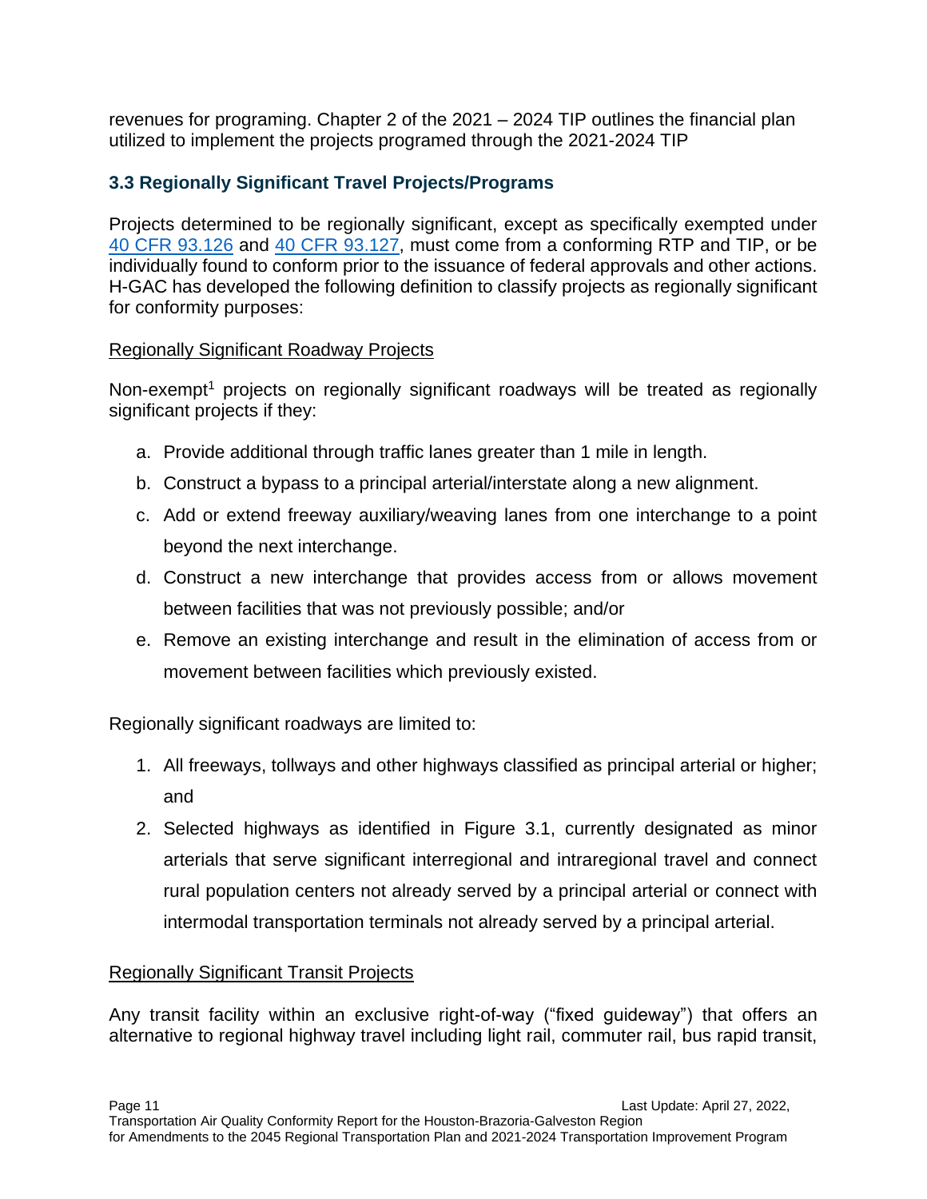revenues for programing. Chapter 2 of the 2021 – 2024 TIP outlines the financial plan utilized to implement the projects programed through the 2021-2024 TIP

### 3.3 Regionally Significant Travel Projects/Programs

Projects determined to be regionally significant, except as specifically exempted under 40 CFR 93.126 and 40 CFR 93.127, must come from a conforming RTP and TIP, or be individually found to conform prior to the issuance of federal approvals and other actions. H-GAC has developed the following definition to classify projects as regionally significant for conformity purposes:

Regionally Significant Roadway Projects

Non-exempt[1] projects on regionally significant roadways will be treated as regionally significant projects if they:

a. Provide additional through traffic lanes greater than 1 mile in length.
b. Construct a bypass to a principal arterial/interstate along a new alignment.
c. Add or extend freeway auxiliary/weaving lanes from one interchange to a point beyond the next interchange.
d. Construct a new interchange that provides access from or allows movement between facilities that was not previously possible; and/or
e. Remove an existing interchange and result in the elimination of access from or movement between facilities which previously existed.

Regionally significant roadways are limited to:

1. All freeways, tollways and other highways classified as principal arterial or higher; and
2. Selected highways as identified in Figure 3.1, currently designated as minor arterials that serve significant interregional and intraregional travel and connect rural population centers not already served by a principal arterial or connect with intermodal transportation terminals not already served by a principal arterial.

Regionally Significant Transit Projects

Any transit facility within an exclusive right-of-way ("fixed guideway") that offers an alternative to regional highway travel including light rail, commuter rail, bus rapid transit,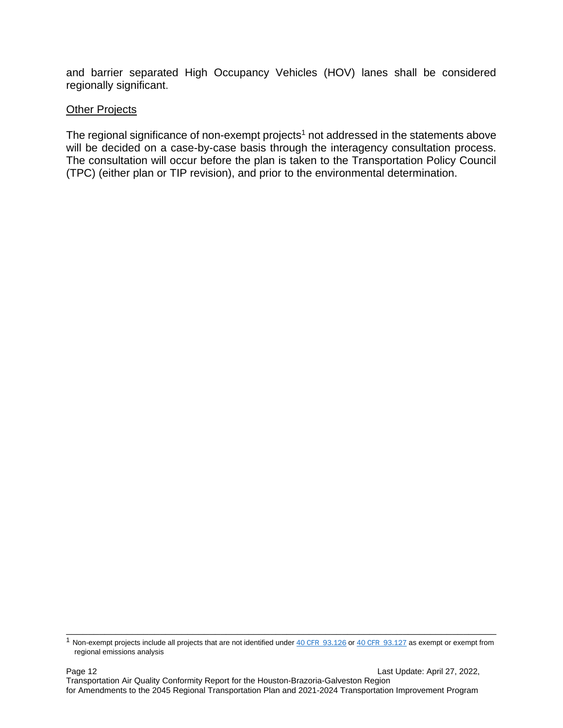and barrier separated High Occupancy Vehicles (HOV) lanes shall be considered regionally significant.

Other Projects

The regional significance of non-exempt projects[1] not addressed in the statements above will be decided on a case-by-case basis through the interagency consultation process. The consultation will occur before the plan is taken to the Transportation Policy Council (TPC) (either plan or TIP revision), and prior to the environmental determination.

---

[1] Non-exempt projects include all projects that are not identified under 40 CFR 93.126 or 40 CFR 93.127 as exempt or exempt from regional emissions analysis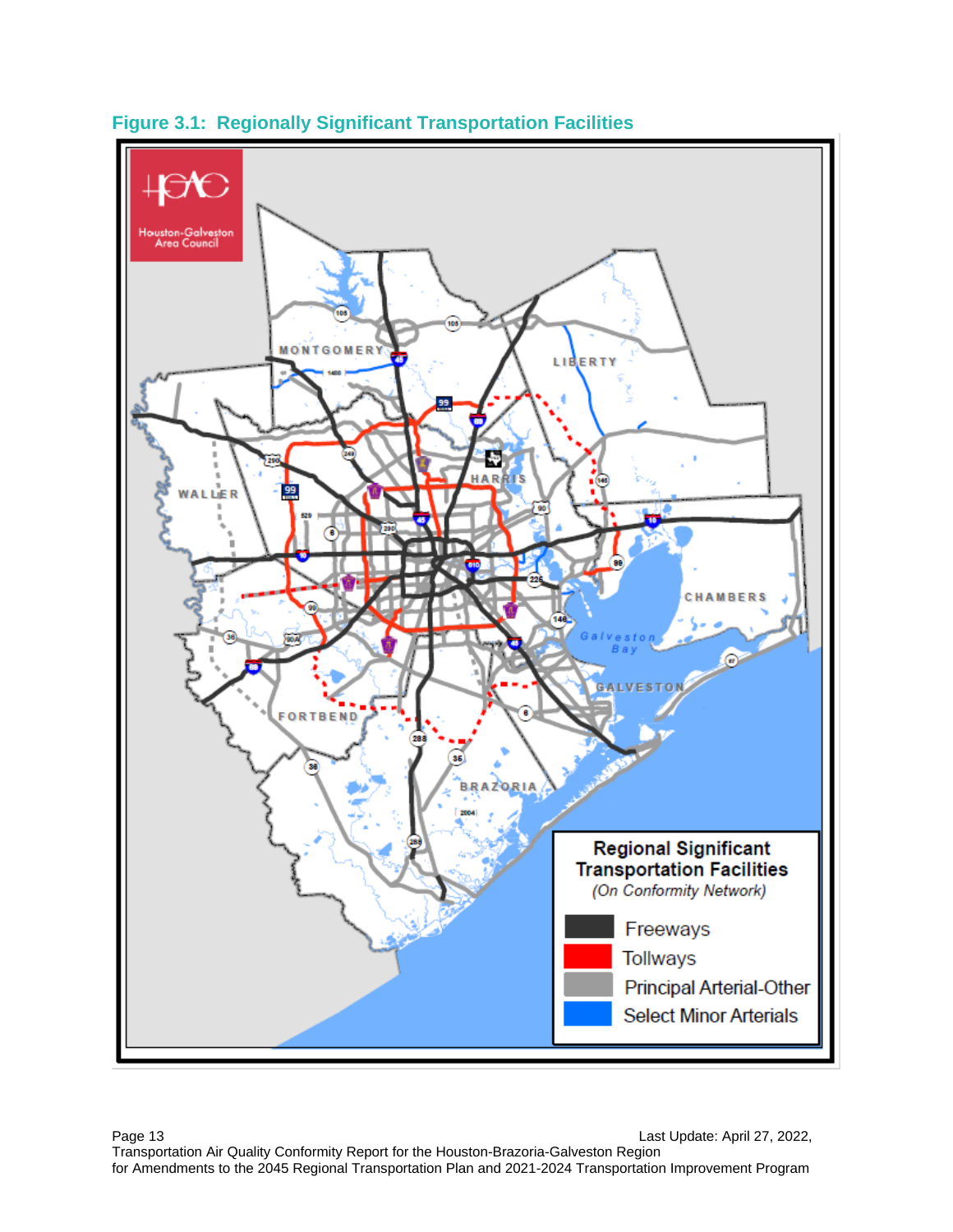**Figure 3.1: Regionally Significant Transportation Facilities**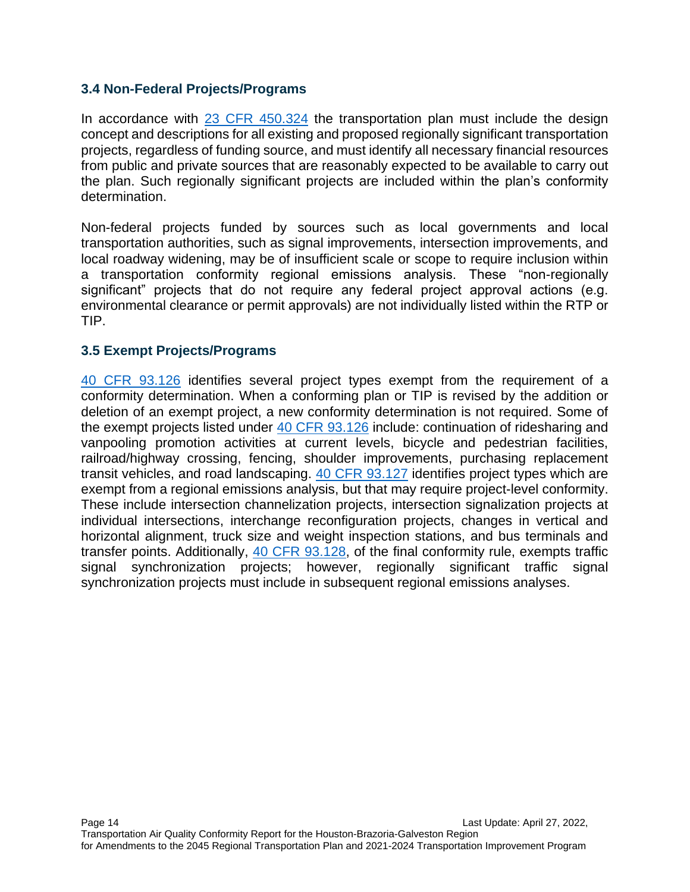### 3.4 Non-Federal Projects/Programs

In accordance with 23 CFR 450.324 the transportation plan must include the design concept and descriptions for all existing and proposed regionally significant transportation projects, regardless of funding source, and must identify all necessary financial resources from public and private sources that are reasonably expected to be available to carry out the plan. Such regionally significant projects are included within the plan's conformity determination.

Non-federal projects funded by sources such as local governments and local transportation authorities, such as signal improvements, intersection improvements, and local roadway widening, may be of insufficient scale or scope to require inclusion within a transportation conformity regional emissions analysis. These "non-regionally significant" projects that do not require any federal project approval actions (e.g. environmental clearance or permit approvals) are not individually listed within the RTP or TIP.

### 3.5 Exempt Projects/Programs

40 CFR 93.126 identifies several project types exempt from the requirement of a conformity determination. When a conforming plan or TIP is revised by the addition or deletion of an exempt project, a new conformity determination is not required. Some of the exempt projects listed under 40 CFR 93.126 include: continuation of ridesharing and vanpooling promotion activities at current levels, bicycle and pedestrian facilities, railroad/highway crossing, fencing, shoulder improvements, purchasing replacement transit vehicles, and road landscaping. 40 CFR 93.127 identifies project types which are exempt from a regional emissions analysis, but that may require project-level conformity. These include intersection channelization projects, intersection signalization projects at individual intersections, interchange reconfiguration projects, changes in vertical and horizontal alignment, truck size and weight inspection stations, and bus terminals and transfer points. Additionally, 40 CFR 93.128, of the final conformity rule, exempts traffic signal synchronization projects; however, regionally significant traffic signal synchronization projects must include in subsequent regional emissions analyses.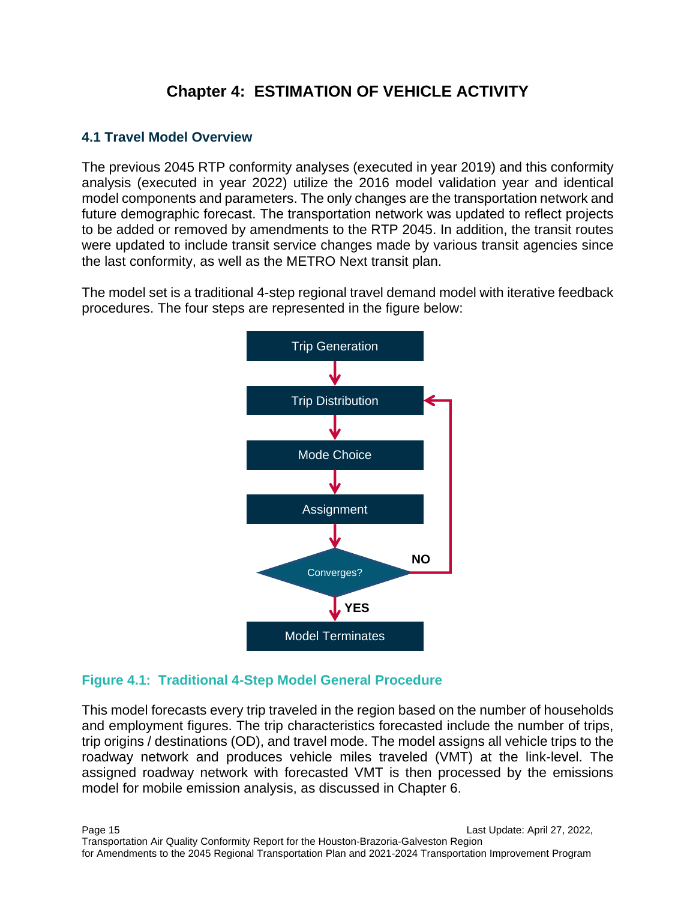# Chapter 4: ESTIMATION OF VEHICLE ACTIVITY

## 4.1 Travel Model Overview

The previous 2045 RTP conformity analyses (executed in year 2019) and this conformity analysis (executed in year 2022) utilize the 2016 model validation year and identical model components and parameters. The only changes are the transportation network and future demographic forecast. The transportation network was updated to reflect projects to be added or removed by amendments to the RTP 2045. In addition, the transit routes were updated to include transit service changes made by various transit agencies since the last conformity, as well as the METRO Next transit plan.

The model set is a traditional 4-step regional travel demand model with iterative feedback procedures. The four steps are represented in the figure below:

Trip Generation → Trip Distribution → Mode Choice → Assignment → Converges? (NO → Trip Distribution; YES → Model Terminates)

**Figure 4.1: Traditional 4-Step Model General Procedure**

This model forecasts every trip traveled in the region based on the number of households and employment figures. The trip characteristics forecasted include the number of trips, trip origins / destinations (OD), and travel mode. The model assigns all vehicle trips to the roadway network and produces vehicle miles traveled (VMT) at the link-level. The assigned roadway network with forecasted VMT is then processed by the emissions model for mobile emission analysis, as discussed in Chapter 6.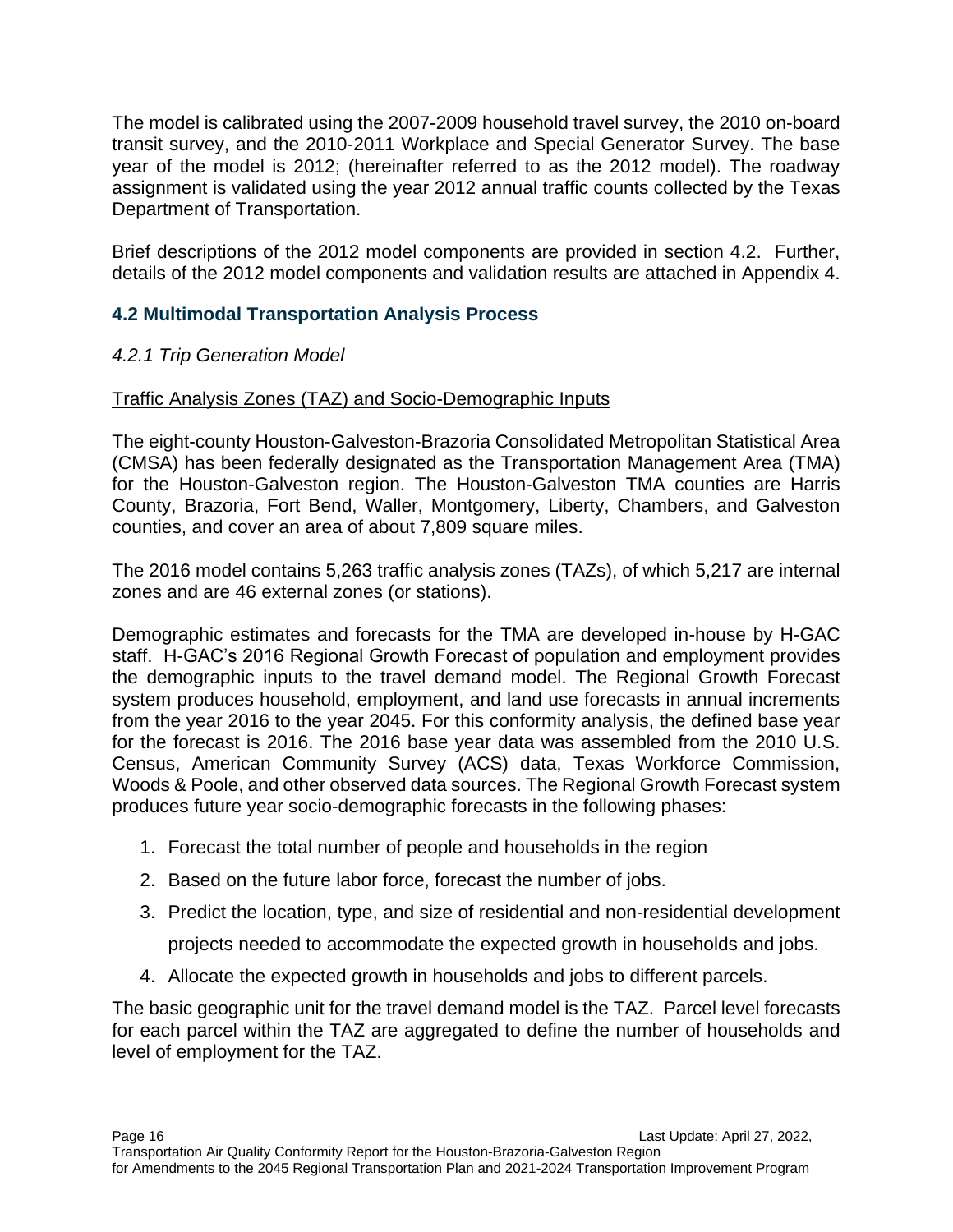The model is calibrated using the 2007-2009 household travel survey, the 2010 on-board transit survey, and the 2010-2011 Workplace and Special Generator Survey. The base year of the model is 2012; (hereinafter referred to as the 2012 model). The roadway assignment is validated using the year 2012 annual traffic counts collected by the Texas Department of Transportation.

Brief descriptions of the 2012 model components are provided in section 4.2. Further, details of the 2012 model components and validation results are attached in Appendix 4.

## 4.2 Multimodal Transportation Analysis Process

### *4.2.1 Trip Generation Model*

Traffic Analysis Zones (TAZ) and Socio-Demographic Inputs

The eight-county Houston-Galveston-Brazoria Consolidated Metropolitan Statistical Area (CMSA) has been federally designated as the Transportation Management Area (TMA) for the Houston-Galveston region. The Houston-Galveston TMA counties are Harris County, Brazoria, Fort Bend, Waller, Montgomery, Liberty, Chambers, and Galveston counties, and cover an area of about 7,809 square miles.

The 2016 model contains 5,263 traffic analysis zones (TAZs), of which 5,217 are internal zones and are 46 external zones (or stations).

Demographic estimates and forecasts for the TMA are developed in-house by H-GAC staff. H-GAC's 2016 Regional Growth Forecast of population and employment provides the demographic inputs to the travel demand model. The Regional Growth Forecast system produces household, employment, and land use forecasts in annual increments from the year 2016 to the year 2045. For this conformity analysis, the defined base year for the forecast is 2016. The 2016 base year data was assembled from the 2010 U.S. Census, American Community Survey (ACS) data, Texas Workforce Commission, Woods & Poole, and other observed data sources. The Regional Growth Forecast system produces future year socio-demographic forecasts in the following phases:

1. Forecast the total number of people and households in the region
2. Based on the future labor force, forecast the number of jobs.
3. Predict the location, type, and size of residential and non-residential development projects needed to accommodate the expected growth in households and jobs.
4. Allocate the expected growth in households and jobs to different parcels.

The basic geographic unit for the travel demand model is the TAZ. Parcel level forecasts for each parcel within the TAZ are aggregated to define the number of households and level of employment for the TAZ.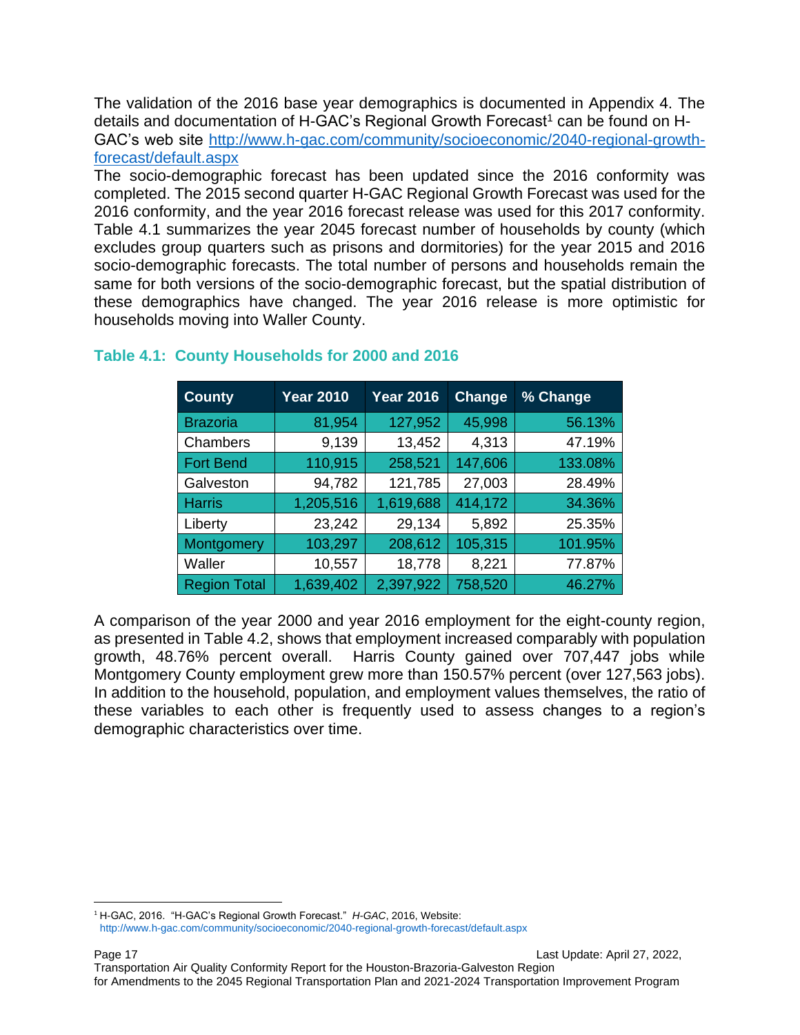The validation of the 2016 base year demographics is documented in Appendix 4. The details and documentation of H-GAC's Regional Growth Forecast[1] can be found on H-GAC's web site http://www.h-gac.com/community/socioeconomic/2040-regional-growth-forecast/default.aspx

The socio-demographic forecast has been updated since the 2016 conformity was completed. The 2015 second quarter H-GAC Regional Growth Forecast was used for the 2016 conformity, and the year 2016 forecast release was used for this 2017 conformity. Table 4.1 summarizes the year 2045 forecast number of households by county (which excludes group quarters such as prisons and dormitories) for the year 2015 and 2016 socio-demographic forecasts. The total number of persons and households remain the same for both versions of the socio-demographic forecast, but the spatial distribution of these demographics have changed. The year 2016 release is more optimistic for households moving into Waller County.

### Table 4.1: County Households for 2000 and 2016

| County | Year 2010 | Year 2016 | Change | % Change |
|---|---|---|---|---|
| Brazoria | 81,954 | 127,952 | 45,998 | 56.13% |
| Chambers | 9,139 | 13,452 | 4,313 | 47.19% |
| Fort Bend | 110,915 | 258,521 | 147,606 | 133.08% |
| Galveston | 94,782 | 121,785 | 27,003 | 28.49% |
| Harris | 1,205,516 | 1,619,688 | 414,172 | 34.36% |
| Liberty | 23,242 | 29,134 | 5,892 | 25.35% |
| Montgomery | 103,297 | 208,612 | 105,315 | 101.95% |
| Waller | 10,557 | 18,778 | 8,221 | 77.87% |
| Region Total | 1,639,402 | 2,397,922 | 758,520 | 46.27% |

A comparison of the year 2000 and year 2016 employment for the eight-county region, as presented in Table 4.2, shows that employment increased comparably with population growth, 48.76% percent overall. Harris County gained over 707,447 jobs while Montgomery County employment grew more than 150.57% percent (over 127,563 jobs). In addition to the household, population, and employment values themselves, the ratio of these variables to each other is frequently used to assess changes to a region's demographic characteristics over time.

[1] H-GAC, 2016. "H-GAC's Regional Growth Forecast." *H-GAC*, 2016, Website: http://www.h-gac.com/community/socioeconomic/2040-regional-growth-forecast/default.aspx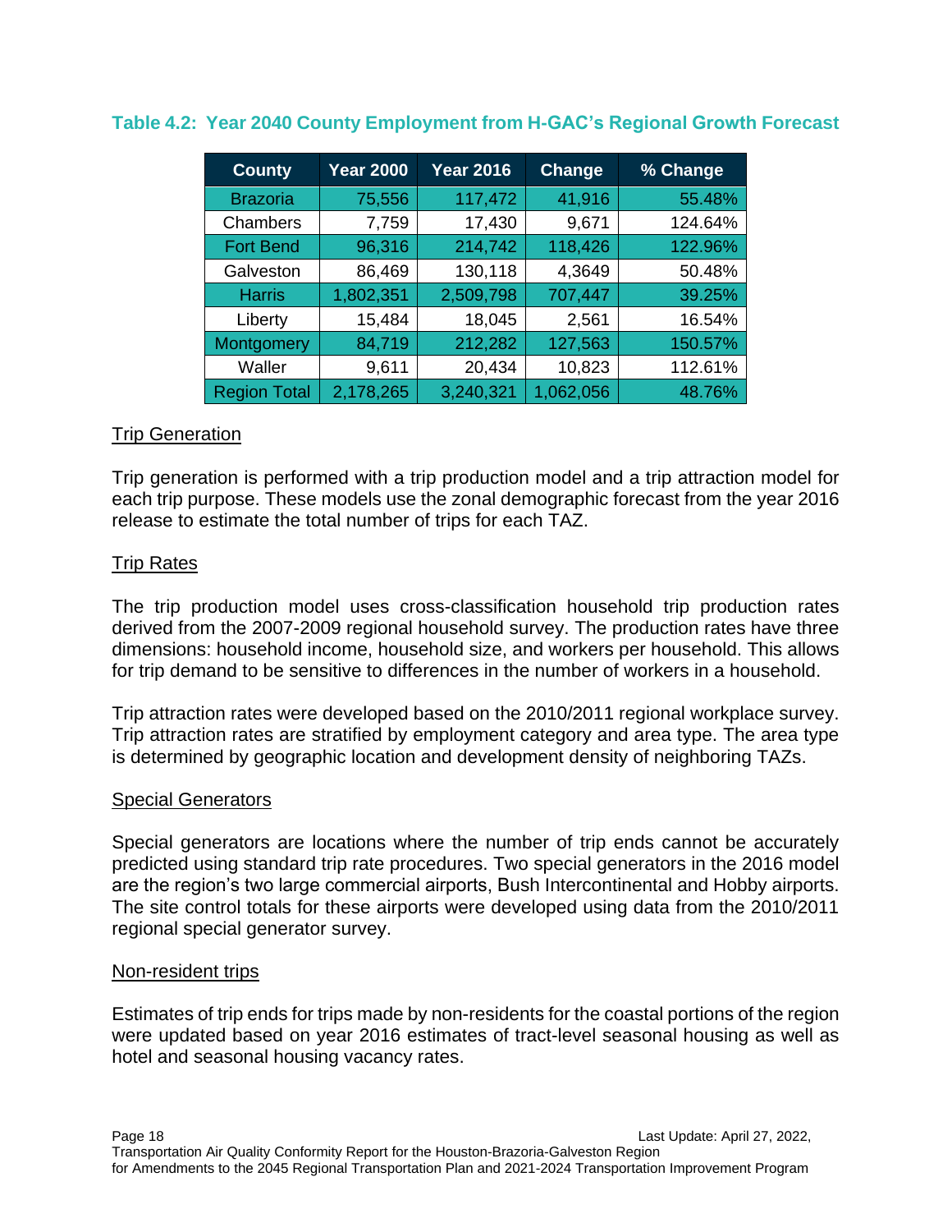### Table 4.2: Year 2040 County Employment from H-GAC's Regional Growth Forecast

| County | Year 2000 | Year 2016 | Change | % Change |
|---|---|---|---|---|
| Brazoria | 75,556 | 117,472 | 41,916 | 55.48% |
| Chambers | 7,759 | 17,430 | 9,671 | 124.64% |
| Fort Bend | 96,316 | 214,742 | 118,426 | 122.96% |
| Galveston | 86,469 | 130,118 | 4,3649 | 50.48% |
| Harris | 1,802,351 | 2,509,798 | 707,447 | 39.25% |
| Liberty | 15,484 | 18,045 | 2,561 | 16.54% |
| Montgomery | 84,719 | 212,282 | 127,563 | 150.57% |
| Waller | 9,611 | 20,434 | 10,823 | 112.61% |
| Region Total | 2,178,265 | 3,240,321 | 1,062,056 | 48.76% |

Trip Generation

Trip generation is performed with a trip production model and a trip attraction model for each trip purpose. These models use the zonal demographic forecast from the year 2016 release to estimate the total number of trips for each TAZ.

Trip Rates

The trip production model uses cross-classification household trip production rates derived from the 2007-2009 regional household survey. The production rates have three dimensions: household income, household size, and workers per household. This allows for trip demand to be sensitive to differences in the number of workers in a household.

Trip attraction rates were developed based on the 2010/2011 regional workplace survey. Trip attraction rates are stratified by employment category and area type. The area type is determined by geographic location and development density of neighboring TAZs.

Special Generators

Special generators are locations where the number of trip ends cannot be accurately predicted using standard trip rate procedures. Two special generators in the 2016 model are the region's two large commercial airports, Bush Intercontinental and Hobby airports. The site control totals for these airports were developed using data from the 2010/2011 regional special generator survey.

Non-resident trips

Estimates of trip ends for trips made by non-residents for the coastal portions of the region were updated based on year 2016 estimates of tract-level seasonal housing as well as hotel and seasonal housing vacancy rates.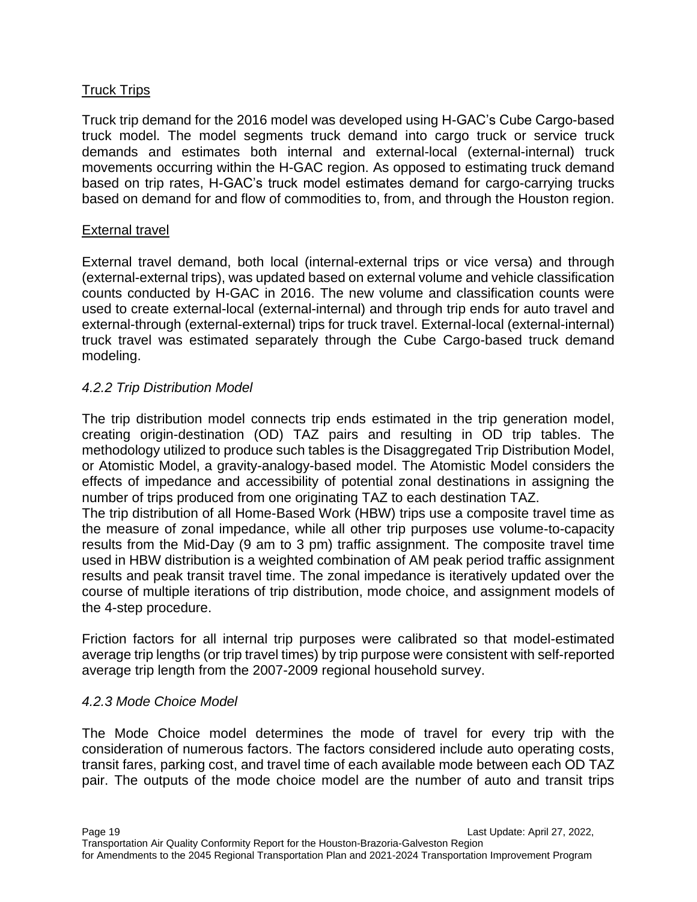Truck Trips

Truck trip demand for the 2016 model was developed using H-GAC's Cube Cargo-based truck model. The model segments truck demand into cargo truck or service truck demands and estimates both internal and external-local (external-internal) truck movements occurring within the H-GAC region. As opposed to estimating truck demand based on trip rates, H-GAC's truck model estimates demand for cargo-carrying trucks based on demand for and flow of commodities to, from, and through the Houston region.

External travel

External travel demand, both local (internal-external trips or vice versa) and through (external-external trips), was updated based on external volume and vehicle classification counts conducted by H-GAC in 2016. The new volume and classification counts were used to create external-local (external-internal) and through trip ends for auto travel and external-through (external-external) trips for truck travel. External-local (external-internal) truck travel was estimated separately through the Cube Cargo-based truck demand modeling.

### *4.2.2 Trip Distribution Model*

The trip distribution model connects trip ends estimated in the trip generation model, creating origin-destination (OD) TAZ pairs and resulting in OD trip tables. The methodology utilized to produce such tables is the Disaggregated Trip Distribution Model, or Atomistic Model, a gravity-analogy-based model. The Atomistic Model considers the effects of impedance and accessibility of potential zonal destinations in assigning the number of trips produced from one originating TAZ to each destination TAZ.

The trip distribution of all Home-Based Work (HBW) trips use a composite travel time as the measure of zonal impedance, while all other trip purposes use volume-to-capacity results from the Mid-Day (9 am to 3 pm) traffic assignment. The composite travel time used in HBW distribution is a weighted combination of AM peak period traffic assignment results and peak transit travel time. The zonal impedance is iteratively updated over the course of multiple iterations of trip distribution, mode choice, and assignment models of the 4-step procedure.

Friction factors for all internal trip purposes were calibrated so that model-estimated average trip lengths (or trip travel times) by trip purpose were consistent with self-reported average trip length from the 2007-2009 regional household survey.

### *4.2.3 Mode Choice Model*

The Mode Choice model determines the mode of travel for every trip with the consideration of numerous factors. The factors considered include auto operating costs, transit fares, parking cost, and travel time of each available mode between each OD TAZ pair. The outputs of the mode choice model are the number of auto and transit trips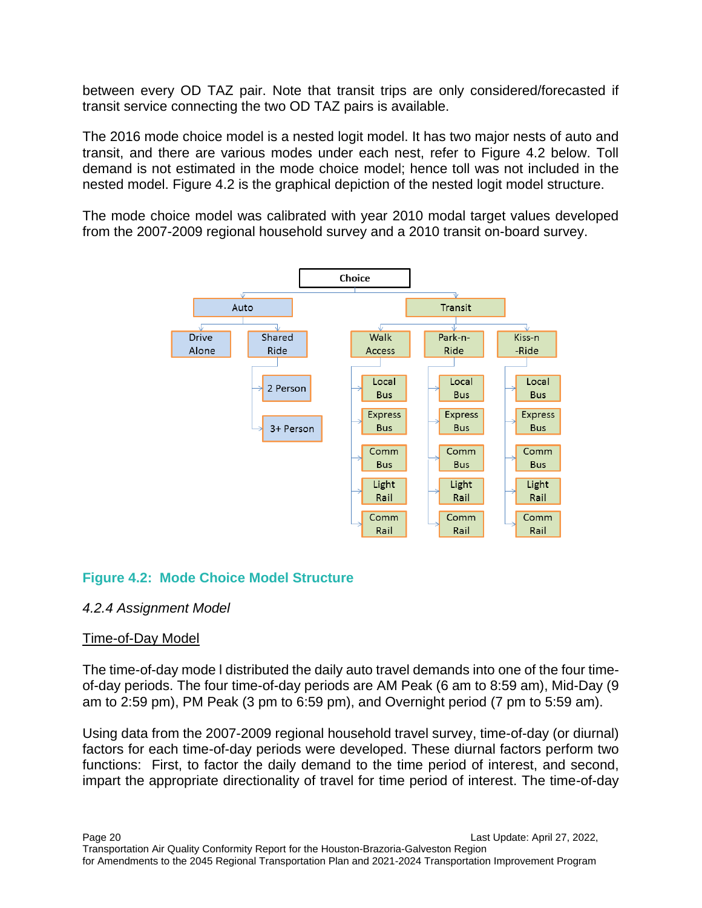between every OD TAZ pair. Note that transit trips are only considered/forecasted if transit service connecting the two OD TAZ pairs is available.

The 2016 mode choice model is a nested logit model. It has two major nests of auto and transit, and there are various modes under each nest, refer to Figure 4.2 below. Toll demand is not estimated in the mode choice model; hence toll was not included in the nested model. Figure 4.2 is the graphical depiction of the nested logit model structure.

The mode choice model was calibrated with year 2010 modal target values developed from the 2007-2009 regional household survey and a 2010 transit on-board survey.

- Choice
  - Auto
    - Drive Alone
    - Shared Ride
      - 2 Person
      - 3+ Person
  - Transit
    - Walk Access
      - Local Bus
      - Express Bus
      - Comm Bus
      - Light Rail
      - Comm Rail
    - Park-n-Ride
      - Local Bus
      - Express Bus
      - Comm Bus
      - Light Rail
      - Comm Rail
    - Kiss-n-Ride
      - Local Bus
      - Express Bus
      - Comm Bus
      - Light Rail
      - Comm Rail

**Figure 4.2: Mode Choice Model Structure**

*4.2.4 Assignment Model*

Time-of-Day Model

The time-of-day mode l distributed the daily auto travel demands into one of the four time-of-day periods. The four time-of-day periods are AM Peak (6 am to 8:59 am), Mid-Day (9 am to 2:59 pm), PM Peak (3 pm to 6:59 pm), and Overnight period (7 pm to 5:59 am).

Using data from the 2007-2009 regional household travel survey, time-of-day (or diurnal) factors for each time-of-day periods were developed. These diurnal factors perform two functions: First, to factor the daily demand to the time period of interest, and second, impart the appropriate directionality of travel for time period of interest. The time-of-day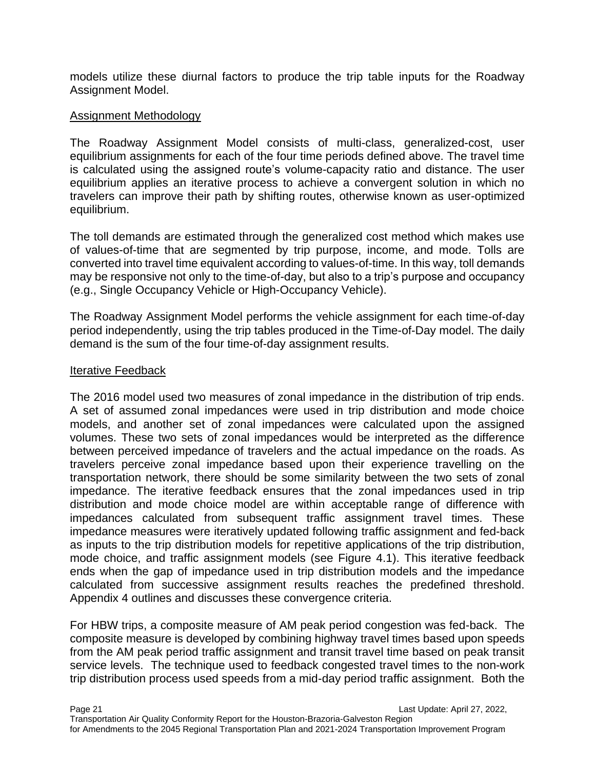models utilize these diurnal factors to produce the trip table inputs for the Roadway Assignment Model.

### Assignment Methodology

The Roadway Assignment Model consists of multi-class, generalized-cost, user equilibrium assignments for each of the four time periods defined above. The travel time is calculated using the assigned route's volume-capacity ratio and distance. The user equilibrium applies an iterative process to achieve a convergent solution in which no travelers can improve their path by shifting routes, otherwise known as user-optimized equilibrium.

The toll demands are estimated through the generalized cost method which makes use of values-of-time that are segmented by trip purpose, income, and mode. Tolls are converted into travel time equivalent according to values-of-time. In this way, toll demands may be responsive not only to the time-of-day, but also to a trip's purpose and occupancy (e.g., Single Occupancy Vehicle or High-Occupancy Vehicle).

The Roadway Assignment Model performs the vehicle assignment for each time-of-day period independently, using the trip tables produced in the Time-of-Day model. The daily demand is the sum of the four time-of-day assignment results.

### Iterative Feedback

The 2016 model used two measures of zonal impedance in the distribution of trip ends. A set of assumed zonal impedances were used in trip distribution and mode choice models, and another set of zonal impedances were calculated upon the assigned volumes. These two sets of zonal impedances would be interpreted as the difference between perceived impedance of travelers and the actual impedance on the roads. As travelers perceive zonal impedance based upon their experience travelling on the transportation network, there should be some similarity between the two sets of zonal impedance. The iterative feedback ensures that the zonal impedances used in trip distribution and mode choice model are within acceptable range of difference with impedances calculated from subsequent traffic assignment travel times. These impedance measures were iteratively updated following traffic assignment and fed-back as inputs to the trip distribution models for repetitive applications of the trip distribution, mode choice, and traffic assignment models (see Figure 4.1). This iterative feedback ends when the gap of impedance used in trip distribution models and the impedance calculated from successive assignment results reaches the predefined threshold. Appendix 4 outlines and discusses these convergence criteria.

For HBW trips, a composite measure of AM peak period congestion was fed-back. The composite measure is developed by combining highway travel times based upon speeds from the AM peak period traffic assignment and transit travel time based on peak transit service levels. The technique used to feedback congested travel times to the non-work trip distribution process used speeds from a mid-day period traffic assignment. Both the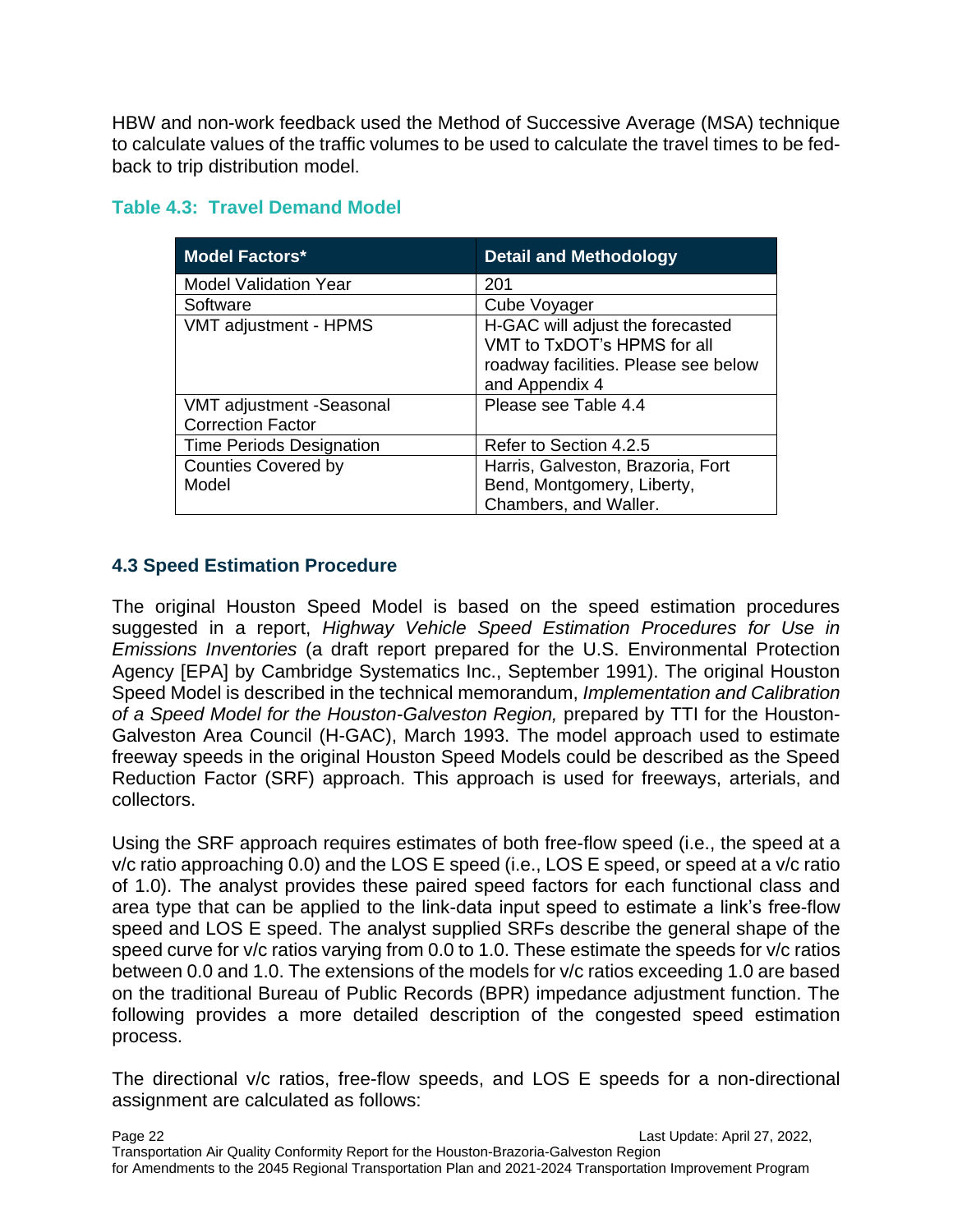HBW and non-work feedback used the Method of Successive Average (MSA) technique to calculate values of the traffic volumes to be used to calculate the travel times to be fed-back to trip distribution model.

### Table 4.3: Travel Demand Model

| Model Factors* | Detail and Methodology |
|---|---|
| Model Validation Year | 201 |
| Software | Cube Voyager |
| VMT adjustment - HPMS | H-GAC will adjust the forecasted VMT to TxDOT's HPMS for all roadway facilities. Please see below and Appendix 4 |
| VMT adjustment -Seasonal Correction Factor | Please see Table 4.4 |
| Time Periods Designation | Refer to Section 4.2.5 |
| Counties Covered by Model | Harris, Galveston, Brazoria, Fort Bend, Montgomery, Liberty, Chambers, and Waller. |

## 4.3 Speed Estimation Procedure

The original Houston Speed Model is based on the speed estimation procedures suggested in a report, *Highway Vehicle Speed Estimation Procedures for Use in Emissions Inventories* (a draft report prepared for the U.S. Environmental Protection Agency [EPA] by Cambridge Systematics Inc., September 1991). The original Houston Speed Model is described in the technical memorandum, *Implementation and Calibration of a Speed Model for the Houston-Galveston Region,* prepared by TTI for the Houston-Galveston Area Council (H-GAC), March 1993. The model approach used to estimate freeway speeds in the original Houston Speed Models could be described as the Speed Reduction Factor (SRF) approach. This approach is used for freeways, arterials, and collectors.

Using the SRF approach requires estimates of both free-flow speed (i.e., the speed at a v/c ratio approaching 0.0) and the LOS E speed (i.e., LOS E speed, or speed at a v/c ratio of 1.0). The analyst provides these paired speed factors for each functional class and area type that can be applied to the link-data input speed to estimate a link's free-flow speed and LOS E speed. The analyst supplied SRFs describe the general shape of the speed curve for v/c ratios varying from 0.0 to 1.0. These estimate the speeds for v/c ratios between 0.0 and 1.0. The extensions of the models for v/c ratios exceeding 1.0 are based on the traditional Bureau of Public Records (BPR) impedance adjustment function. The following provides a more detailed description of the congested speed estimation process.

The directional v/c ratios, free-flow speeds, and LOS E speeds for a non-directional assignment are calculated as follows: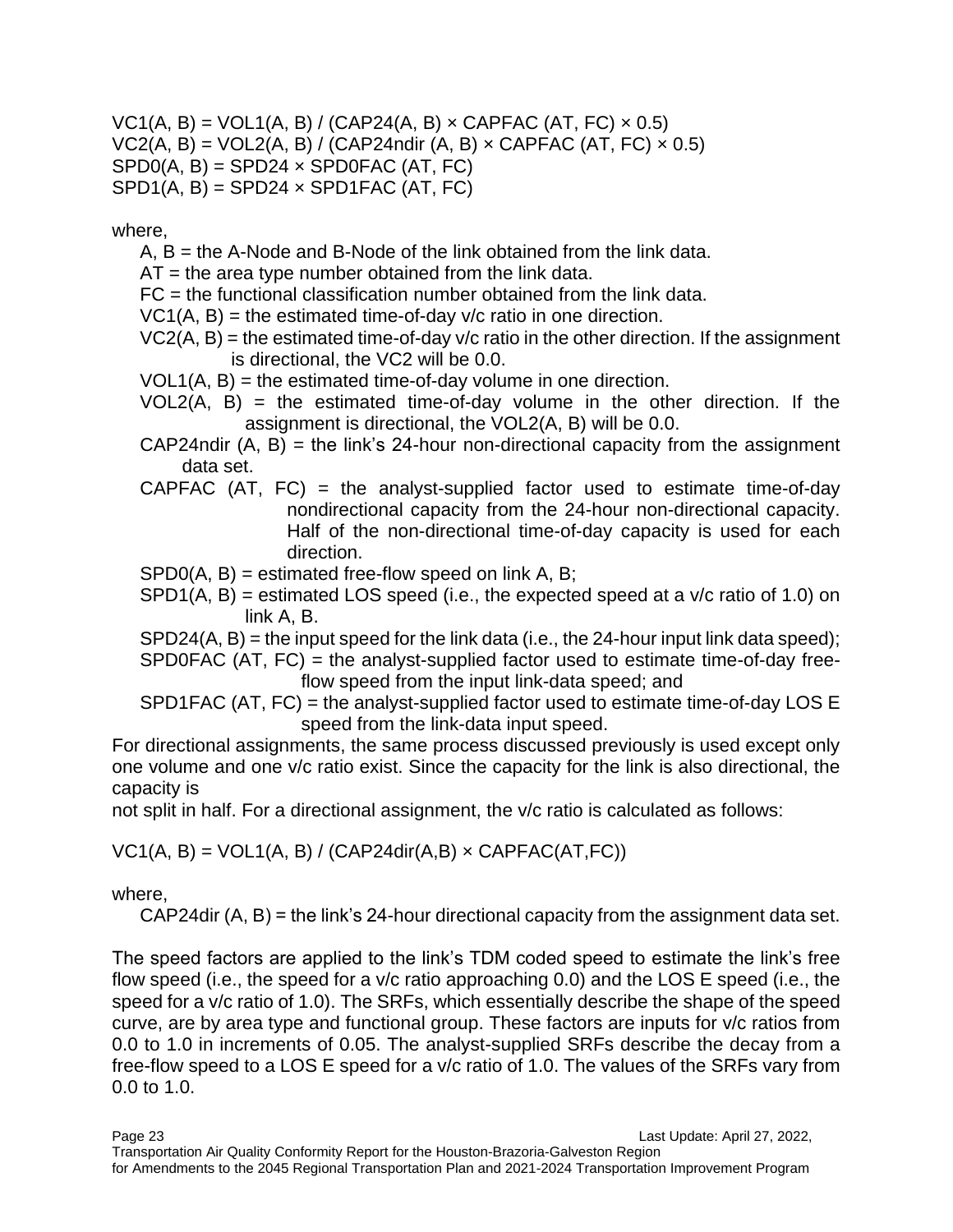$$VC1(A, B) = VOL1(A, B) / (CAP24(A, B) \times CAPFAC(AT, FC) \times 0.5)$$
$$VC2(A, B) = VOL2(A, B) / (CAP24ndir(A, B) \times CAPFAC(AT, FC) \times 0.5)$$
$$SPD0(A, B) = SPD24 \times SPD0FAC(AT, FC)$$
$$SPD1(A, B) = SPD24 \times SPD1FAC(AT, FC)$$

where,

- A, B = the A-Node and B-Node of the link obtained from the link data.
- AT = the area type number obtained from the link data.
- FC = the functional classification number obtained from the link data.
- VC1(A, B) = the estimated time-of-day v/c ratio in one direction.
- VC2(A, B) = the estimated time-of-day v/c ratio in the other direction. If the assignment is directional, the VC2 will be 0.0.
- VOL1(A, B) = the estimated time-of-day volume in one direction.
- VOL2(A, B) = the estimated time-of-day volume in the other direction. If the assignment is directional, the VOL2(A, B) will be 0.0.
- CAP24ndir (A, B) = the link's 24-hour non-directional capacity from the assignment data set.
- CAPFAC (AT, FC) = the analyst-supplied factor used to estimate time-of-day nondirectional capacity from the 24-hour non-directional capacity. Half of the non-directional time-of-day capacity is used for each direction.
- SPD0(A, B) = estimated free-flow speed on link A, B;
- SPD1(A, B) = estimated LOS speed (i.e., the expected speed at a v/c ratio of 1.0) on link A, B.
- SPD24(A, B) = the input speed for the link data (i.e., the 24-hour input link data speed);
- SPD0FAC (AT, FC) = the analyst-supplied factor used to estimate time-of-day free-flow speed from the input link-data speed; and
- SPD1FAC (AT, FC) = the analyst-supplied factor used to estimate time-of-day LOS E speed from the link-data input speed.

For directional assignments, the same process discussed previously is used except only one volume and one v/c ratio exist. Since the capacity for the link is also directional, the capacity is not split in half. For a directional assignment, the v/c ratio is calculated as follows:

$$VC1(A, B) = VOL1(A, B) / (CAP24dir(A,B) \times CAPFAC(AT,FC))$$

where,

- CAP24dir (A, B) = the link's 24-hour directional capacity from the assignment data set.

The speed factors are applied to the link's TDM coded speed to estimate the link's free flow speed (i.e., the speed for a v/c ratio approaching 0.0) and the LOS E speed (i.e., the speed for a v/c ratio of 1.0). The SRFs, which essentially describe the shape of the speed curve, are by area type and functional group. These factors are inputs for v/c ratios from 0.0 to 1.0 in increments of 0.05. The analyst-supplied SRFs describe the decay from a free-flow speed to a LOS E speed for a v/c ratio of 1.0. The values of the SRFs vary from 0.0 to 1.0.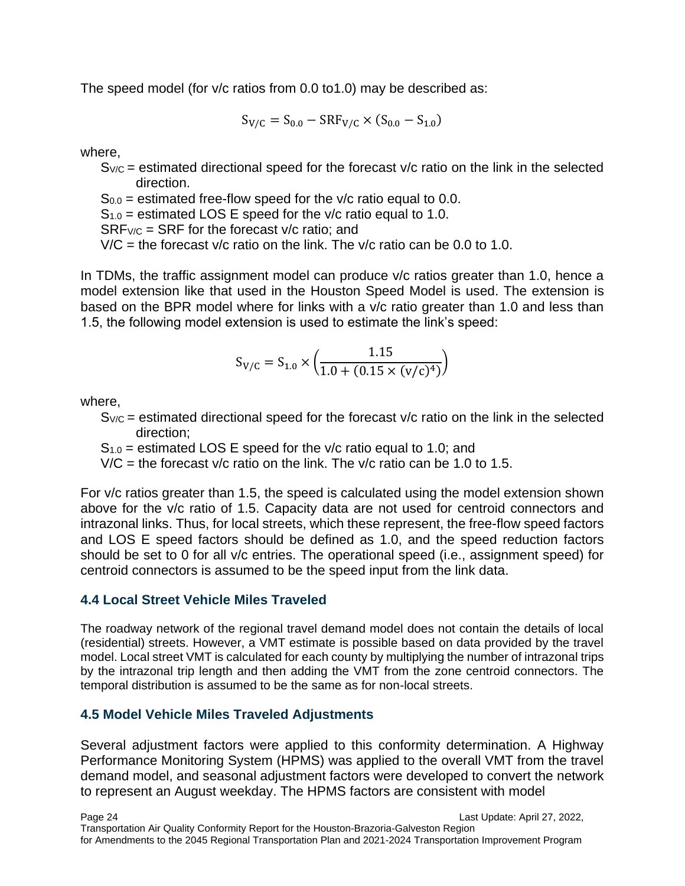The speed model (for v/c ratios from 0.0 to1.0) may be described as:

$$S_{V/C} = S_{0.0} - SRF_{V/C} \times (S_{0.0} - S_{1.0})$$

where,

- $S_{V/C}$ = estimated directional speed for the forecast v/c ratio on the link in the selected direction.
- $S_{0.0}$ = estimated free-flow speed for the v/c ratio equal to 0.0.
- $S_{1.0}$ = estimated LOS E speed for the v/c ratio equal to 1.0.
- $SRF_{V/C}$ = SRF for the forecast v/c ratio; and
- V/C = the forecast v/c ratio on the link. The v/c ratio can be 0.0 to 1.0.

In TDMs, the traffic assignment model can produce v/c ratios greater than 1.0, hence a model extension like that used in the Houston Speed Model is used. The extension is based on the BPR model where for links with a v/c ratio greater than 1.0 and less than 1.5, the following model extension is used to estimate the link's speed:

$$S_{V/C} = S_{1.0} \times \left(\frac{1.15}{1.0 + (0.15 \times (v/c)^4)}\right)$$

where,

- $S_{V/C}$ = estimated directional speed for the forecast v/c ratio on the link in the selected direction;
- $S_{1.0}$ = estimated LOS E speed for the v/c ratio equal to 1.0; and
- V/C = the forecast v/c ratio on the link. The v/c ratio can be 1.0 to 1.5.

For v/c ratios greater than 1.5, the speed is calculated using the model extension shown above for the v/c ratio of 1.5. Capacity data are not used for centroid connectors and intrazonal links. Thus, for local streets, which these represent, the free-flow speed factors and LOS E speed factors should be defined as 1.0, and the speed reduction factors should be set to 0 for all v/c entries. The operational speed (i.e., assignment speed) for centroid connectors is assumed to be the speed input from the link data.

### 4.4 Local Street Vehicle Miles Traveled

The roadway network of the regional travel demand model does not contain the details of local (residential) streets. However, a VMT estimate is possible based on data provided by the travel model. Local street VMT is calculated for each county by multiplying the number of intrazonal trips by the intrazonal trip length and then adding the VMT from the zone centroid connectors. The temporal distribution is assumed to be the same as for non-local streets.

### 4.5 Model Vehicle Miles Traveled Adjustments

Several adjustment factors were applied to this conformity determination. A Highway Performance Monitoring System (HPMS) was applied to the overall VMT from the travel demand model, and seasonal adjustment factors were developed to convert the network to represent an August weekday. The HPMS factors are consistent with model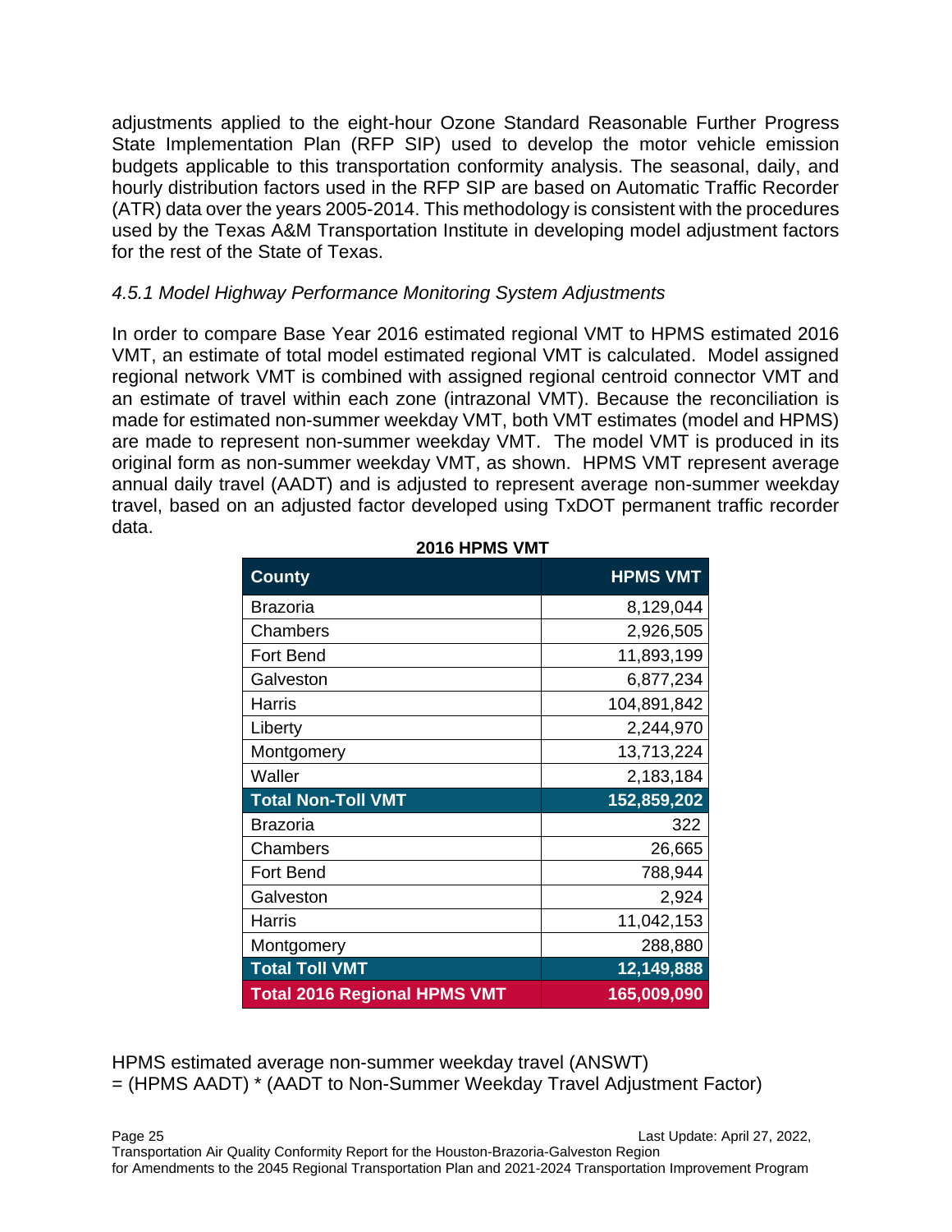adjustments applied to the eight-hour Ozone Standard Reasonable Further Progress State Implementation Plan (RFP SIP) used to develop the motor vehicle emission budgets applicable to this transportation conformity analysis. The seasonal, daily, and hourly distribution factors used in the RFP SIP are based on Automatic Traffic Recorder (ATR) data over the years 2005-2014. This methodology is consistent with the procedures used by the Texas A&M Transportation Institute in developing model adjustment factors for the rest of the State of Texas.

### *4.5.1 Model Highway Performance Monitoring System Adjustments*

In order to compare Base Year 2016 estimated regional VMT to HPMS estimated 2016 VMT, an estimate of total model estimated regional VMT is calculated. Model assigned regional network VMT is combined with assigned regional centroid connector VMT and an estimate of travel within each zone (intrazonal VMT). Because the reconciliation is made for estimated non-summer weekday VMT, both VMT estimates (model and HPMS) are made to represent non-summer weekday VMT. The model VMT is produced in its original form as non-summer weekday VMT, as shown. HPMS VMT represent average annual daily travel (AADT) and is adjusted to represent average non-summer weekday travel, based on an adjusted factor developed using TxDOT permanent traffic recorder data.

**2016 HPMS VMT**

| County | HPMS VMT |
|---|---:|
| Brazoria | 8,129,044 |
| Chambers | 2,926,505 |
| Fort Bend | 11,893,199 |
| Galveston | 6,877,234 |
| Harris | 104,891,842 |
| Liberty | 2,244,970 |
| Montgomery | 13,713,224 |
| Waller | 2,183,184 |
| **Total Non-Toll VMT** | **152,859,202** |
| Brazoria | 322 |
| Chambers | 26,665 |
| Fort Bend | 788,944 |
| Galveston | 2,924 |
| Harris | 11,042,153 |
| Montgomery | 288,880 |
| **Total Toll VMT** | **12,149,888** |
| **Total 2016 Regional HPMS VMT** | **165,009,090** |

HPMS estimated average non-summer weekday travel (ANSWT)
= (HPMS AADT) * (AADT to Non-Summer Weekday Travel Adjustment Factor)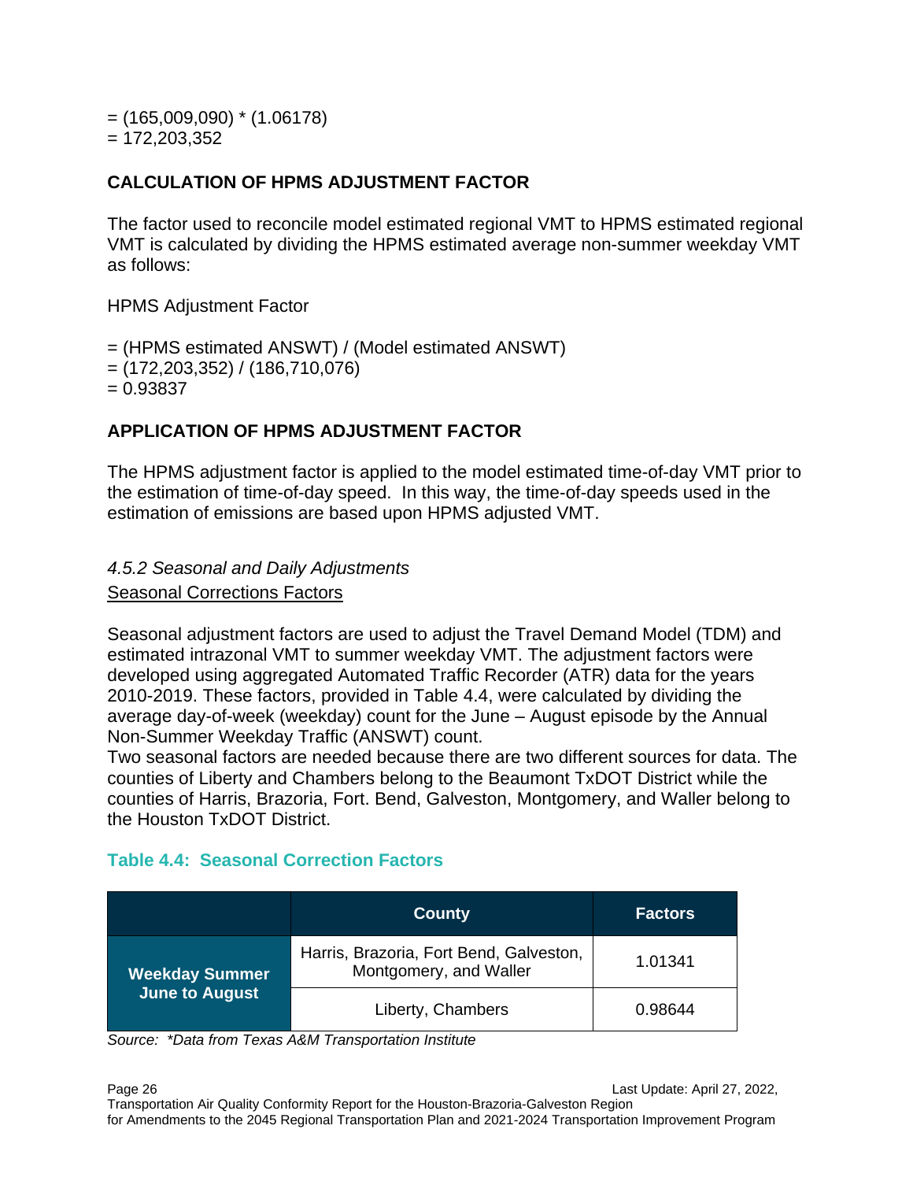= (165,009,090) * (1.06178)
= 172,203,352

**CALCULATION OF HPMS ADJUSTMENT FACTOR**

The factor used to reconcile model estimated regional VMT to HPMS estimated regional VMT is calculated by dividing the HPMS estimated average non-summer weekday VMT as follows:

HPMS Adjustment Factor

= (HPMS estimated ANSWT) / (Model estimated ANSWT)
= (172,203,352) / (186,710,076)
= 0.93837

**APPLICATION OF HPMS ADJUSTMENT FACTOR**

The HPMS adjustment factor is applied to the model estimated time-of-day VMT prior to the estimation of time-of-day speed. In this way, the time-of-day speeds used in the estimation of emissions are based upon HPMS adjusted VMT.

*4.5.2 Seasonal and Daily Adjustments*

Seasonal Corrections Factors

Seasonal adjustment factors are used to adjust the Travel Demand Model (TDM) and estimated intrazonal VMT to summer weekday VMT. The adjustment factors were developed using aggregated Automated Traffic Recorder (ATR) data for the years 2010-2019. These factors, provided in Table 4.4, were calculated by dividing the average day-of-week (weekday) count for the June – August episode by the Annual Non-Summer Weekday Traffic (ANSWT) count.
Two seasonal factors are needed because there are two different sources for data. The counties of Liberty and Chambers belong to the Beaumont TxDOT District while the counties of Harris, Brazoria, Fort. Bend, Galveston, Montgomery, and Waller belong to the Houston TxDOT District.

**Table 4.4: Seasonal Correction Factors**

| | County | Factors |
|---|---|---|
| **Weekday Summer June to August** | Harris, Brazoria, Fort Bend, Galveston, Montgomery, and Waller | 1.01341 |
| | Liberty, Chambers | 0.98644 |

*Source: \*Data from Texas A&M Transportation Institute*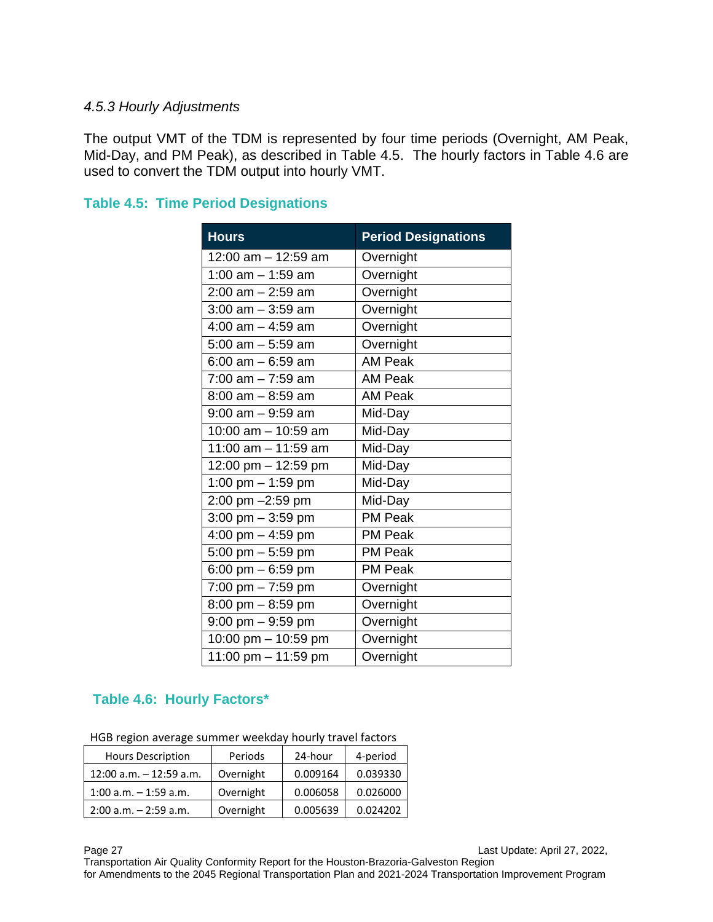### *4.5.3 Hourly Adjustments*

The output VMT of the TDM is represented by four time periods (Overnight, AM Peak, Mid-Day, and PM Peak), as described in Table 4.5. The hourly factors in Table 4.6 are used to convert the TDM output into hourly VMT.

**Table 4.5: Time Period Designations**

| Hours | Period Designations |
|---|---|
| 12:00 am – 12:59 am | Overnight |
| 1:00 am – 1:59 am | Overnight |
| 2:00 am – 2:59 am | Overnight |
| 3:00 am – 3:59 am | Overnight |
| 4:00 am – 4:59 am | Overnight |
| 5:00 am – 5:59 am | Overnight |
| 6:00 am – 6:59 am | AM Peak |
| 7:00 am – 7:59 am | AM Peak |
| 8:00 am – 8:59 am | AM Peak |
| 9:00 am – 9:59 am | Mid-Day |
| 10:00 am – 10:59 am | Mid-Day |
| 11:00 am – 11:59 am | Mid-Day |
| 12:00 pm – 12:59 pm | Mid-Day |
| 1:00 pm – 1:59 pm | Mid-Day |
| 2:00 pm –2:59 pm | Mid-Day |
| 3:00 pm – 3:59 pm | PM Peak |
| 4:00 pm – 4:59 pm | PM Peak |
| 5:00 pm – 5:59 pm | PM Peak |
| 6:00 pm – 6:59 pm | PM Peak |
| 7:00 pm – 7:59 pm | Overnight |
| 8:00 pm – 8:59 pm | Overnight |
| 9:00 pm – 9:59 pm | Overnight |
| 10:00 pm – 10:59 pm | Overnight |
| 11:00 pm – 11:59 pm | Overnight |

**Table 4.6: Hourly Factors***

HGB region average summer weekday hourly travel factors

| Hours Description | Periods | 24-hour | 4-period |
|---|---|---|---|
| 12:00 a.m. – 12:59 a.m. | Overnight | 0.009164 | 0.039330 |
| 1:00 a.m. – 1:59 a.m. | Overnight | 0.006058 | 0.026000 |
| 2:00 a.m. – 2:59 a.m. | Overnight | 0.005639 | 0.024202 |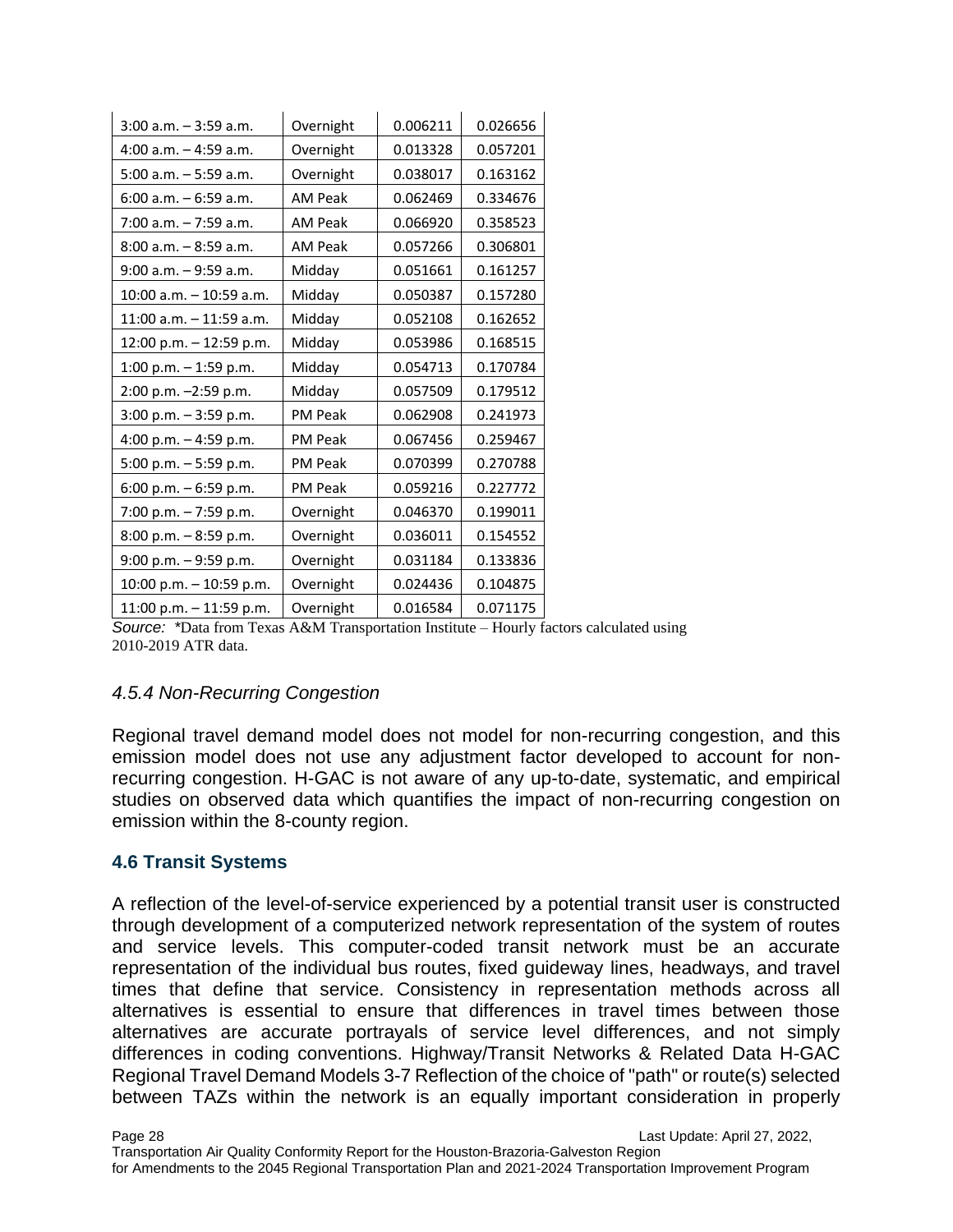| | | | |
|---|---|---|---|
| 3:00 a.m. – 3:59 a.m. | Overnight | 0.006211 | 0.026656 |
| 4:00 a.m. – 4:59 a.m. | Overnight | 0.013328 | 0.057201 |
| 5:00 a.m. – 5:59 a.m. | Overnight | 0.038017 | 0.163162 |
| 6:00 a.m. – 6:59 a.m. | AM Peak | 0.062469 | 0.334676 |
| 7:00 a.m. – 7:59 a.m. | AM Peak | 0.066920 | 0.358523 |
| 8:00 a.m. – 8:59 a.m. | AM Peak | 0.057266 | 0.306801 |
| 9:00 a.m. – 9:59 a.m. | Midday | 0.051661 | 0.161257 |
| 10:00 a.m. – 10:59 a.m. | Midday | 0.050387 | 0.157280 |
| 11:00 a.m. – 11:59 a.m. | Midday | 0.052108 | 0.162652 |
| 12:00 p.m. – 12:59 p.m. | Midday | 0.053986 | 0.168515 |
| 1:00 p.m. – 1:59 p.m. | Midday | 0.054713 | 0.170784 |
| 2:00 p.m. –2:59 p.m. | Midday | 0.057509 | 0.179512 |
| 3:00 p.m. – 3:59 p.m. | PM Peak | 0.062908 | 0.241973 |
| 4:00 p.m. – 4:59 p.m. | PM Peak | 0.067456 | 0.259467 |
| 5:00 p.m. – 5:59 p.m. | PM Peak | 0.070399 | 0.270788 |
| 6:00 p.m. – 6:59 p.m. | PM Peak | 0.059216 | 0.227772 |
| 7:00 p.m. – 7:59 p.m. | Overnight | 0.046370 | 0.199011 |
| 8:00 p.m. – 8:59 p.m. | Overnight | 0.036011 | 0.154552 |
| 9:00 p.m. – 9:59 p.m. | Overnight | 0.031184 | 0.133836 |
| 10:00 p.m. – 10:59 p.m. | Overnight | 0.024436 | 0.104875 |
| 11:00 p.m. – 11:59 p.m. | Overnight | 0.016584 | 0.071175 |

*Source:* *Data from Texas A&M Transportation Institute – Hourly factors calculated using 2010-2019 ATR data.

### *4.5.4 Non-Recurring Congestion*

Regional travel demand model does not model for non-recurring congestion, and this emission model does not use any adjustment factor developed to account for non-recurring congestion. H-GAC is not aware of any up-to-date, systematic, and empirical studies on observed data which quantifies the impact of non-recurring congestion on emission within the 8-county region.

## 4.6 Transit Systems

A reflection of the level-of-service experienced by a potential transit user is constructed through development of a computerized network representation of the system of routes and service levels. This computer-coded transit network must be an accurate representation of the individual bus routes, fixed guideway lines, headways, and travel times that define that service. Consistency in representation methods across all alternatives is essential to ensure that differences in travel times between those alternatives are accurate portrayals of service level differences, and not simply differences in coding conventions. Highway/Transit Networks & Related Data H-GAC Regional Travel Demand Models 3-7 Reflection of the choice of "path" or route(s) selected between TAZs within the network is an equally important consideration in properly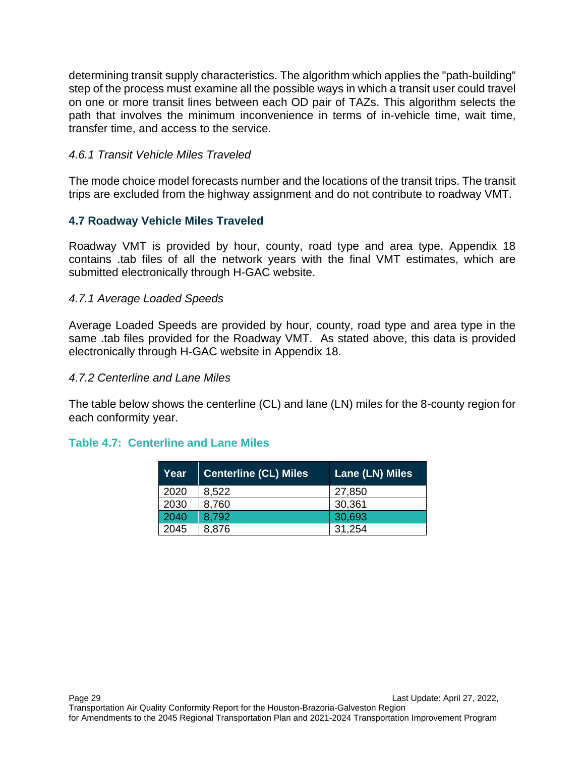determining transit supply characteristics. The algorithm which applies the "path-building" step of the process must examine all the possible ways in which a transit user could travel on one or more transit lines between each OD pair of TAZs. This algorithm selects the path that involves the minimum inconvenience in terms of in-vehicle time, wait time, transfer time, and access to the service.

### *4.6.1 Transit Vehicle Miles Traveled*

The mode choice model forecasts number and the locations of the transit trips. The transit trips are excluded from the highway assignment and do not contribute to roadway VMT.

## 4.7 Roadway Vehicle Miles Traveled

Roadway VMT is provided by hour, county, road type and area type. Appendix 18 contains .tab files of all the network years with the final VMT estimates, which are submitted electronically through H-GAC website.

### *4.7.1 Average Loaded Speeds*

Average Loaded Speeds are provided by hour, county, road type and area type in the same .tab files provided for the Roadway VMT. As stated above, this data is provided electronically through H-GAC website in Appendix 18.

### *4.7.2 Centerline and Lane Miles*

The table below shows the centerline (CL) and lane (LN) miles for the 8-county region for each conformity year.

**Table 4.7: Centerline and Lane Miles**

| Year | Centerline (CL) Miles | Lane (LN) Miles |
|---|---|---|
| 2020 | 8,522 | 27,850 |
| 2030 | 8,760 | 30,361 |
| 2040 | 8,792 | 30,693 |
| 2045 | 8,876 | 31,254 |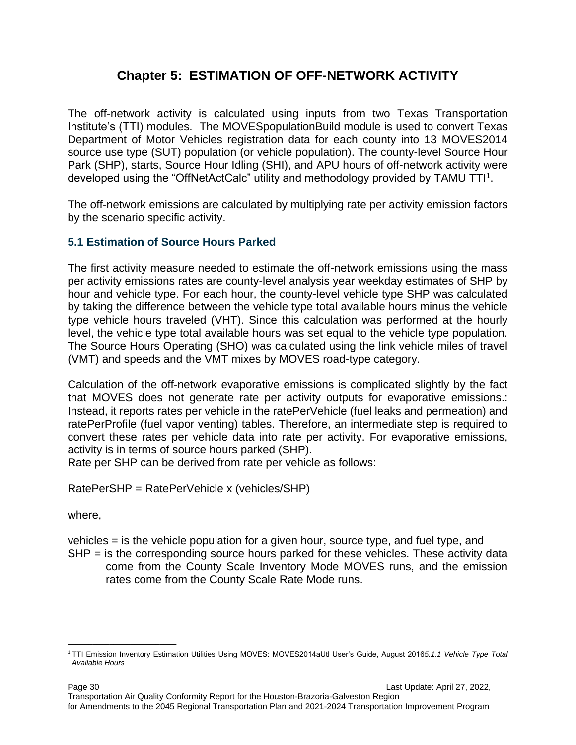# Chapter 5: ESTIMATION OF OFF-NETWORK ACTIVITY

The off-network activity is calculated using inputs from two Texas Transportation Institute's (TTI) modules. The MOVESpopulationBuild module is used to convert Texas Department of Motor Vehicles registration data for each county into 13 MOVES2014 source use type (SUT) population (or vehicle population). The county-level Source Hour Park (SHP), starts, Source Hour Idling (SHI), and APU hours of off-network activity were developed using the "OffNetActCalc" utility and methodology provided by TAMU TTI[1].

The off-network emissions are calculated by multiplying rate per activity emission factors by the scenario specific activity.

## 5.1 Estimation of Source Hours Parked

The first activity measure needed to estimate the off-network emissions using the mass per activity emissions rates are county-level analysis year weekday estimates of SHP by hour and vehicle type. For each hour, the county-level vehicle type SHP was calculated by taking the difference between the vehicle type total available hours minus the vehicle type vehicle hours traveled (VHT). Since this calculation was performed at the hourly level, the vehicle type total available hours was set equal to the vehicle type population. The Source Hours Operating (SHO) was calculated using the link vehicle miles of travel (VMT) and speeds and the VMT mixes by MOVES road-type category.

Calculation of the off-network evaporative emissions is complicated slightly by the fact that MOVES does not generate rate per activity outputs for evaporative emissions.: Instead, it reports rates per vehicle in the ratePerVehicle (fuel leaks and permeation) and ratePerProfile (fuel vapor venting) tables. Therefore, an intermediate step is required to convert these rates per vehicle data into rate per activity. For evaporative emissions, activity is in terms of source hours parked (SHP).
Rate per SHP can be derived from rate per vehicle as follows:

RatePerSHP = RatePerVehicle x (vehicles/SHP)

where,

vehicles = is the vehicle population for a given hour, source type, and fuel type, and
SHP = is the corresponding source hours parked for these vehicles. These activity data come from the County Scale Inventory Mode MOVES runs, and the emission rates come from the County Scale Rate Mode runs.

---

[1] TTI Emission Inventory Estimation Utilities Using MOVES: MOVES2014aUtl User's Guide, August 2016*5.1.1 Vehicle Type Total Available Hours*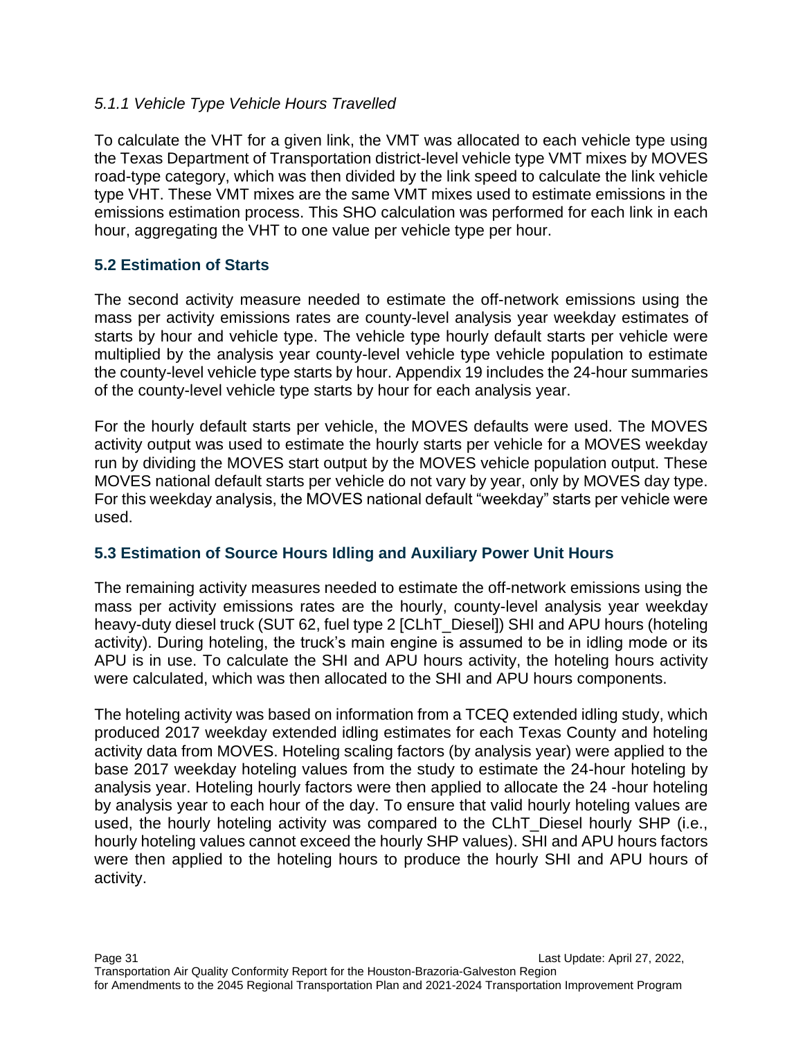*5.1.1 Vehicle Type Vehicle Hours Travelled*

To calculate the VHT for a given link, the VMT was allocated to each vehicle type using the Texas Department of Transportation district-level vehicle type VMT mixes by MOVES road-type category, which was then divided by the link speed to calculate the link vehicle type VHT. These VMT mixes are the same VMT mixes used to estimate emissions in the emissions estimation process. This SHO calculation was performed for each link in each hour, aggregating the VHT to one value per vehicle type per hour.

### 5.2 Estimation of Starts

The second activity measure needed to estimate the off-network emissions using the mass per activity emissions rates are county-level analysis year weekday estimates of starts by hour and vehicle type. The vehicle type hourly default starts per vehicle were multiplied by the analysis year county-level vehicle type vehicle population to estimate the county-level vehicle type starts by hour. Appendix 19 includes the 24-hour summaries of the county-level vehicle type starts by hour for each analysis year.

For the hourly default starts per vehicle, the MOVES defaults were used. The MOVES activity output was used to estimate the hourly starts per vehicle for a MOVES weekday run by dividing the MOVES start output by the MOVES vehicle population output. These MOVES national default starts per vehicle do not vary by year, only by MOVES day type. For this weekday analysis, the MOVES national default "weekday" starts per vehicle were used.

### 5.3 Estimation of Source Hours Idling and Auxiliary Power Unit Hours

The remaining activity measures needed to estimate the off-network emissions using the mass per activity emissions rates are the hourly, county-level analysis year weekday heavy-duty diesel truck (SUT 62, fuel type 2 [CLhT_Diesel]) SHI and APU hours (hoteling activity). During hoteling, the truck's main engine is assumed to be in idling mode or its APU is in use. To calculate the SHI and APU hours activity, the hoteling hours activity were calculated, which was then allocated to the SHI and APU hours components.

The hoteling activity was based on information from a TCEQ extended idling study, which produced 2017 weekday extended idling estimates for each Texas County and hoteling activity data from MOVES. Hoteling scaling factors (by analysis year) were applied to the base 2017 weekday hoteling values from the study to estimate the 24-hour hoteling by analysis year. Hoteling hourly factors were then applied to allocate the 24 -hour hoteling by analysis year to each hour of the day. To ensure that valid hourly hoteling values are used, the hourly hoteling activity was compared to the CLhT_Diesel hourly SHP (i.e., hourly hoteling values cannot exceed the hourly SHP values). SHI and APU hours factors were then applied to the hoteling hours to produce the hourly SHI and APU hours of activity.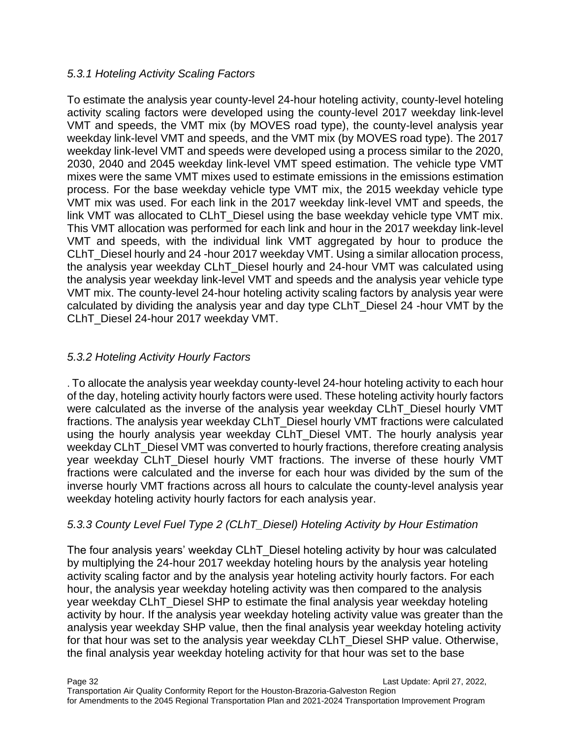### *5.3.1 Hoteling Activity Scaling Factors*

To estimate the analysis year county-level 24-hour hoteling activity, county-level hoteling activity scaling factors were developed using the county-level 2017 weekday link-level VMT and speeds, the VMT mix (by MOVES road type), the county-level analysis year weekday link-level VMT and speeds, and the VMT mix (by MOVES road type). The 2017 weekday link-level VMT and speeds were developed using a process similar to the 2020, 2030, 2040 and 2045 weekday link-level VMT speed estimation. The vehicle type VMT mixes were the same VMT mixes used to estimate emissions in the emissions estimation process. For the base weekday vehicle type VMT mix, the 2015 weekday vehicle type VMT mix was used. For each link in the 2017 weekday link-level VMT and speeds, the link VMT was allocated to CLhT_Diesel using the base weekday vehicle type VMT mix. This VMT allocation was performed for each link and hour in the 2017 weekday link-level VMT and speeds, with the individual link VMT aggregated by hour to produce the CLhT_Diesel hourly and 24 -hour 2017 weekday VMT. Using a similar allocation process, the analysis year weekday CLhT_Diesel hourly and 24-hour VMT was calculated using the analysis year weekday link-level VMT and speeds and the analysis year vehicle type VMT mix. The county-level 24-hour hoteling activity scaling factors by analysis year were calculated by dividing the analysis year and day type CLhT_Diesel 24 -hour VMT by the CLhT_Diesel 24-hour 2017 weekday VMT.

### *5.3.2 Hoteling Activity Hourly Factors*

. To allocate the analysis year weekday county-level 24-hour hoteling activity to each hour of the day, hoteling activity hourly factors were used. These hoteling activity hourly factors were calculated as the inverse of the analysis year weekday CLhT_Diesel hourly VMT fractions. The analysis year weekday CLhT_Diesel hourly VMT fractions were calculated using the hourly analysis year weekday CLhT_Diesel VMT. The hourly analysis year weekday CLhT_Diesel VMT was converted to hourly fractions, therefore creating analysis year weekday CLhT_Diesel hourly VMT fractions. The inverse of these hourly VMT fractions were calculated and the inverse for each hour was divided by the sum of the inverse hourly VMT fractions across all hours to calculate the county-level analysis year weekday hoteling activity hourly factors for each analysis year.

### *5.3.3 County Level Fuel Type 2 (CLhT_Diesel) Hoteling Activity by Hour Estimation*

The four analysis years' weekday CLhT_Diesel hoteling activity by hour was calculated by multiplying the 24-hour 2017 weekday hoteling hours by the analysis year hoteling activity scaling factor and by the analysis year hoteling activity hourly factors. For each hour, the analysis year weekday hoteling activity was then compared to the analysis year weekday CLhT_Diesel SHP to estimate the final analysis year weekday hoteling activity by hour. If the analysis year weekday hoteling activity value was greater than the analysis year weekday SHP value, then the final analysis year weekday hoteling activity for that hour was set to the analysis year weekday CLhT_Diesel SHP value. Otherwise, the final analysis year weekday hoteling activity for that hour was set to the base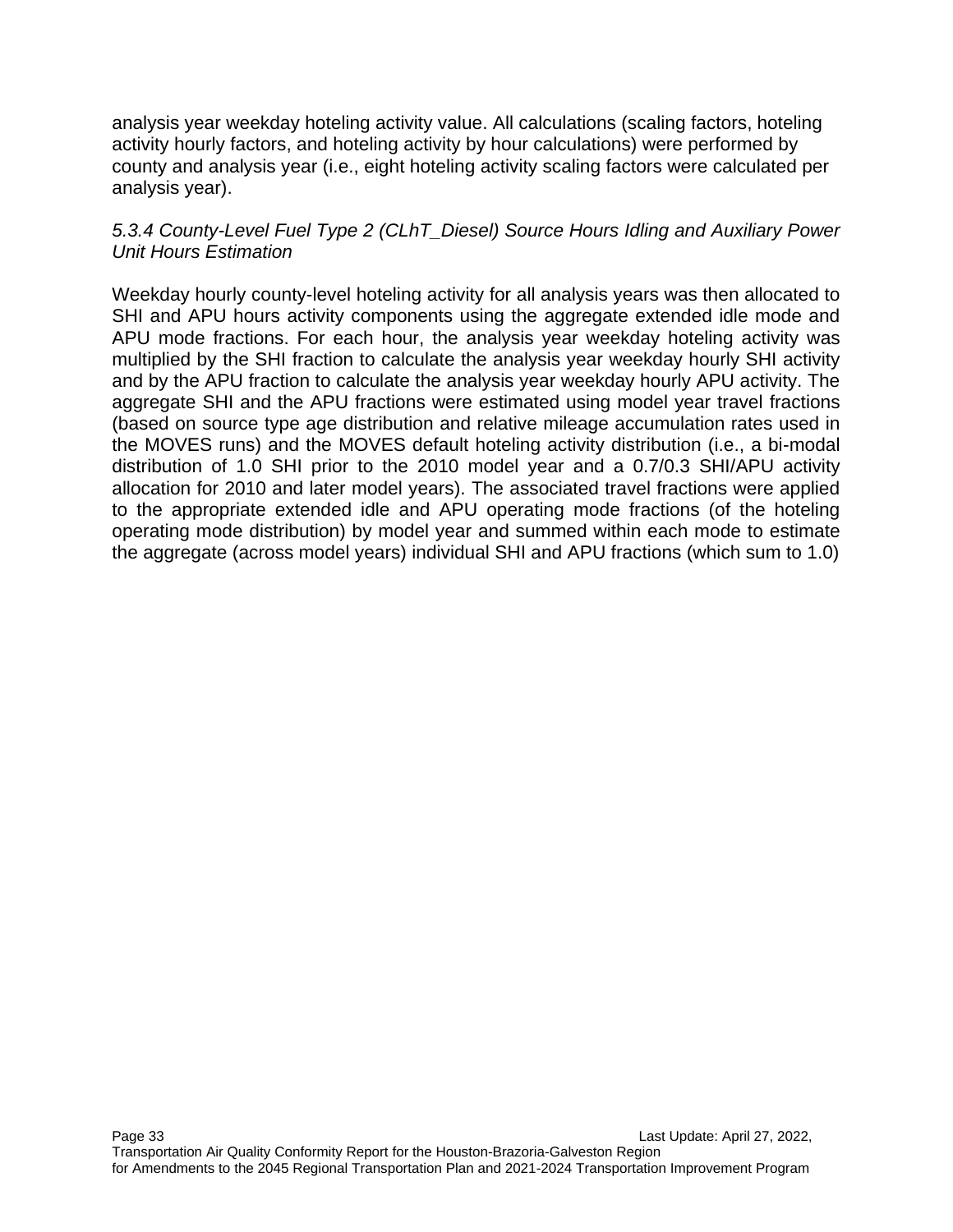analysis year weekday hoteling activity value. All calculations (scaling factors, hoteling activity hourly factors, and hoteling activity by hour calculations) were performed by county and analysis year (i.e., eight hoteling activity scaling factors were calculated per analysis year).

#### *5.3.4 County-Level Fuel Type 2 (CLhT_Diesel) Source Hours Idling and Auxiliary Power Unit Hours Estimation*

Weekday hourly county-level hoteling activity for all analysis years was then allocated to SHI and APU hours activity components using the aggregate extended idle mode and APU mode fractions. For each hour, the analysis year weekday hoteling activity was multiplied by the SHI fraction to calculate the analysis year weekday hourly SHI activity and by the APU fraction to calculate the analysis year weekday hourly APU activity. The aggregate SHI and the APU fractions were estimated using model year travel fractions (based on source type age distribution and relative mileage accumulation rates used in the MOVES runs) and the MOVES default hoteling activity distribution (i.e., a bi-modal distribution of 1.0 SHI prior to the 2010 model year and a 0.7/0.3 SHI/APU activity allocation for 2010 and later model years). The associated travel fractions were applied to the appropriate extended idle and APU operating mode fractions (of the hoteling operating mode distribution) by model year and summed within each mode to estimate the aggregate (across model years) individual SHI and APU fractions (which sum to 1.0)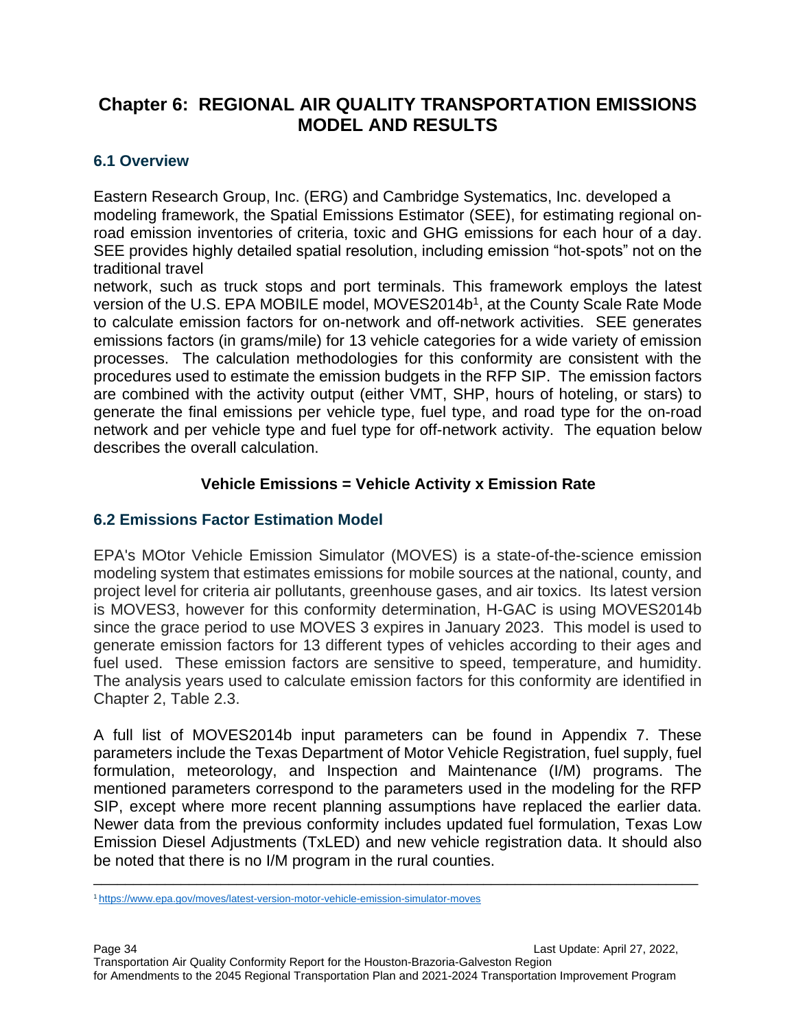# Chapter 6: REGIONAL AIR QUALITY TRANSPORTATION EMISSIONS MODEL AND RESULTS

## 6.1 Overview

Eastern Research Group, Inc. (ERG) and Cambridge Systematics, Inc. developed a modeling framework, the Spatial Emissions Estimator (SEE), for estimating regional on-road emission inventories of criteria, toxic and GHG emissions for each hour of a day. SEE provides highly detailed spatial resolution, including emission "hot-spots" not on the traditional travel network, such as truck stops and port terminals. This framework employs the latest version of the U.S. EPA MOBILE model, MOVES2014b[1], at the County Scale Rate Mode to calculate emission factors for on-network and off-network activities. SEE generates emissions factors (in grams/mile) for 13 vehicle categories for a wide variety of emission processes. The calculation methodologies for this conformity are consistent with the procedures used to estimate the emission budgets in the RFP SIP. The emission factors are combined with the activity output (either VMT, SHP, hours of hoteling, or stars) to generate the final emissions per vehicle type, fuel type, and road type for the on-road network and per vehicle type and fuel type for off-network activity. The equation below describes the overall calculation.

**Vehicle Emissions = Vehicle Activity x Emission Rate**

## 6.2 Emissions Factor Estimation Model

EPA's MOtor Vehicle Emission Simulator (MOVES) is a state-of-the-science emission modeling system that estimates emissions for mobile sources at the national, county, and project level for criteria air pollutants, greenhouse gases, and air toxics. Its latest version is MOVES3, however for this conformity determination, H-GAC is using MOVES2014b since the grace period to use MOVES 3 expires in January 2023. This model is used to generate emission factors for 13 different types of vehicles according to their ages and fuel used. These emission factors are sensitive to speed, temperature, and humidity. The analysis years used to calculate emission factors for this conformity are identified in Chapter 2, Table 2.3.

A full list of MOVES2014b input parameters can be found in Appendix 7. These parameters include the Texas Department of Motor Vehicle Registration, fuel supply, fuel formulation, meteorology, and Inspection and Maintenance (I/M) programs. The mentioned parameters correspond to the parameters used in the modeling for the RFP SIP, except where more recent planning assumptions have replaced the earlier data. Newer data from the previous conformity includes updated fuel formulation, Texas Low Emission Diesel Adjustments (TxLED) and new vehicle registration data. It should also be noted that there is no I/M program in the rural counties.

---

[1] https://www.epa.gov/moves/latest-version-motor-vehicle-emission-simulator-moves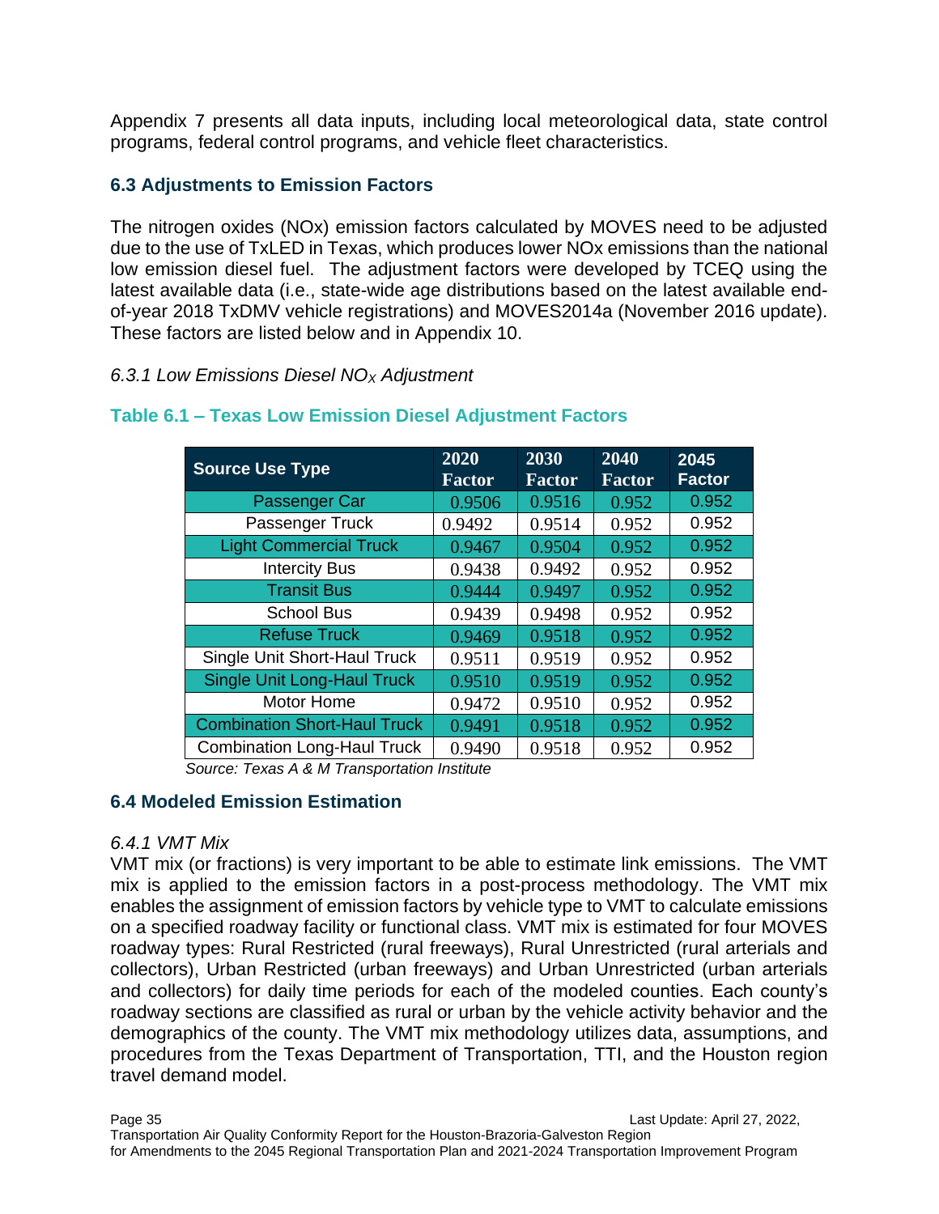Appendix 7 presents all data inputs, including local meteorological data, state control programs, federal control programs, and vehicle fleet characteristics.

### 6.3 Adjustments to Emission Factors

The nitrogen oxides (NOx) emission factors calculated by MOVES need to be adjusted due to the use of TxLED in Texas, which produces lower NOx emissions than the national low emission diesel fuel. The adjustment factors were developed by TCEQ using the latest available data (i.e., state-wide age distributions based on the latest available end-of-year 2018 TxDMV vehicle registrations) and MOVES2014a (November 2016 update). These factors are listed below and in Appendix 10.

*6.3.1 Low Emissions Diesel $NO_X$ Adjustment*

**Table 6.1 – Texas Low Emission Diesel Adjustment Factors**

| Source Use Type | 2020 Factor | 2030 Factor | 2040 Factor | 2045 Factor |
|---|---|---|---|---|
| Passenger Car | 0.9506 | 0.9516 | 0.952 | 0.952 |
| Passenger Truck | 0.9492 | 0.9514 | 0.952 | 0.952 |
| Light Commercial Truck | 0.9467 | 0.9504 | 0.952 | 0.952 |
| Intercity Bus | 0.9438 | 0.9492 | 0.952 | 0.952 |
| Transit Bus | 0.9444 | 0.9497 | 0.952 | 0.952 |
| School Bus | 0.9439 | 0.9498 | 0.952 | 0.952 |
| Refuse Truck | 0.9469 | 0.9518 | 0.952 | 0.952 |
| Single Unit Short-Haul Truck | 0.9511 | 0.9519 | 0.952 | 0.952 |
| Single Unit Long-Haul Truck | 0.9510 | 0.9519 | 0.952 | 0.952 |
| Motor Home | 0.9472 | 0.9510 | 0.952 | 0.952 |
| Combination Short-Haul Truck | 0.9491 | 0.9518 | 0.952 | 0.952 |
| Combination Long-Haul Truck | 0.9490 | 0.9518 | 0.952 | 0.952 |

*Source: Texas A & M Transportation Institute*

### 6.4 Modeled Emission Estimation

*6.4.1 VMT Mix*

VMT mix (or fractions) is very important to be able to estimate link emissions. The VMT mix is applied to the emission factors in a post-process methodology. The VMT mix enables the assignment of emission factors by vehicle type to VMT to calculate emissions on a specified roadway facility or functional class. VMT mix is estimated for four MOVES roadway types: Rural Restricted (rural freeways), Rural Unrestricted (rural arterials and collectors), Urban Restricted (urban freeways) and Urban Unrestricted (urban arterials and collectors) for daily time periods for each of the modeled counties. Each county's roadway sections are classified as rural or urban by the vehicle activity behavior and the demographics of the county. The VMT mix methodology utilizes data, assumptions, and procedures from the Texas Department of Transportation, TTI, and the Houston region travel demand model.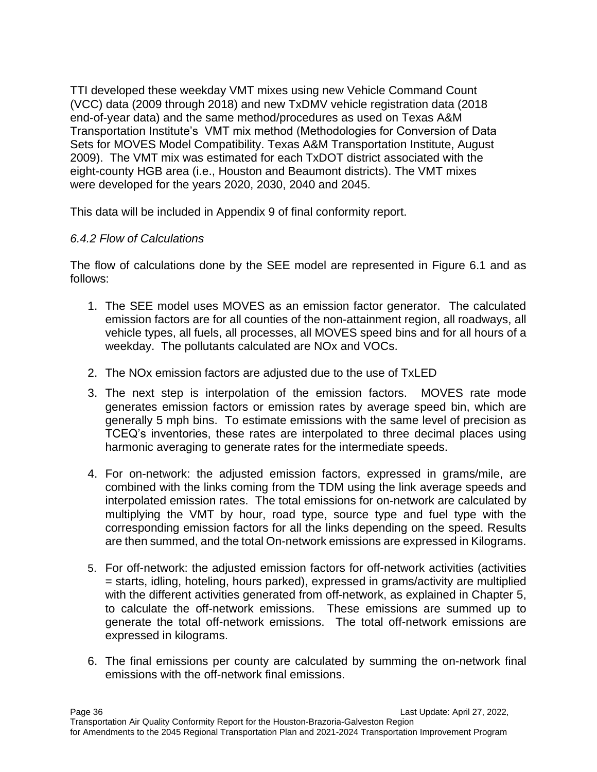TTI developed these weekday VMT mixes using new Vehicle Command Count (VCC) data (2009 through 2018) and new TxDMV vehicle registration data (2018 end-of-year data) and the same method/procedures as used on Texas A&M Transportation Institute's VMT mix method (Methodologies for Conversion of Data Sets for MOVES Model Compatibility. Texas A&M Transportation Institute, August 2009). The VMT mix was estimated for each TxDOT district associated with the eight-county HGB area (i.e., Houston and Beaumont districts). The VMT mixes were developed for the years 2020, 2030, 2040 and 2045.

This data will be included in Appendix 9 of final conformity report.

*6.4.2 Flow of Calculations*

The flow of calculations done by the SEE model are represented in Figure 6.1 and as follows:

1. The SEE model uses MOVES as an emission factor generator. The calculated emission factors are for all counties of the non-attainment region, all roadways, all vehicle types, all fuels, all processes, all MOVES speed bins and for all hours of a weekday. The pollutants calculated are NOx and VOCs.
2. The NOx emission factors are adjusted due to the use of TxLED
3. The next step is interpolation of the emission factors. MOVES rate mode generates emission factors or emission rates by average speed bin, which are generally 5 mph bins. To estimate emissions with the same level of precision as TCEQ's inventories, these rates are interpolated to three decimal places using harmonic averaging to generate rates for the intermediate speeds.
4. For on-network: the adjusted emission factors, expressed in grams/mile, are combined with the links coming from the TDM using the link average speeds and interpolated emission rates. The total emissions for on-network are calculated by multiplying the VMT by hour, road type, source type and fuel type with the corresponding emission factors for all the links depending on the speed. Results are then summed, and the total On-network emissions are expressed in Kilograms.
5. For off-network: the adjusted emission factors for off-network activities (activities = starts, idling, hoteling, hours parked), expressed in grams/activity are multiplied with the different activities generated from off-network, as explained in Chapter 5, to calculate the off-network emissions. These emissions are summed up to generate the total off-network emissions. The total off-network emissions are expressed in kilograms.
6. The final emissions per county are calculated by summing the on-network final emissions with the off-network final emissions.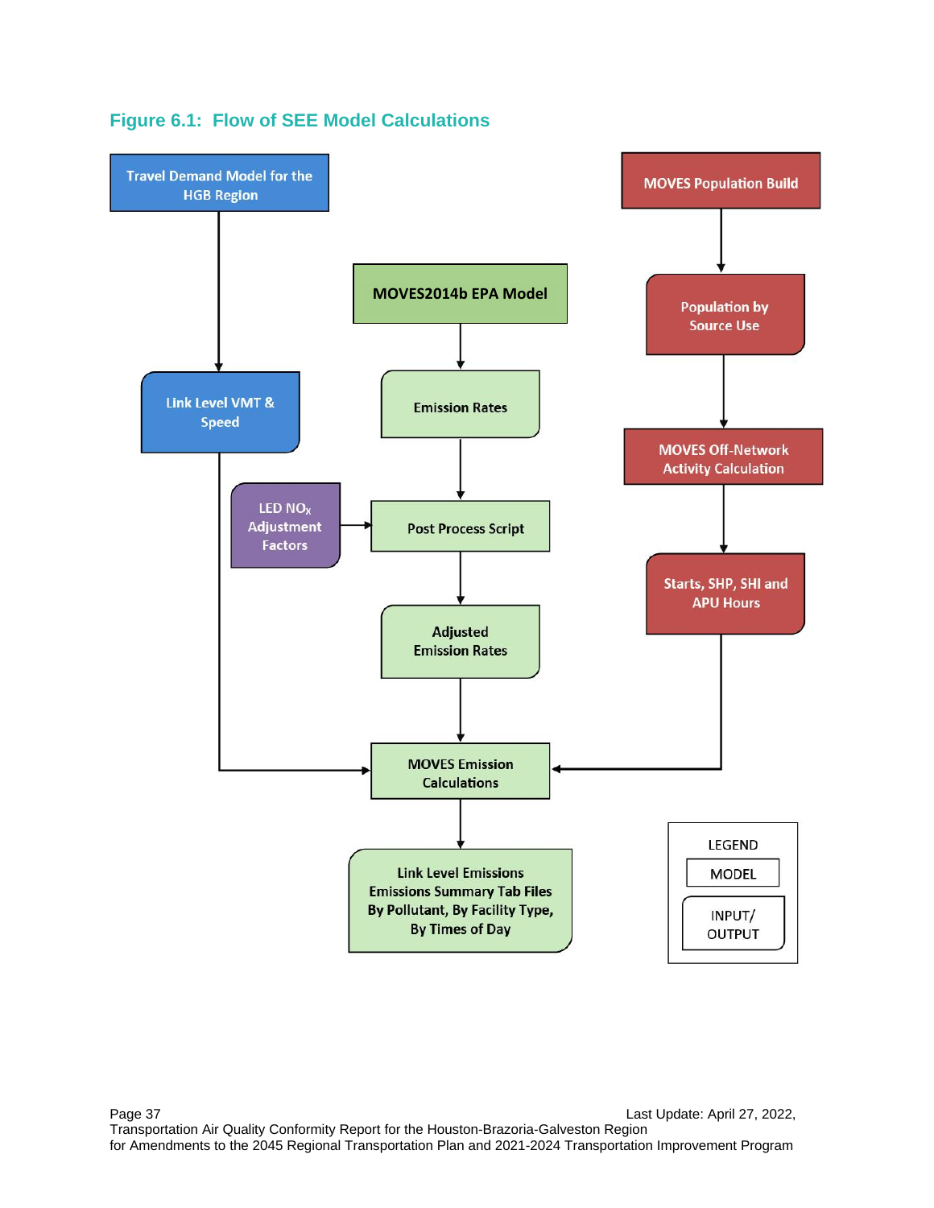### Figure 6.1: Flow of SEE Model Calculations

Travel Demand Model for the HGB Region

Link Level VMT & Speed

MOVES2014b EPA Model

Emission Rates

LED $NO_X$ Adjustment Factors

Post Process Script

Adjusted Emission Rates

MOVES Population Build

Population by Source Use

MOVES Off-Network Activity Calculation

Starts, SHP, SHI and APU Hours

MOVES Emission Calculations

Link Level Emissions
Emissions Summary Tab Files
By Pollutant, By Facility Type,
By Times of Day

LEGEND

MODEL

INPUT/ OUTPUT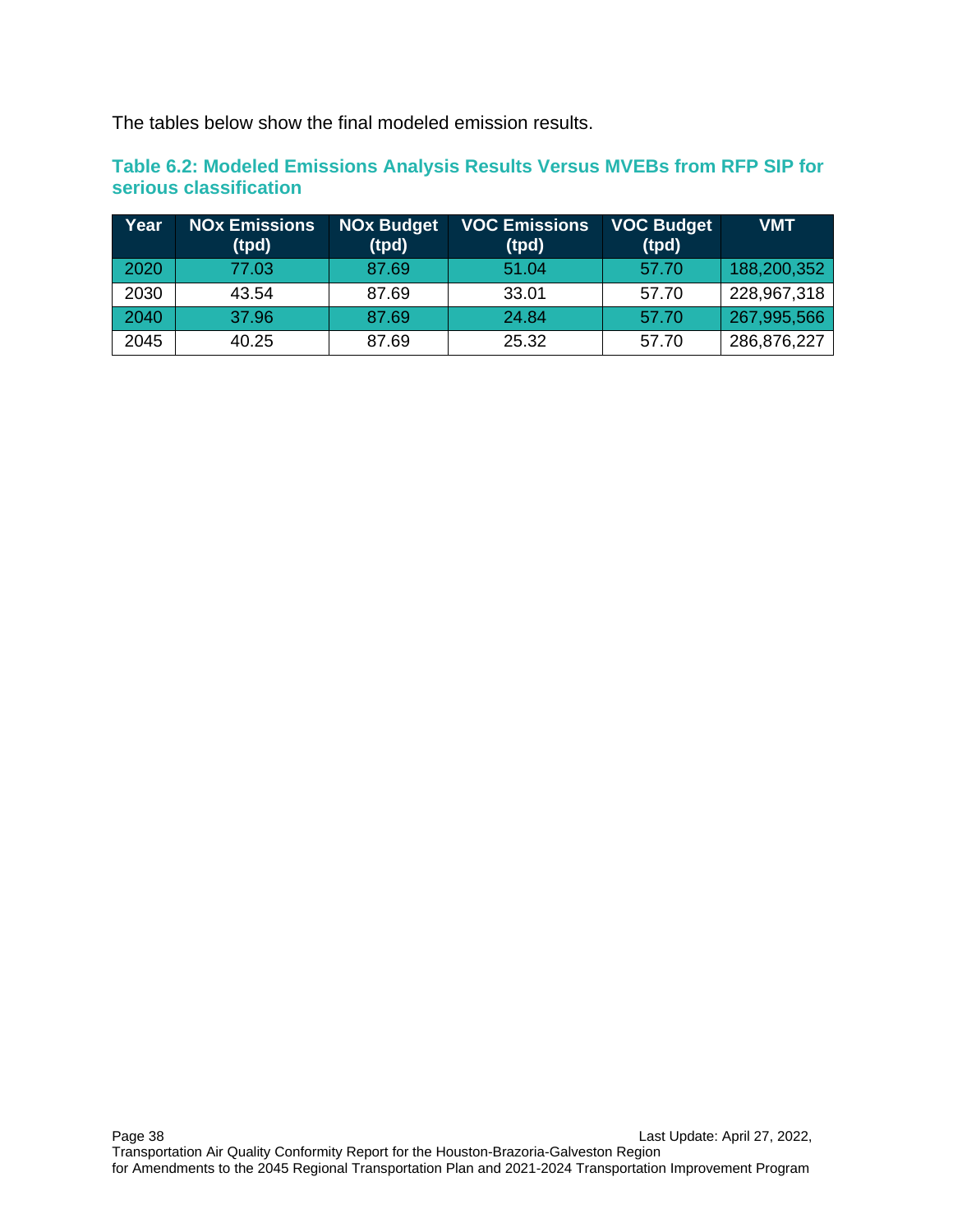The tables below show the final modeled emission results.

### Table 6.2: Modeled Emissions Analysis Results Versus MVEBs from RFP SIP for serious classification

| Year | NOx Emissions (tpd) | NOx Budget (tpd) | VOC Emissions (tpd) | VOC Budget (tpd) | VMT |
|---|---|---|---|---|---|
| 2020 | 77.03 | 87.69 | 51.04 | 57.70 | 188,200,352 |
| 2030 | 43.54 | 87.69 | 33.01 | 57.70 | 228,967,318 |
| 2040 | 37.96 | 87.69 | 24.84 | 57.70 | 267,995,566 |
| 2045 | 40.25 | 87.69 | 25.32 | 57.70 | 286,876,227 |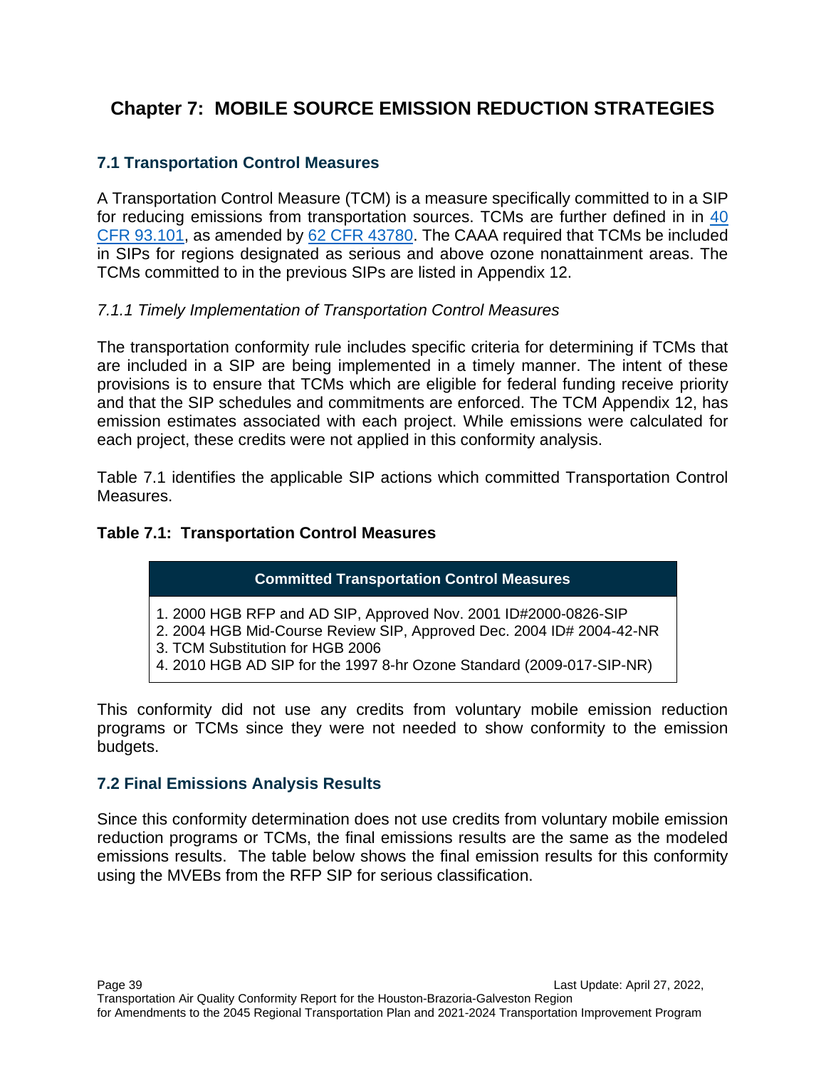# Chapter 7: MOBILE SOURCE EMISSION REDUCTION STRATEGIES

## 7.1 Transportation Control Measures

A Transportation Control Measure (TCM) is a measure specifically committed to in a SIP for reducing emissions from transportation sources. TCMs are further defined in in [40 CFR 93.101](), as amended by [62 CFR 43780](). The CAAA required that TCMs be included in SIPs for regions designated as serious and above ozone nonattainment areas. The TCMs committed to in the previous SIPs are listed in Appendix 12.

### *7.1.1 Timely Implementation of Transportation Control Measures*

The transportation conformity rule includes specific criteria for determining if TCMs that are included in a SIP are being implemented in a timely manner. The intent of these provisions is to ensure that TCMs which are eligible for federal funding receive priority and that the SIP schedules and commitments are enforced. The TCM Appendix 12, has emission estimates associated with each project. While emissions were calculated for each project, these credits were not applied in this conformity analysis.

Table 7.1 identifies the applicable SIP actions which committed Transportation Control Measures.

**Table 7.1: Transportation Control Measures**

| Committed Transportation Control Measures |
|---|
| 1. 2000 HGB RFP and AD SIP, Approved Nov. 2001 ID#2000-0826-SIP<br>2. 2004 HGB Mid-Course Review SIP, Approved Dec. 2004 ID# 2004-42-NR<br>3. TCM Substitution for HGB 2006<br>4. 2010 HGB AD SIP for the 1997 8-hr Ozone Standard (2009-017-SIP-NR) |

This conformity did not use any credits from voluntary mobile emission reduction programs or TCMs since they were not needed to show conformity to the emission budgets.

## 7.2 Final Emissions Analysis Results

Since this conformity determination does not use credits from voluntary mobile emission reduction programs or TCMs, the final emissions results are the same as the modeled emissions results. The table below shows the final emission results for this conformity using the MVEBs from the RFP SIP for serious classification.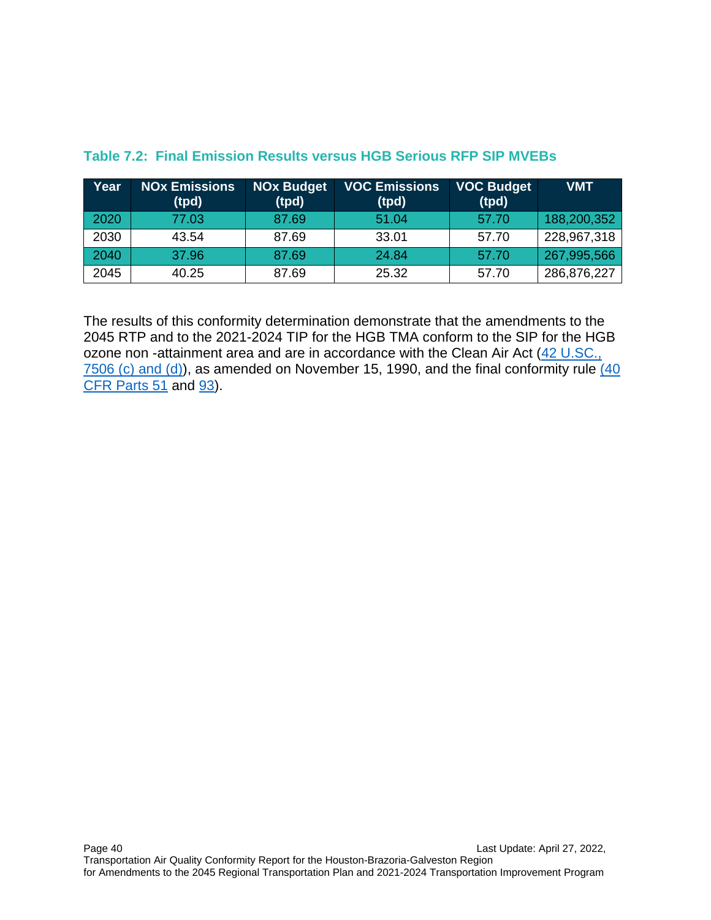### Table 7.2: Final Emission Results versus HGB Serious RFP SIP MVEBs

| Year | NOx Emissions (tpd) | NOx Budget (tpd) | VOC Emissions (tpd) | VOC Budget (tpd) | VMT |
|---|---|---|---|---|---|
| 2020 | 77.03 | 87.69 | 51.04 | 57.70 | 188,200,352 |
| 2030 | 43.54 | 87.69 | 33.01 | 57.70 | 228,967,318 |
| 2040 | 37.96 | 87.69 | 24.84 | 57.70 | 267,995,566 |
| 2045 | 40.25 | 87.69 | 25.32 | 57.70 | 286,876,227 |

The results of this conformity determination demonstrate that the amendments to the 2045 RTP and to the 2021-2024 TIP for the HGB TMA conform to the SIP for the HGB ozone non -attainment area and are in accordance with the Clean Air Act (42 U.SC., 7506 (c) and (d)), as amended on November 15, 1990, and the final conformity rule (40 CFR Parts 51 and 93).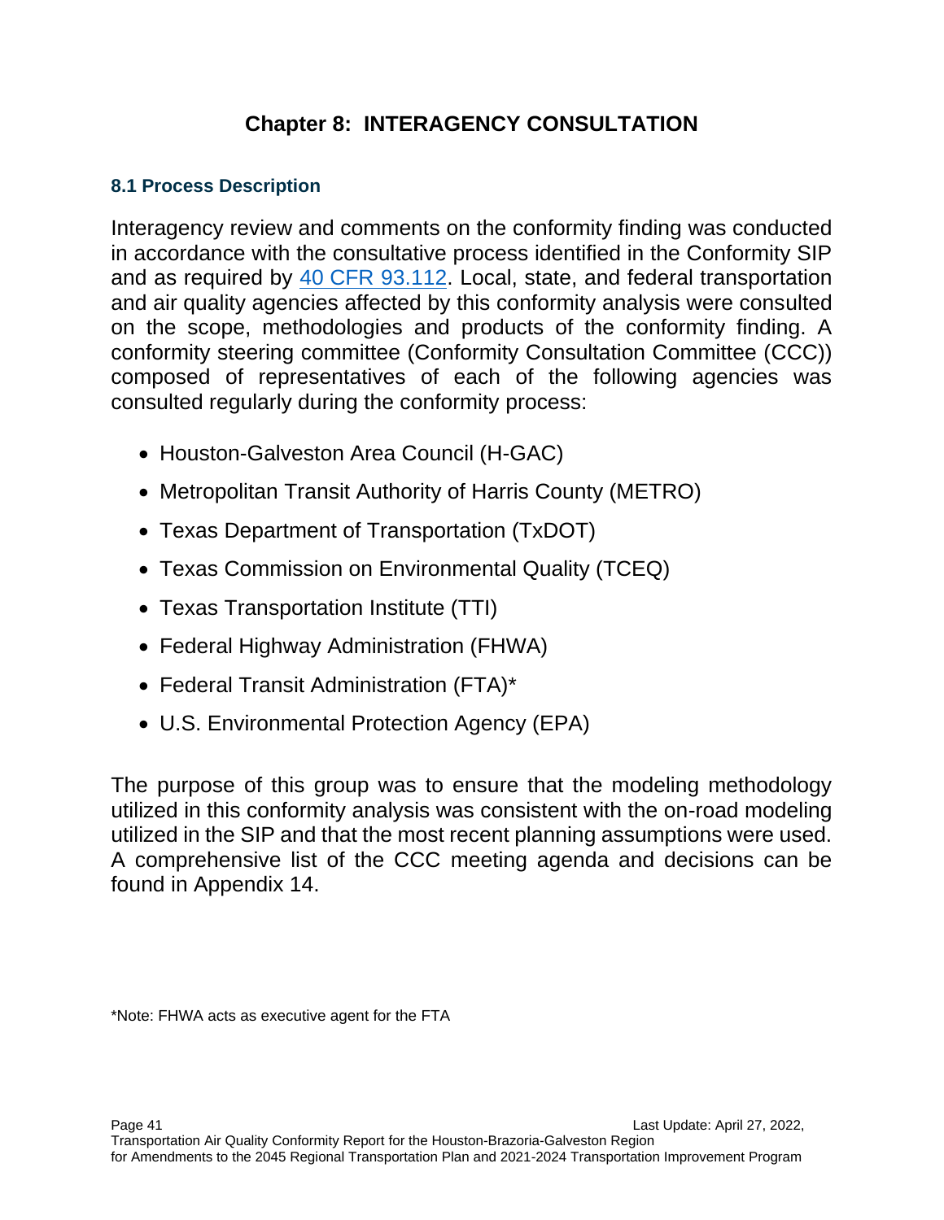# Chapter 8: INTERAGENCY CONSULTATION

## 8.1 Process Description

Interagency review and comments on the conformity finding was conducted in accordance with the consultative process identified in the Conformity SIP and as required by [40 CFR 93.112](). Local, state, and federal transportation and air quality agencies affected by this conformity analysis were consulted on the scope, methodologies and products of the conformity finding. A conformity steering committee (Conformity Consultation Committee (CCC)) composed of representatives of each of the following agencies was consulted regularly during the conformity process:

- Houston-Galveston Area Council (H-GAC)
- Metropolitan Transit Authority of Harris County (METRO)
- Texas Department of Transportation (TxDOT)
- Texas Commission on Environmental Quality (TCEQ)
- Texas Transportation Institute (TTI)
- Federal Highway Administration (FHWA)
- Federal Transit Administration (FTA)*
- U.S. Environmental Protection Agency (EPA)

The purpose of this group was to ensure that the modeling methodology utilized in this conformity analysis was consistent with the on-road modeling utilized in the SIP and that the most recent planning assumptions were used. A comprehensive list of the CCC meeting agenda and decisions can be found in Appendix 14.

*Note: FHWA acts as executive agent for the FTA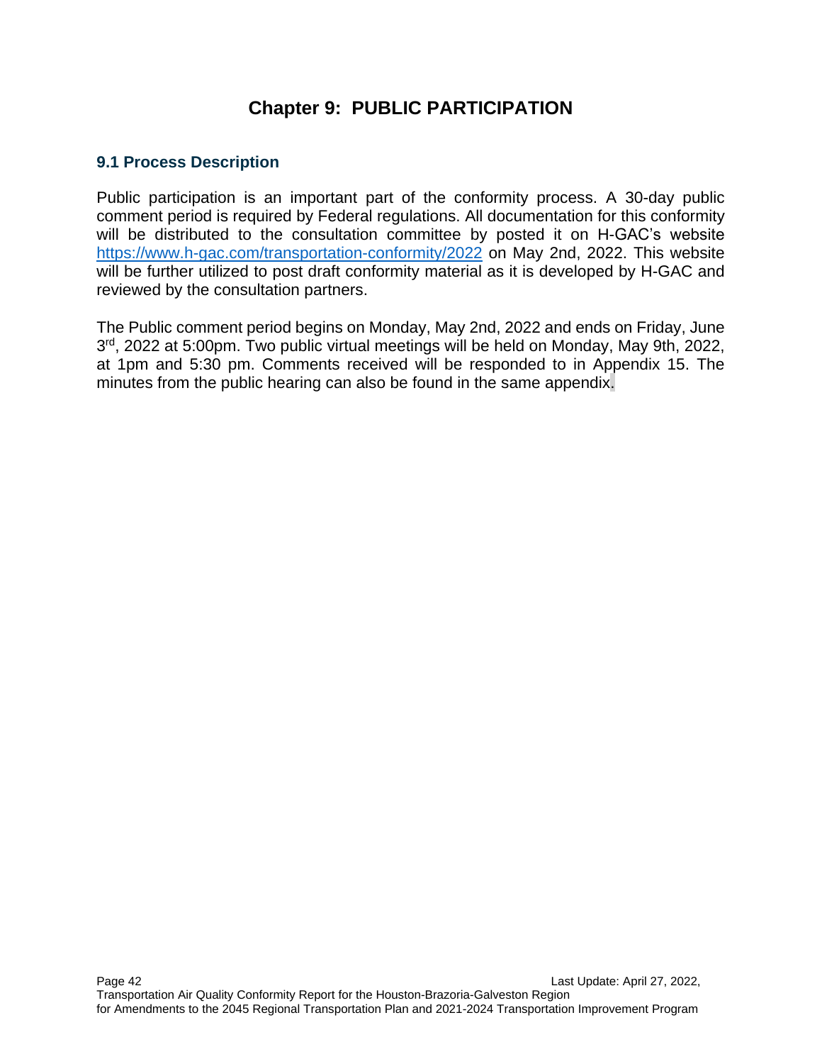# Chapter 9: PUBLIC PARTICIPATION

## 9.1 Process Description

Public participation is an important part of the conformity process. A 30-day public comment period is required by Federal regulations. All documentation for this conformity will be distributed to the consultation committee by posted it on H-GAC's website https://www.h-gac.com/transportation-conformity/2022 on May 2nd, 2022. This website will be further utilized to post draft conformity material as it is developed by H-GAC and reviewed by the consultation partners.

The Public comment period begins on Monday, May 2nd, 2022 and ends on Friday, June 3rd, 2022 at 5:00pm. Two public virtual meetings will be held on Monday, May 9th, 2022, at 1pm and 5:30 pm. Comments received will be responded to in Appendix 15. The minutes from the public hearing can also be found in the same appendix.